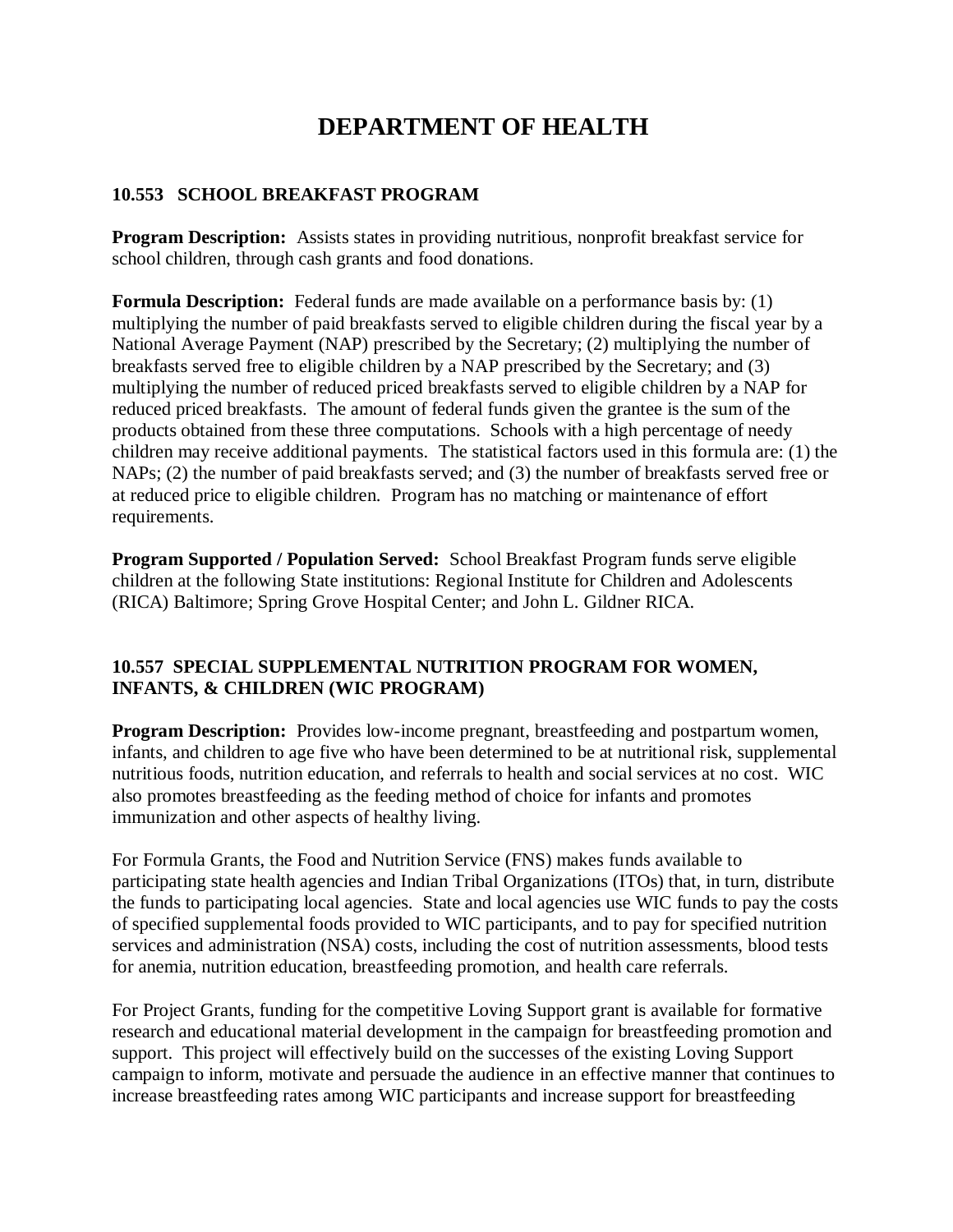# DEPARTMENT OF HEALTH

## 10.553 SCHOOL BREAKFAST PROGRAM

**Program Description:** Assists states in providing nutritious, nonprofit breakfast service for school children, through cash grants and food donations.

**Formula Description:** Federal funds are made available on a performance basis by: (1) multiplying the number of paid breakfasts served to eligible children during the fiscal year by a National Average Payment (NAP) prescribed by the Secretary; (2) multiplying the number of breakfasts served free to eligible children by a NAP prescribed by the Secretary; and (3) multiplying the number of reduced priced breakfasts served to eligible children by a NAP for reduced priced breakfasts. The amount of federal funds given the grantee is the sum of the products obtained from these three computations. Schools with a high percentage of needy children may receive additional payments. The statistical factors used in this formula are: (1) the NAPs; (2) the number of paid breakfasts served; and (3) the number of breakfasts served free or at reduced price to eligible children. Program has no matching or maintenance of effort requirements.

**Program Supported / Population Served:** School Breakfast Program funds serve eligible children at the following State institutions: Regional Institute for Children and Adolescents (RICA) Baltimore; Spring Grove Hospital Center; and John L. Gildner RICA.

## 10.557 SPECIAL SUPPLEMENTAL NUTRITION PROGRAM FOR WOMEN, INFANTS, & CHILDREN (WIC PROGRAM)

**Program Description:** Provides low-income pregnant, breastfeeding and postpartum women, infants, and children to age five who have been determined to be at nutritional risk, supplemental nutritious foods, nutrition education, and referrals to health and social services at no cost. WIC also promotes breastfeeding as the feeding method of choice for infants and promotes immunization and other aspects of healthy living.

For Formula Grants, the Food and Nutrition Service (FNS) makes funds available to participating state health agencies and Indian Tribal Organizations (ITOs) that, in turn, distribute the funds to participating local agencies. State and local agencies use WIC funds to pay the costs of specified supplemental foods provided to WIC participants, and to pay for specified nutrition services and administration (NSA) costs, including the cost of nutrition assessments, blood tests for anemia, nutrition education, breastfeeding promotion, and health care referrals.

For Project Grants, funding for the competitive Loving Support grant is available for formative research and educational material development in the campaign for breastfeeding promotion and support. This project will effectively build on the successes of the existing Loving Support campaign to inform, motivate and persuade the audience in an effective manner that continues to increase breastfeeding rates among WIC participants and increase support for breastfeeding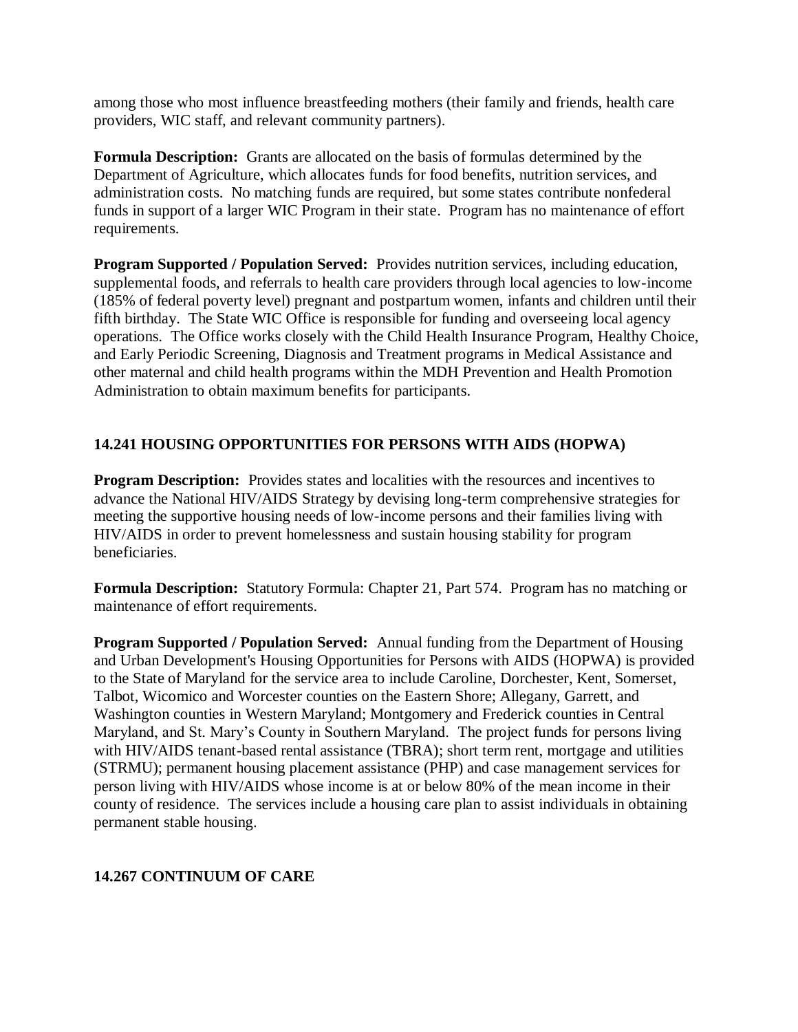among those who most influence breastfeeding mothers (their family and friends, health care providers, WIC staff, and relevant community partners).

**Formula Description:** Grants are allocated on the basis of formulas determined by the Department of Agriculture, which allocates funds for food benefits, nutrition services, and administration costs. No matching funds are required, but some states contribute nonfederal funds in support of a larger WIC Program in their state. Program has no maintenance of effort requirements.

**Program Supported / Population Served:** Provides nutrition services, including education, supplemental foods, and referrals to health care providers through local agencies to low-income (185% of federal poverty level) pregnant and postpartum women, infants and children until their fifth birthday. The State WIC Office is responsible for funding and overseeing local agency operations. The Office works closely with the Child Health Insurance Program, Healthy Choice, and Early Periodic Screening, Diagnosis and Treatment programs in Medical Assistance and other maternal and child health programs within the MDH Prevention and Health Promotion Administration to obtain maximum benefits for participants.

## 14.241 HOUSING OPPORTUNITIES FOR PERSONS WITH AIDS (HOPWA)

**Program Description:** Provides states and localities with the resources and incentives to advance the National HIV/AIDS Strategy by devising long-term comprehensive strategies for meeting the supportive housing needs of low-income persons and their families living with HIV/AIDS in order to prevent homelessness and sustain housing stability for program beneficiaries.

**Formula Description:** Statutory Formula: Chapter 21, Part 574. Program has no matching or maintenance of effort requirements.

**Program Supported / Population Served:** Annual funding from the Department of Housing and Urban Development's Housing Opportunities for Persons with AIDS (HOPWA) is provided to the State of Maryland for the service area to include Caroline, Dorchester, Kent, Somerset, Talbot, Wicomico and Worcester counties on the Eastern Shore; Allegany, Garrett, and Washington counties in Western Maryland; Montgomery and Frederick counties in Central Maryland, and St. Mary's County in Southern Maryland. The project funds for persons living with HIV/AIDS tenant-based rental assistance (TBRA); short term rent, mortgage and utilities (STRMU); permanent housing placement assistance (PHP) and case management services for person living with HIV/AIDS whose income is at or below 80% of the mean income in their county of residence. The services include a housing care plan to assist individuals in obtaining permanent stable housing.

## 14.267 CONTINUUM OF CARE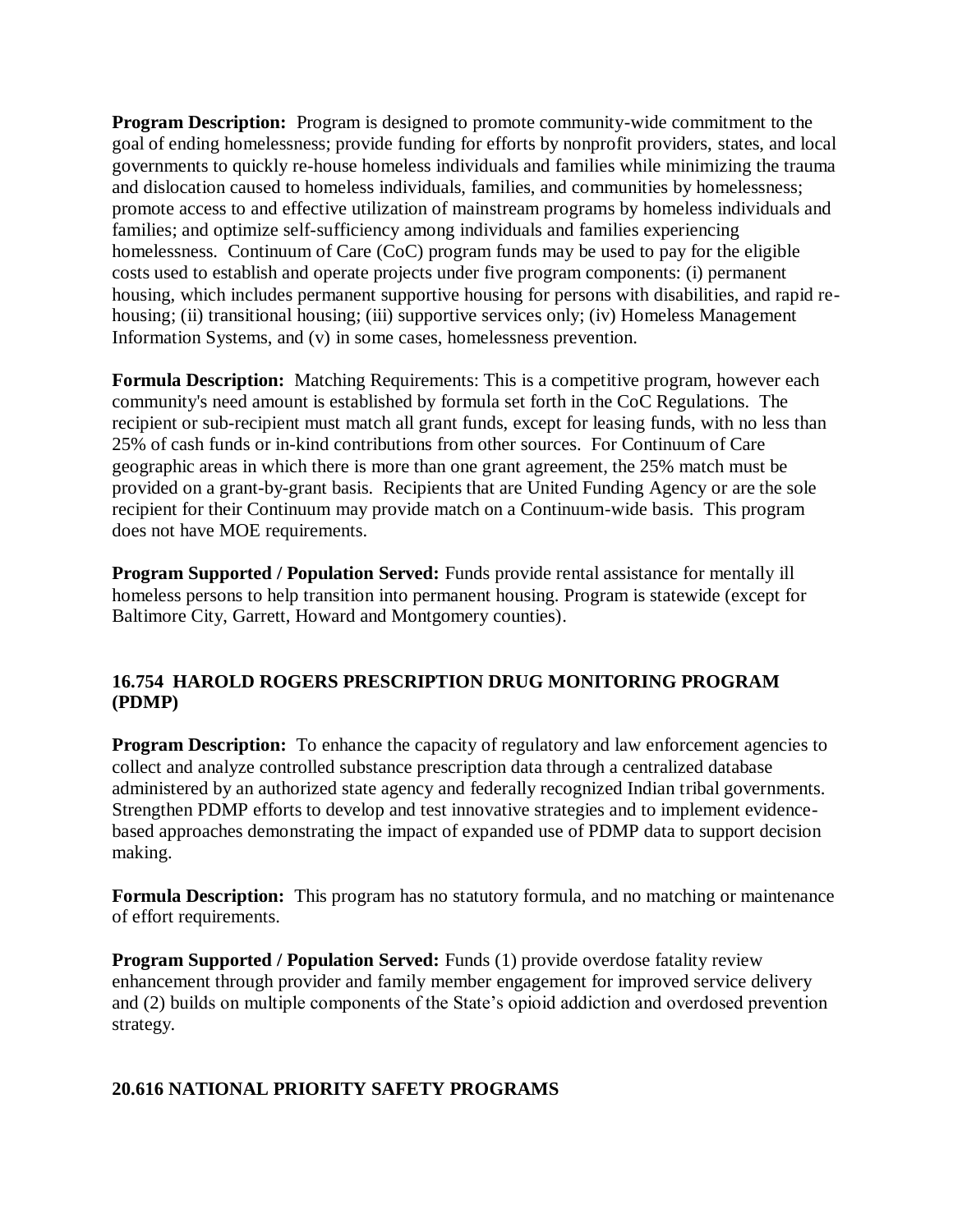**Program Description:** Program is designed to promote community-wide commitment to the goal of ending homelessness; provide funding for efforts by nonprofit providers, states, and local governments to quickly re-house homeless individuals and families while minimizing the trauma and dislocation caused to homeless individuals, families, and communities by homelessness; promote access to and effective utilization of mainstream programs by homeless individuals and families; and optimize self-sufficiency among individuals and families experiencing homelessness. Continuum of Care (CoC) program funds may be used to pay for the eligible costs used to establish and operate projects under five program components: (i) permanent housing, which includes permanent supportive housing for persons with disabilities, and rapid re-housing; (ii) transitional housing; (iii) supportive services only; (iv) Homeless Management Information Systems, and (v) in some cases, homelessness prevention.

**Formula Description:** Matching Requirements: This is a competitive program, however each community's need amount is established by formula set forth in the CoC Regulations. The recipient or sub-recipient must match all grant funds, except for leasing funds, with no less than 25% of cash funds or in-kind contributions from other sources. For Continuum of Care geographic areas in which there is more than one grant agreement, the 25% match must be provided on a grant-by-grant basis. Recipients that are United Funding Agency or are the sole recipient for their Continuum may provide match on a Continuum-wide basis. This program does not have MOE requirements.

**Program Supported / Population Served:** Funds provide rental assistance for mentally ill homeless persons to help transition into permanent housing. Program is statewide (except for Baltimore City, Garrett, Howard and Montgomery counties).

## 16.754 HAROLD ROGERS PRESCRIPTION DRUG MONITORING PROGRAM (PDMP)

**Program Description:** To enhance the capacity of regulatory and law enforcement agencies to collect and analyze controlled substance prescription data through a centralized database administered by an authorized state agency and federally recognized Indian tribal governments. Strengthen PDMP efforts to develop and test innovative strategies and to implement evidence-based approaches demonstrating the impact of expanded use of PDMP data to support decision making.

**Formula Description:** This program has no statutory formula, and no matching or maintenance of effort requirements.

**Program Supported / Population Served:** Funds (1) provide overdose fatality review enhancement through provider and family member engagement for improved service delivery and (2) builds on multiple components of the State's opioid addiction and overdosed prevention strategy.

## 20.616 NATIONAL PRIORITY SAFETY PROGRAMS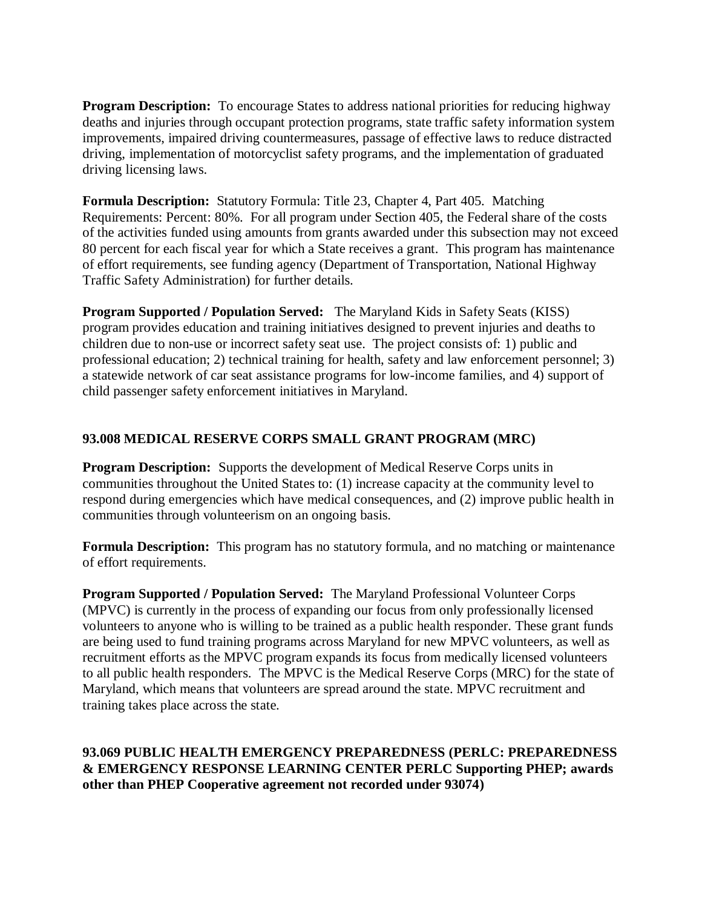**Program Description:** To encourage States to address national priorities for reducing highway deaths and injuries through occupant protection programs, state traffic safety information system improvements, impaired driving countermeasures, passage of effective laws to reduce distracted driving, implementation of motorcyclist safety programs, and the implementation of graduated driving licensing laws.

**Formula Description:** Statutory Formula: Title 23, Chapter 4, Part 405. Matching Requirements: Percent: 80%. For all program under Section 405, the Federal share of the costs of the activities funded using amounts from grants awarded under this subsection may not exceed 80 percent for each fiscal year for which a State receives a grant. This program has maintenance of effort requirements, see funding agency (Department of Transportation, National Highway Traffic Safety Administration) for further details.

**Program Supported / Population Served:** The Maryland Kids in Safety Seats (KISS) program provides education and training initiatives designed to prevent injuries and deaths to children due to non-use or incorrect safety seat use. The project consists of: 1) public and professional education; 2) technical training for health, safety and law enforcement personnel; 3) a statewide network of car seat assistance programs for low-income families, and 4) support of child passenger safety enforcement initiatives in Maryland.

## 93.008 MEDICAL RESERVE CORPS SMALL GRANT PROGRAM (MRC)

**Program Description:** Supports the development of Medical Reserve Corps units in communities throughout the United States to: (1) increase capacity at the community level to respond during emergencies which have medical consequences, and (2) improve public health in communities through volunteerism on an ongoing basis.

**Formula Description:** This program has no statutory formula, and no matching or maintenance of effort requirements.

**Program Supported / Population Served:** The Maryland Professional Volunteer Corps (MPVC) is currently in the process of expanding our focus from only professionally licensed volunteers to anyone who is willing to be trained as a public health responder. These grant funds are being used to fund training programs across Maryland for new MPVC volunteers, as well as recruitment efforts as the MPVC program expands its focus from medically licensed volunteers to all public health responders. The MPVC is the Medical Reserve Corps (MRC) for the state of Maryland, which means that volunteers are spread around the state. MPVC recruitment and training takes place across the state.

## 93.069 PUBLIC HEALTH EMERGENCY PREPAREDNESS (PERLC: PREPAREDNESS & EMERGENCY RESPONSE LEARNING CENTER PERLC Supporting PHEP; awards other than PHEP Cooperative agreement not recorded under 93074)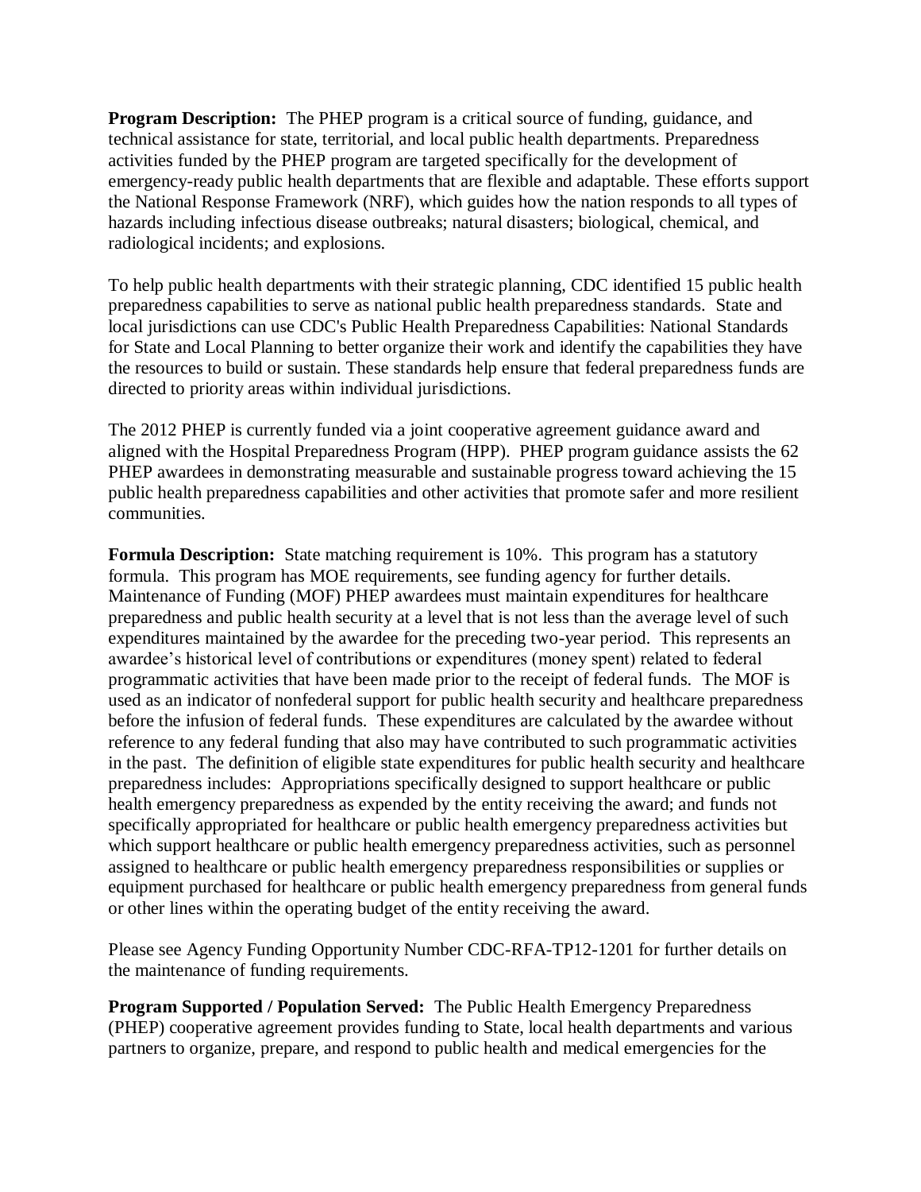**Program Description:** The PHEP program is a critical source of funding, guidance, and technical assistance for state, territorial, and local public health departments. Preparedness activities funded by the PHEP program are targeted specifically for the development of emergency-ready public health departments that are flexible and adaptable. These efforts support the National Response Framework (NRF), which guides how the nation responds to all types of hazards including infectious disease outbreaks; natural disasters; biological, chemical, and radiological incidents; and explosions.

To help public health departments with their strategic planning, CDC identified 15 public health preparedness capabilities to serve as national public health preparedness standards. State and local jurisdictions can use CDC's Public Health Preparedness Capabilities: National Standards for State and Local Planning to better organize their work and identify the capabilities they have the resources to build or sustain. These standards help ensure that federal preparedness funds are directed to priority areas within individual jurisdictions.

The 2012 PHEP is currently funded via a joint cooperative agreement guidance award and aligned with the Hospital Preparedness Program (HPP). PHEP program guidance assists the 62 PHEP awardees in demonstrating measurable and sustainable progress toward achieving the 15 public health preparedness capabilities and other activities that promote safer and more resilient communities.

**Formula Description:** State matching requirement is 10%. This program has a statutory formula. This program has MOE requirements, see funding agency for further details. Maintenance of Funding (MOF) PHEP awardees must maintain expenditures for healthcare preparedness and public health security at a level that is not less than the average level of such expenditures maintained by the awardee for the preceding two-year period. This represents an awardee's historical level of contributions or expenditures (money spent) related to federal programmatic activities that have been made prior to the receipt of federal funds. The MOF is used as an indicator of nonfederal support for public health security and healthcare preparedness before the infusion of federal funds. These expenditures are calculated by the awardee without reference to any federal funding that also may have contributed to such programmatic activities in the past. The definition of eligible state expenditures for public health security and healthcare preparedness includes: Appropriations specifically designed to support healthcare or public health emergency preparedness as expended by the entity receiving the award; and funds not specifically appropriated for healthcare or public health emergency preparedness activities but which support healthcare or public health emergency preparedness activities, such as personnel assigned to healthcare or public health emergency preparedness responsibilities or supplies or equipment purchased for healthcare or public health emergency preparedness from general funds or other lines within the operating budget of the entity receiving the award.

Please see Agency Funding Opportunity Number CDC-RFA-TP12-1201 for further details on the maintenance of funding requirements.

**Program Supported / Population Served:** The Public Health Emergency Preparedness (PHEP) cooperative agreement provides funding to State, local health departments and various partners to organize, prepare, and respond to public health and medical emergencies for the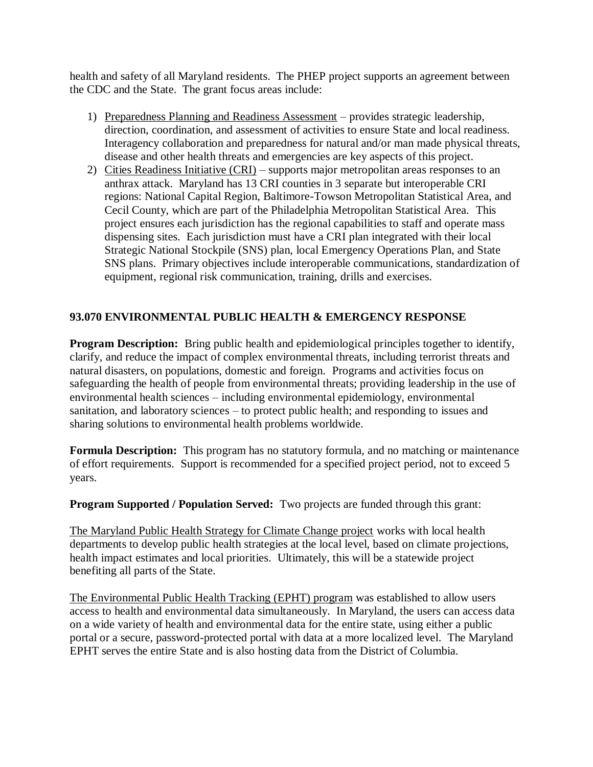health and safety of all Maryland residents. The PHEP project supports an agreement between the CDC and the State. The grant focus areas include:

1) Preparedness Planning and Readiness Assessment – provides strategic leadership, direction, coordination, and assessment of activities to ensure State and local readiness. Interagency collaboration and preparedness for natural and/or man made physical threats, disease and other health threats and emergencies are key aspects of this project.
2) Cities Readiness Initiative (CRI) – supports major metropolitan areas responses to an anthrax attack. Maryland has 13 CRI counties in 3 separate but interoperable CRI regions: National Capital Region, Baltimore-Towson Metropolitan Statistical Area, and Cecil County, which are part of the Philadelphia Metropolitan Statistical Area. This project ensures each jurisdiction has the regional capabilities to staff and operate mass dispensing sites. Each jurisdiction must have a CRI plan integrated with their local Strategic National Stockpile (SNS) plan, local Emergency Operations Plan, and State SNS plans. Primary objectives include interoperable communications, standardization of equipment, regional risk communication, training, drills and exercises.

## 93.070 ENVIRONMENTAL PUBLIC HEALTH & EMERGENCY RESPONSE

**Program Description:** Bring public health and epidemiological principles together to identify, clarify, and reduce the impact of complex environmental threats, including terrorist threats and natural disasters, on populations, domestic and foreign. Programs and activities focus on safeguarding the health of people from environmental threats; providing leadership in the use of environmental health sciences – including environmental epidemiology, environmental sanitation, and laboratory sciences – to protect public health; and responding to issues and sharing solutions to environmental health problems worldwide.

**Formula Description:** This program has no statutory formula, and no matching or maintenance of effort requirements. Support is recommended for a specified project period, not to exceed 5 years.

**Program Supported / Population Served:** Two projects are funded through this grant:

The Maryland Public Health Strategy for Climate Change project works with local health departments to develop public health strategies at the local level, based on climate projections, health impact estimates and local priorities. Ultimately, this will be a statewide project benefiting all parts of the State.

The Environmental Public Health Tracking (EPHT) program was established to allow users access to health and environmental data simultaneously. In Maryland, the users can access data on a wide variety of health and environmental data for the entire state, using either a public portal or a secure, password-protected portal with data at a more localized level. The Maryland EPHT serves the entire State and is also hosting data from the District of Columbia.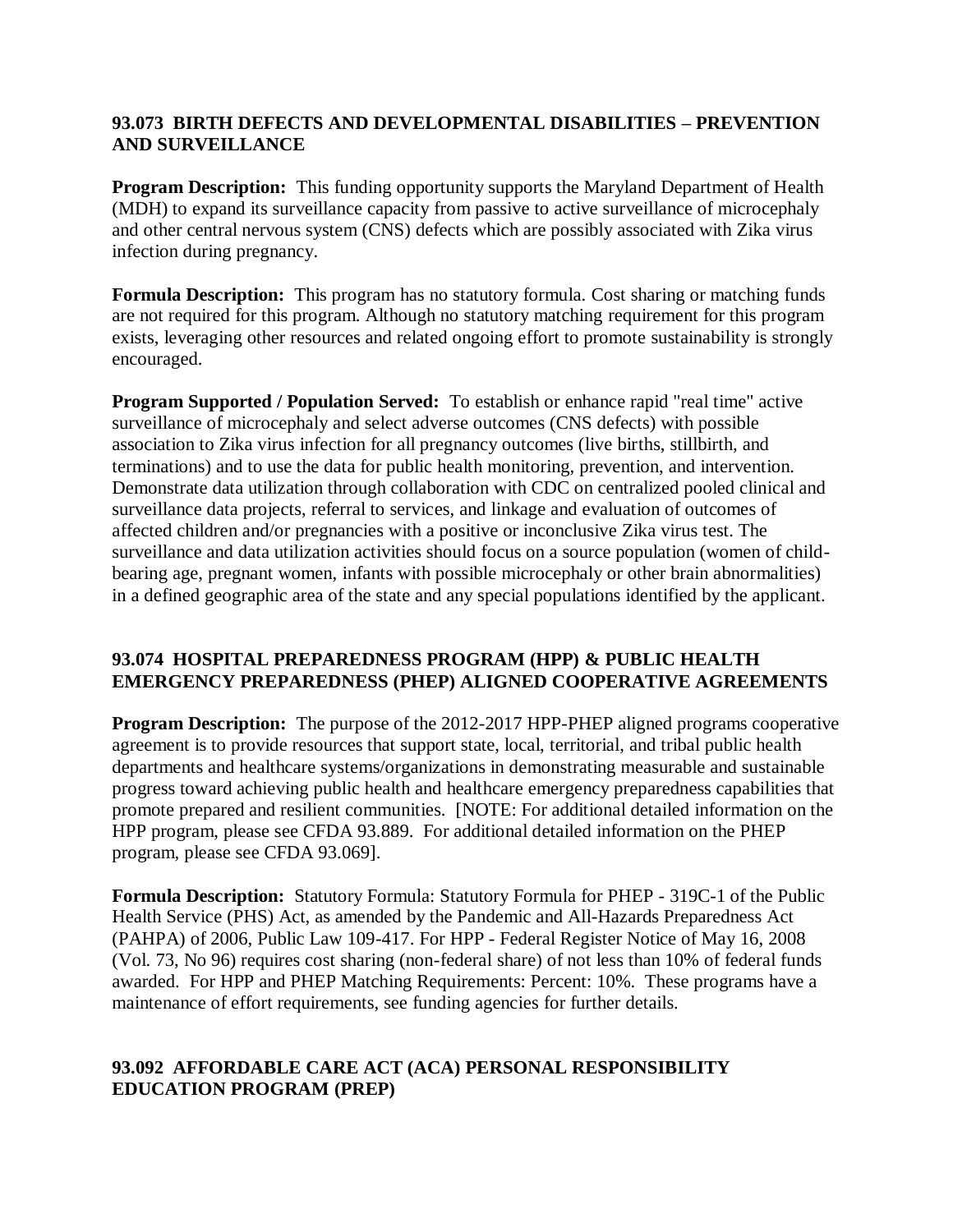### 93.073 BIRTH DEFECTS AND DEVELOPMENTAL DISABILITIES – PREVENTION AND SURVEILLANCE

**Program Description:** This funding opportunity supports the Maryland Department of Health (MDH) to expand its surveillance capacity from passive to active surveillance of microcephaly and other central nervous system (CNS) defects which are possibly associated with Zika virus infection during pregnancy.

**Formula Description:** This program has no statutory formula. Cost sharing or matching funds are not required for this program. Although no statutory matching requirement for this program exists, leveraging other resources and related ongoing effort to promote sustainability is strongly encouraged.

**Program Supported / Population Served:** To establish or enhance rapid "real time" active surveillance of microcephaly and select adverse outcomes (CNS defects) with possible association to Zika virus infection for all pregnancy outcomes (live births, stillbirth, and terminations) and to use the data for public health monitoring, prevention, and intervention. Demonstrate data utilization through collaboration with CDC on centralized pooled clinical and surveillance data projects, referral to services, and linkage and evaluation of outcomes of affected children and/or pregnancies with a positive or inconclusive Zika virus test. The surveillance and data utilization activities should focus on a source population (women of child-bearing age, pregnant women, infants with possible microcephaly or other brain abnormalities) in a defined geographic area of the state and any special populations identified by the applicant.

### 93.074 HOSPITAL PREPAREDNESS PROGRAM (HPP) & PUBLIC HEALTH EMERGENCY PREPAREDNESS (PHEP) ALIGNED COOPERATIVE AGREEMENTS

**Program Description:** The purpose of the 2012-2017 HPP-PHEP aligned programs cooperative agreement is to provide resources that support state, local, territorial, and tribal public health departments and healthcare systems/organizations in demonstrating measurable and sustainable progress toward achieving public health and healthcare emergency preparedness capabilities that promote prepared and resilient communities. [NOTE: For additional detailed information on the HPP program, please see CFDA 93.889. For additional detailed information on the PHEP program, please see CFDA 93.069].

**Formula Description:** Statutory Formula: Statutory Formula for PHEP - 319C-1 of the Public Health Service (PHS) Act, as amended by the Pandemic and All-Hazards Preparedness Act (PAHPA) of 2006, Public Law 109-417. For HPP - Federal Register Notice of May 16, 2008 (Vol. 73, No 96) requires cost sharing (non-federal share) of not less than 10% of federal funds awarded. For HPP and PHEP Matching Requirements: Percent: 10%. These programs have a maintenance of effort requirements, see funding agencies for further details.

### 93.092 AFFORDABLE CARE ACT (ACA) PERSONAL RESPONSIBILITY EDUCATION PROGRAM (PREP)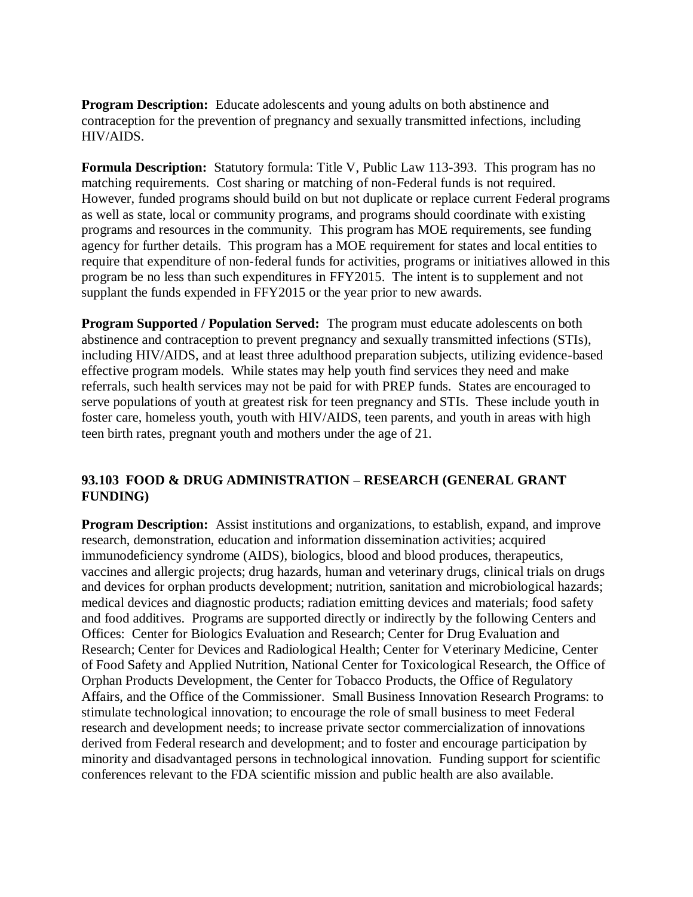**Program Description:** Educate adolescents and young adults on both abstinence and contraception for the prevention of pregnancy and sexually transmitted infections, including HIV/AIDS.

**Formula Description:** Statutory formula: Title V, Public Law 113-393. This program has no matching requirements. Cost sharing or matching of non-Federal funds is not required. However, funded programs should build on but not duplicate or replace current Federal programs as well as state, local or community programs, and programs should coordinate with existing programs and resources in the community. This program has MOE requirements, see funding agency for further details. This program has a MOE requirement for states and local entities to require that expenditure of non-federal funds for activities, programs or initiatives allowed in this program be no less than such expenditures in FFY2015. The intent is to supplement and not supplant the funds expended in FFY2015 or the year prior to new awards.

**Program Supported / Population Served:** The program must educate adolescents on both abstinence and contraception to prevent pregnancy and sexually transmitted infections (STIs), including HIV/AIDS, and at least three adulthood preparation subjects, utilizing evidence-based effective program models. While states may help youth find services they need and make referrals, such health services may not be paid for with PREP funds. States are encouraged to serve populations of youth at greatest risk for teen pregnancy and STIs. These include youth in foster care, homeless youth, youth with HIV/AIDS, teen parents, and youth in areas with high teen birth rates, pregnant youth and mothers under the age of 21.

### 93.103 FOOD & DRUG ADMINISTRATION – RESEARCH (GENERAL GRANT FUNDING)

**Program Description:** Assist institutions and organizations, to establish, expand, and improve research, demonstration, education and information dissemination activities; acquired immunodeficiency syndrome (AIDS), biologics, blood and blood produces, therapeutics, vaccines and allergic projects; drug hazards, human and veterinary drugs, clinical trials on drugs and devices for orphan products development; nutrition, sanitation and microbiological hazards; medical devices and diagnostic products; radiation emitting devices and materials; food safety and food additives. Programs are supported directly or indirectly by the following Centers and Offices: Center for Biologics Evaluation and Research; Center for Drug Evaluation and Research; Center for Devices and Radiological Health; Center for Veterinary Medicine, Center of Food Safety and Applied Nutrition, National Center for Toxicological Research, the Office of Orphan Products Development, the Center for Tobacco Products, the Office of Regulatory Affairs, and the Office of the Commissioner. Small Business Innovation Research Programs: to stimulate technological innovation; to encourage the role of small business to meet Federal research and development needs; to increase private sector commercialization of innovations derived from Federal research and development; and to foster and encourage participation by minority and disadvantaged persons in technological innovation. Funding support for scientific conferences relevant to the FDA scientific mission and public health are also available.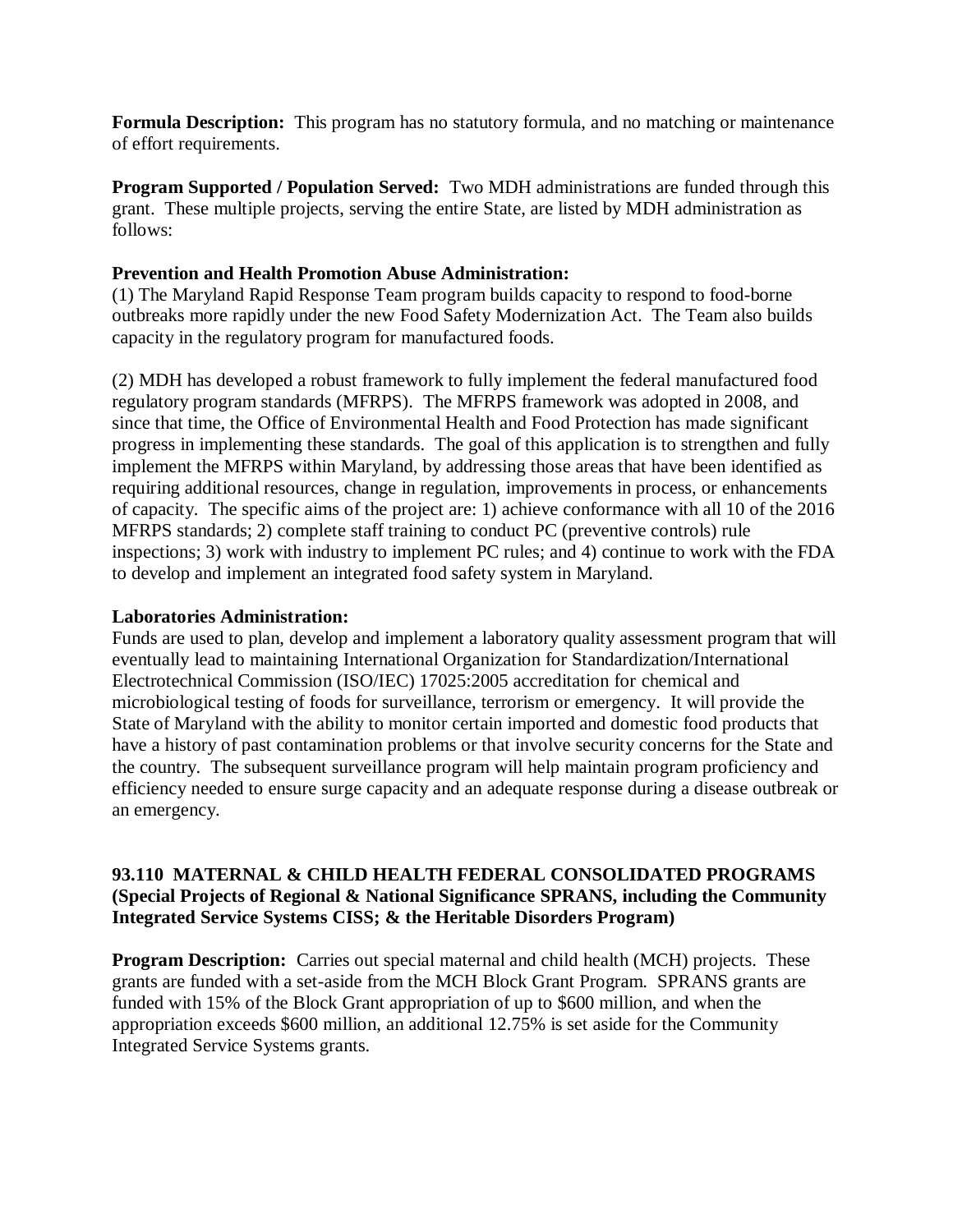**Formula Description:** This program has no statutory formula, and no matching or maintenance of effort requirements.

**Program Supported / Population Served:** Two MDH administrations are funded through this grant. These multiple projects, serving the entire State, are listed by MDH administration as follows:

**Prevention and Health Promotion Abuse Administration:**
(1) The Maryland Rapid Response Team program builds capacity to respond to food-borne outbreaks more rapidly under the new Food Safety Modernization Act. The Team also builds capacity in the regulatory program for manufactured foods.

(2) MDH has developed a robust framework to fully implement the federal manufactured food regulatory program standards (MFRPS). The MFRPS framework was adopted in 2008, and since that time, the Office of Environmental Health and Food Protection has made significant progress in implementing these standards. The goal of this application is to strengthen and fully implement the MFRPS within Maryland, by addressing those areas that have been identified as requiring additional resources, change in regulation, improvements in process, or enhancements of capacity. The specific aims of the project are: 1) achieve conformance with all 10 of the 2016 MFRPS standards; 2) complete staff training to conduct PC (preventive controls) rule inspections; 3) work with industry to implement PC rules; and 4) continue to work with the FDA to develop and implement an integrated food safety system in Maryland.

**Laboratories Administration:**
Funds are used to plan, develop and implement a laboratory quality assessment program that will eventually lead to maintaining International Organization for Standardization/International Electrotechnical Commission (ISO/IEC) 17025:2005 accreditation for chemical and microbiological testing of foods for surveillance, terrorism or emergency. It will provide the State of Maryland with the ability to monitor certain imported and domestic food products that have a history of past contamination problems or that involve security concerns for the State and the country. The subsequent surveillance program will help maintain program proficiency and efficiency needed to ensure surge capacity and an adequate response during a disease outbreak or an emergency.

## 93.110 MATERNAL & CHILD HEALTH FEDERAL CONSOLIDATED PROGRAMS (Special Projects of Regional & National Significance SPRANS, including the Community Integrated Service Systems CISS; & the Heritable Disorders Program)

**Program Description:** Carries out special maternal and child health (MCH) projects. These grants are funded with a set-aside from the MCH Block Grant Program. SPRANS grants are funded with 15% of the Block Grant appropriation of up to $600 million, and when the appropriation exceeds $600 million, an additional 12.75% is set aside for the Community Integrated Service Systems grants.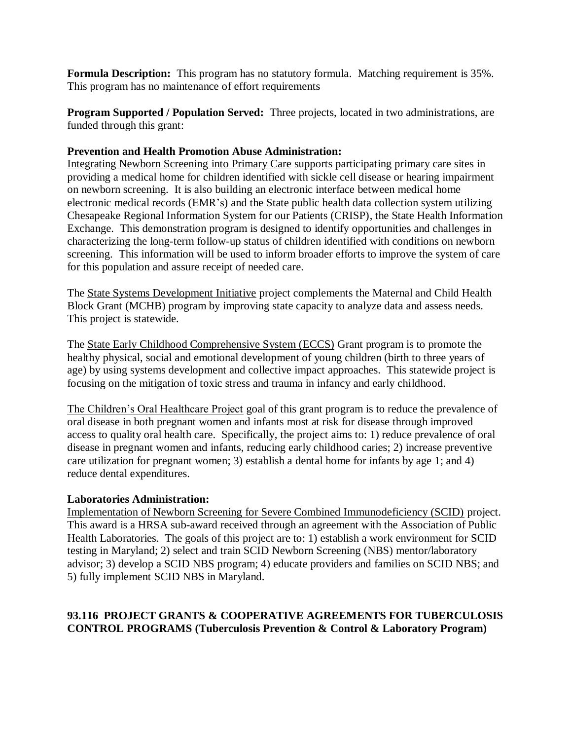**Formula Description:** This program has no statutory formula. Matching requirement is 35%. This program has no maintenance of effort requirements

**Program Supported / Population Served:** Three projects, located in two administrations, are funded through this grant:

**Prevention and Health Promotion Abuse Administration:**

Integrating Newborn Screening into Primary Care supports participating primary care sites in providing a medical home for children identified with sickle cell disease or hearing impairment on newborn screening. It is also building an electronic interface between medical home electronic medical records (EMR's) and the State public health data collection system utilizing Chesapeake Regional Information System for our Patients (CRISP), the State Health Information Exchange. This demonstration program is designed to identify opportunities and challenges in characterizing the long-term follow-up status of children identified with conditions on newborn screening. This information will be used to inform broader efforts to improve the system of care for this population and assure receipt of needed care.

The State Systems Development Initiative project complements the Maternal and Child Health Block Grant (MCHB) program by improving state capacity to analyze data and assess needs. This project is statewide.

The State Early Childhood Comprehensive System (ECCS) Grant program is to promote the healthy physical, social and emotional development of young children (birth to three years of age) by using systems development and collective impact approaches. This statewide project is focusing on the mitigation of toxic stress and trauma in infancy and early childhood.

The Children's Oral Healthcare Project goal of this grant program is to reduce the prevalence of oral disease in both pregnant women and infants most at risk for disease through improved access to quality oral health care. Specifically, the project aims to: 1) reduce prevalence of oral disease in pregnant women and infants, reducing early childhood caries; 2) increase preventive care utilization for pregnant women; 3) establish a dental home for infants by age 1; and 4) reduce dental expenditures.

**Laboratories Administration:**

Implementation of Newborn Screening for Severe Combined Immunodeficiency (SCID) project. This award is a HRSA sub-award received through an agreement with the Association of Public Health Laboratories. The goals of this project are to: 1) establish a work environment for SCID testing in Maryland; 2) select and train SCID Newborn Screening (NBS) mentor/laboratory advisor; 3) develop a SCID NBS program; 4) educate providers and families on SCID NBS; and 5) fully implement SCID NBS in Maryland.

**93.116 PROJECT GRANTS & COOPERATIVE AGREEMENTS FOR TUBERCULOSIS CONTROL PROGRAMS (Tuberculosis Prevention & Control & Laboratory Program)**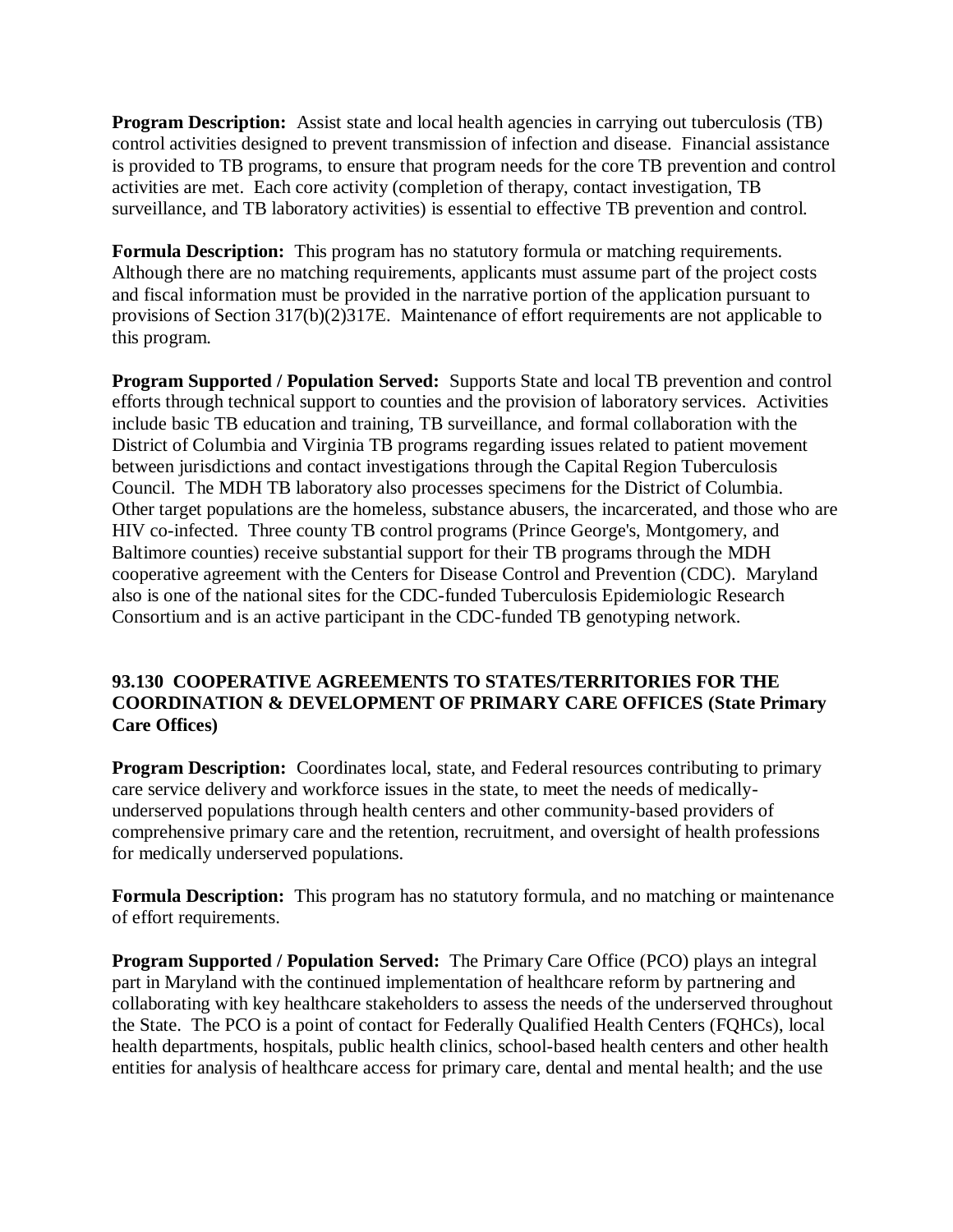**Program Description:** Assist state and local health agencies in carrying out tuberculosis (TB) control activities designed to prevent transmission of infection and disease. Financial assistance is provided to TB programs, to ensure that program needs for the core TB prevention and control activities are met. Each core activity (completion of therapy, contact investigation, TB surveillance, and TB laboratory activities) is essential to effective TB prevention and control.

**Formula Description:** This program has no statutory formula or matching requirements. Although there are no matching requirements, applicants must assume part of the project costs and fiscal information must be provided in the narrative portion of the application pursuant to provisions of Section 317(b)(2)317E. Maintenance of effort requirements are not applicable to this program.

**Program Supported / Population Served:** Supports State and local TB prevention and control efforts through technical support to counties and the provision of laboratory services. Activities include basic TB education and training, TB surveillance, and formal collaboration with the District of Columbia and Virginia TB programs regarding issues related to patient movement between jurisdictions and contact investigations through the Capital Region Tuberculosis Council. The MDH TB laboratory also processes specimens for the District of Columbia. Other target populations are the homeless, substance abusers, the incarcerated, and those who are HIV co-infected. Three county TB control programs (Prince George's, Montgomery, and Baltimore counties) receive substantial support for their TB programs through the MDH cooperative agreement with the Centers for Disease Control and Prevention (CDC). Maryland also is one of the national sites for the CDC-funded Tuberculosis Epidemiologic Research Consortium and is an active participant in the CDC-funded TB genotyping network.

### 93.130 COOPERATIVE AGREEMENTS TO STATES/TERRITORIES FOR THE COORDINATION & DEVELOPMENT OF PRIMARY CARE OFFICES (State Primary Care Offices)

**Program Description:** Coordinates local, state, and Federal resources contributing to primary care service delivery and workforce issues in the state, to meet the needs of medically-underserved populations through health centers and other community-based providers of comprehensive primary care and the retention, recruitment, and oversight of health professions for medically underserved populations.

**Formula Description:** This program has no statutory formula, and no matching or maintenance of effort requirements.

**Program Supported / Population Served:** The Primary Care Office (PCO) plays an integral part in Maryland with the continued implementation of healthcare reform by partnering and collaborating with key healthcare stakeholders to assess the needs of the underserved throughout the State. The PCO is a point of contact for Federally Qualified Health Centers (FQHCs), local health departments, hospitals, public health clinics, school-based health centers and other health entities for analysis of healthcare access for primary care, dental and mental health; and the use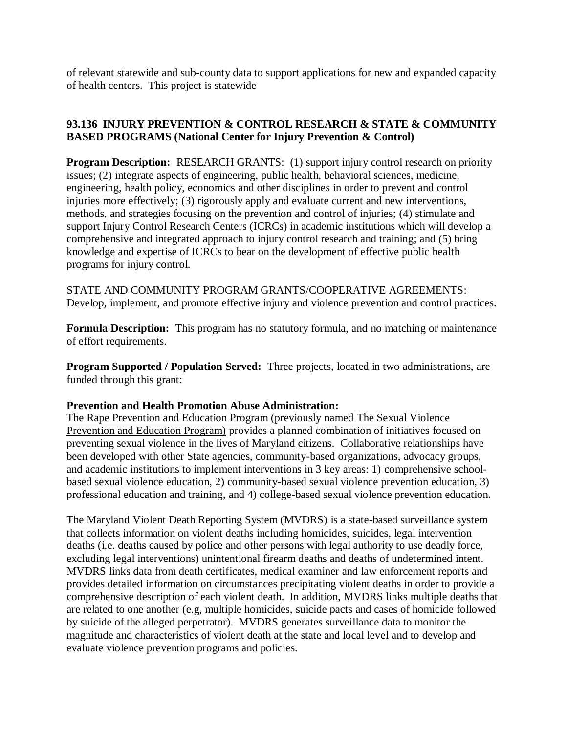of relevant statewide and sub-county data to support applications for new and expanded capacity of health centers. This project is statewide

**93.136 INJURY PREVENTION & CONTROL RESEARCH & STATE & COMMUNITY BASED PROGRAMS (National Center for Injury Prevention & Control)**

**Program Description:** RESEARCH GRANTS: (1) support injury control research on priority issues; (2) integrate aspects of engineering, public health, behavioral sciences, medicine, engineering, health policy, economics and other disciplines in order to prevent and control injuries more effectively; (3) rigorously apply and evaluate current and new interventions, methods, and strategies focusing on the prevention and control of injuries; (4) stimulate and support Injury Control Research Centers (ICRCs) in academic institutions which will develop a comprehensive and integrated approach to injury control research and training; and (5) bring knowledge and expertise of ICRCs to bear on the development of effective public health programs for injury control.

STATE AND COMMUNITY PROGRAM GRANTS/COOPERATIVE AGREEMENTS: Develop, implement, and promote effective injury and violence prevention and control practices.

**Formula Description:** This program has no statutory formula, and no matching or maintenance of effort requirements.

**Program Supported / Population Served:** Three projects, located in two administrations, are funded through this grant:

**Prevention and Health Promotion Abuse Administration:**

The Rape Prevention and Education Program (previously named The Sexual Violence Prevention and Education Program) provides a planned combination of initiatives focused on preventing sexual violence in the lives of Maryland citizens. Collaborative relationships have been developed with other State agencies, community-based organizations, advocacy groups, and academic institutions to implement interventions in 3 key areas: 1) comprehensive school-based sexual violence education, 2) community-based sexual violence prevention education, 3) professional education and training, and 4) college-based sexual violence prevention education.

The Maryland Violent Death Reporting System (MVDRS) is a state-based surveillance system that collects information on violent deaths including homicides, suicides, legal intervention deaths (i.e. deaths caused by police and other persons with legal authority to use deadly force, excluding legal interventions) unintentional firearm deaths and deaths of undetermined intent. MVDRS links data from death certificates, medical examiner and law enforcement reports and provides detailed information on circumstances precipitating violent deaths in order to provide a comprehensive description of each violent death. In addition, MVDRS links multiple deaths that are related to one another (e.g, multiple homicides, suicide pacts and cases of homicide followed by suicide of the alleged perpetrator). MVDRS generates surveillance data to monitor the magnitude and characteristics of violent death at the state and local level and to develop and evaluate violence prevention programs and policies.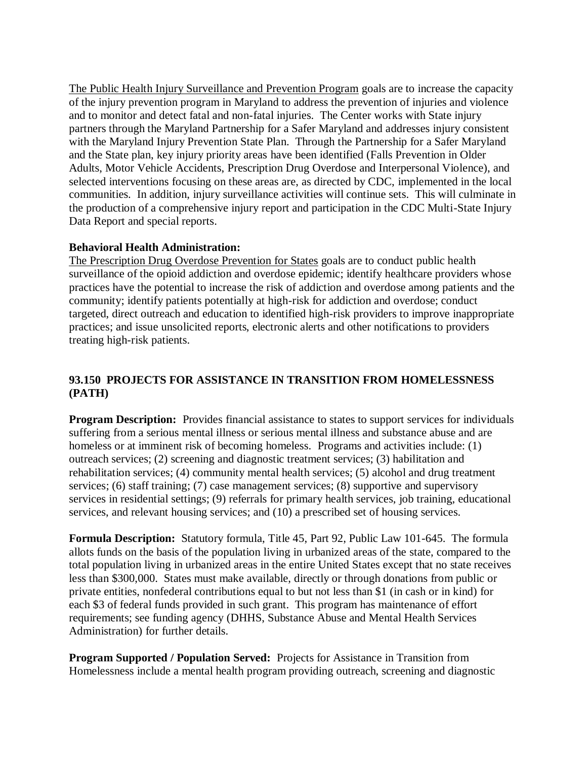The Public Health Injury Surveillance and Prevention Program goals are to increase the capacity of the injury prevention program in Maryland to address the prevention of injuries and violence and to monitor and detect fatal and non-fatal injuries. The Center works with State injury partners through the Maryland Partnership for a Safer Maryland and addresses injury consistent with the Maryland Injury Prevention State Plan. Through the Partnership for a Safer Maryland and the State plan, key injury priority areas have been identified (Falls Prevention in Older Adults, Motor Vehicle Accidents, Prescription Drug Overdose and Interpersonal Violence), and selected interventions focusing on these areas are, as directed by CDC, implemented in the local communities. In addition, injury surveillance activities will continue sets. This will culminate in the production of a comprehensive injury report and participation in the CDC Multi-State Injury Data Report and special reports.

**Behavioral Health Administration:**

The Prescription Drug Overdose Prevention for States goals are to conduct public health surveillance of the opioid addiction and overdose epidemic; identify healthcare providers whose practices have the potential to increase the risk of addiction and overdose among patients and the community; identify patients potentially at high-risk for addiction and overdose; conduct targeted, direct outreach and education to identified high-risk providers to improve inappropriate practices; and issue unsolicited reports, electronic alerts and other notifications to providers treating high-risk patients.

## 93.150 PROJECTS FOR ASSISTANCE IN TRANSITION FROM HOMELESSNESS (PATH)

**Program Description:** Provides financial assistance to states to support services for individuals suffering from a serious mental illness or serious mental illness and substance abuse and are homeless or at imminent risk of becoming homeless. Programs and activities include: (1) outreach services; (2) screening and diagnostic treatment services; (3) habilitation and rehabilitation services; (4) community mental health services; (5) alcohol and drug treatment services; (6) staff training; (7) case management services; (8) supportive and supervisory services in residential settings; (9) referrals for primary health services, job training, educational services, and relevant housing services; and (10) a prescribed set of housing services.

**Formula Description:** Statutory formula, Title 45, Part 92, Public Law 101-645. The formula allots funds on the basis of the population living in urbanized areas of the state, compared to the total population living in urbanized areas in the entire United States except that no state receives less than $300,000. States must make available, directly or through donations from public or private entities, nonfederal contributions equal to but not less than $1 (in cash or in kind) for each $3 of federal funds provided in such grant. This program has maintenance of effort requirements; see funding agency (DHHS, Substance Abuse and Mental Health Services Administration) for further details.

**Program Supported / Population Served:** Projects for Assistance in Transition from Homelessness include a mental health program providing outreach, screening and diagnostic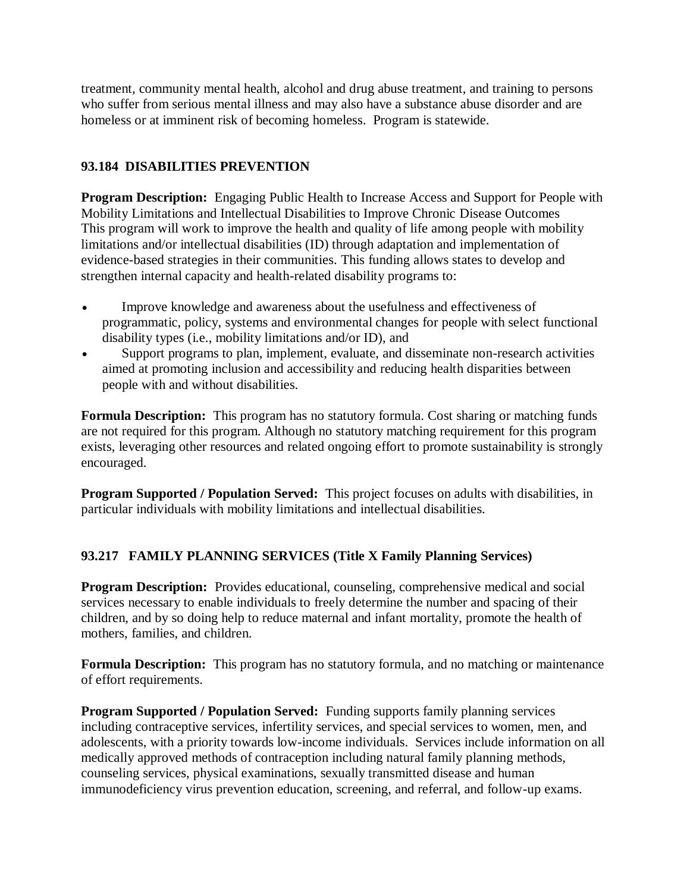treatment, community mental health, alcohol and drug abuse treatment, and training to persons who suffer from serious mental illness and may also have a substance abuse disorder and are homeless or at imminent risk of becoming homeless. Program is statewide.

### 93.184 DISABILITIES PREVENTION

**Program Description:** Engaging Public Health to Increase Access and Support for People with Mobility Limitations and Intellectual Disabilities to Improve Chronic Disease Outcomes
This program will work to improve the health and quality of life among people with mobility limitations and/or intellectual disabilities (ID) through adaptation and implementation of evidence-based strategies in their communities. This funding allows states to develop and strengthen internal capacity and health-related disability programs to:

- Improve knowledge and awareness about the usefulness and effectiveness of programmatic, policy, systems and environmental changes for people with select functional disability types (i.e., mobility limitations and/or ID), and
- Support programs to plan, implement, evaluate, and disseminate non-research activities aimed at promoting inclusion and accessibility and reducing health disparities between people with and without disabilities.

**Formula Description:** This program has no statutory formula. Cost sharing or matching funds are not required for this program. Although no statutory matching requirement for this program exists, leveraging other resources and related ongoing effort to promote sustainability is strongly encouraged.

**Program Supported / Population Served:** This project focuses on adults with disabilities, in particular individuals with mobility limitations and intellectual disabilities.

### 93.217 FAMILY PLANNING SERVICES (Title X Family Planning Services)

**Program Description:** Provides educational, counseling, comprehensive medical and social services necessary to enable individuals to freely determine the number and spacing of their children, and by so doing help to reduce maternal and infant mortality, promote the health of mothers, families, and children.

**Formula Description:** This program has no statutory formula, and no matching or maintenance of effort requirements.

**Program Supported / Population Served:** Funding supports family planning services including contraceptive services, infertility services, and special services to women, men, and adolescents, with a priority towards low-income individuals. Services include information on all medically approved methods of contraception including natural family planning methods, counseling services, physical examinations, sexually transmitted disease and human immunodeficiency virus prevention education, screening, and referral, and follow-up exams.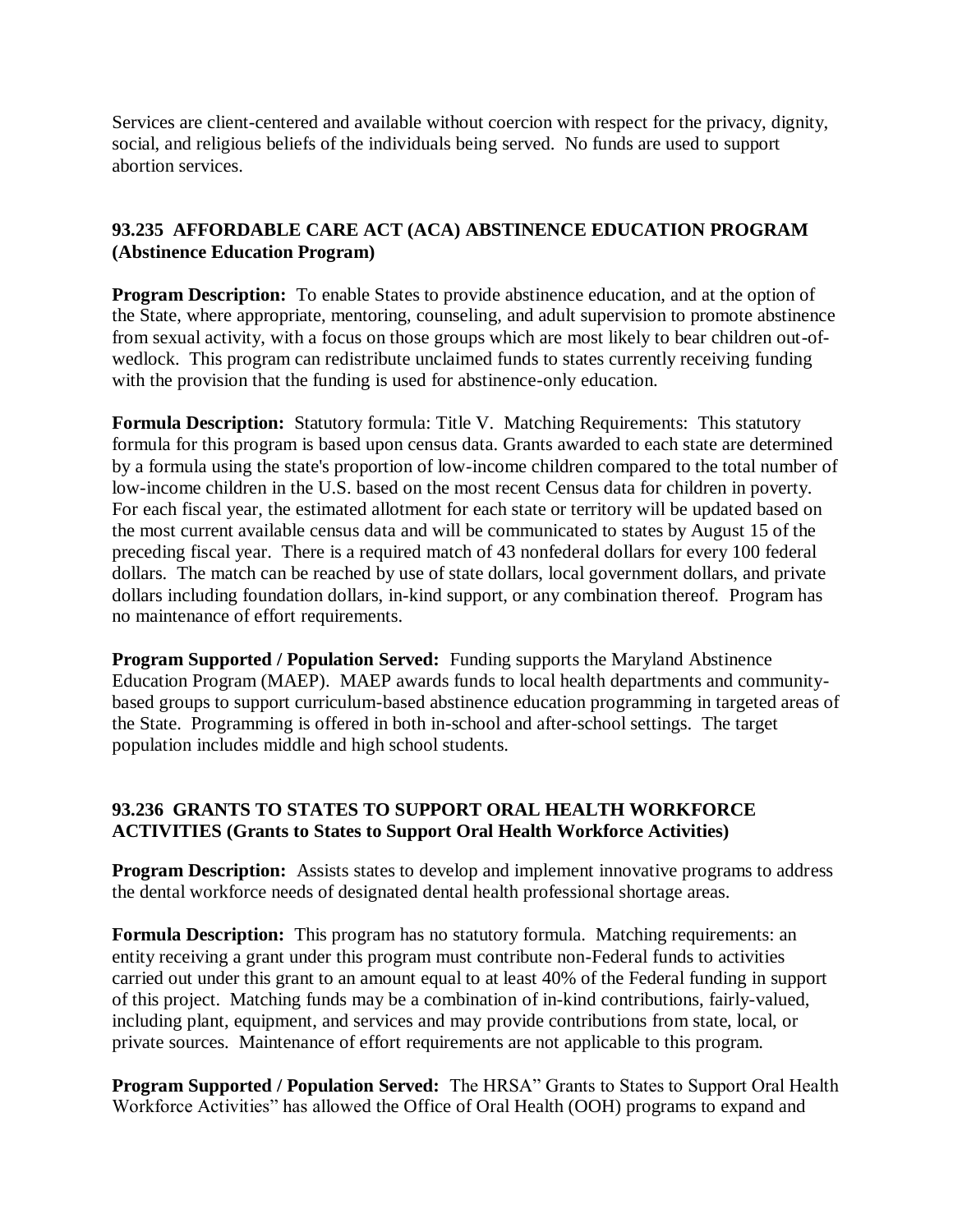Services are client-centered and available without coercion with respect for the privacy, dignity, social, and religious beliefs of the individuals being served. No funds are used to support abortion services.

### 93.235 AFFORDABLE CARE ACT (ACA) ABSTINENCE EDUCATION PROGRAM (Abstinence Education Program)

**Program Description:** To enable States to provide abstinence education, and at the option of the State, where appropriate, mentoring, counseling, and adult supervision to promote abstinence from sexual activity, with a focus on those groups which are most likely to bear children out-of-wedlock. This program can redistribute unclaimed funds to states currently receiving funding with the provision that the funding is used for abstinence-only education.

**Formula Description:** Statutory formula: Title V. Matching Requirements: This statutory formula for this program is based upon census data. Grants awarded to each state are determined by a formula using the state's proportion of low-income children compared to the total number of low-income children in the U.S. based on the most recent Census data for children in poverty. For each fiscal year, the estimated allotment for each state or territory will be updated based on the most current available census data and will be communicated to states by August 15 of the preceding fiscal year. There is a required match of 43 nonfederal dollars for every 100 federal dollars. The match can be reached by use of state dollars, local government dollars, and private dollars including foundation dollars, in-kind support, or any combination thereof. Program has no maintenance of effort requirements.

**Program Supported / Population Served:** Funding supports the Maryland Abstinence Education Program (MAEP). MAEP awards funds to local health departments and community-based groups to support curriculum-based abstinence education programming in targeted areas of the State. Programming is offered in both in-school and after-school settings. The target population includes middle and high school students.

### 93.236 GRANTS TO STATES TO SUPPORT ORAL HEALTH WORKFORCE ACTIVITIES (Grants to States to Support Oral Health Workforce Activities)

**Program Description:** Assists states to develop and implement innovative programs to address the dental workforce needs of designated dental health professional shortage areas.

**Formula Description:** This program has no statutory formula. Matching requirements: an entity receiving a grant under this program must contribute non-Federal funds to activities carried out under this grant to an amount equal to at least 40% of the Federal funding in support of this project. Matching funds may be a combination of in-kind contributions, fairly-valued, including plant, equipment, and services and may provide contributions from state, local, or private sources. Maintenance of effort requirements are not applicable to this program.

**Program Supported / Population Served:** The HRSA" Grants to States to Support Oral Health Workforce Activities" has allowed the Office of Oral Health (OOH) programs to expand and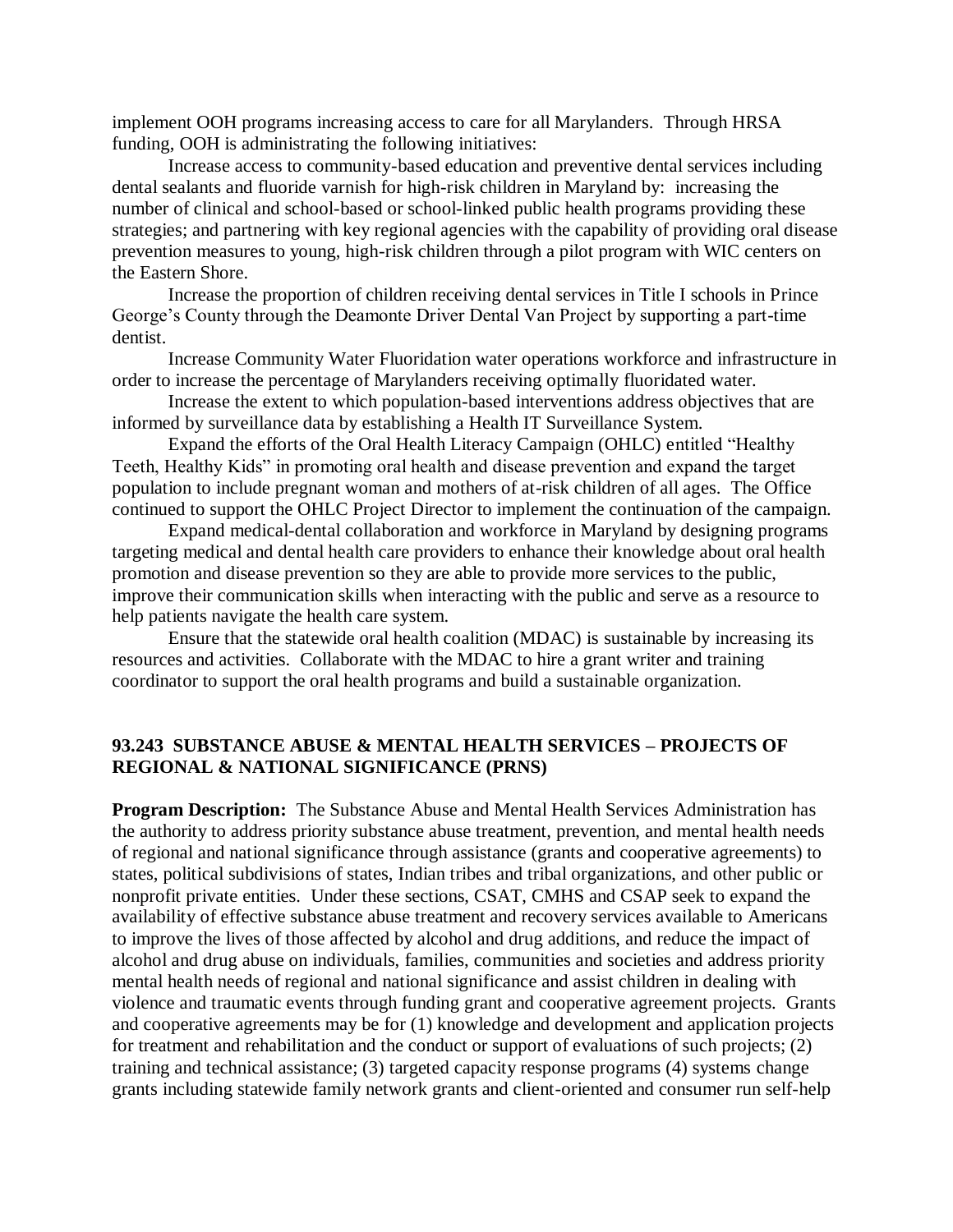implement OOH programs increasing access to care for all Marylanders. Through HRSA funding, OOH is administrating the following initiatives:

Increase access to community-based education and preventive dental services including dental sealants and fluoride varnish for high-risk children in Maryland by: increasing the number of clinical and school-based or school-linked public health programs providing these strategies; and partnering with key regional agencies with the capability of providing oral disease prevention measures to young, high-risk children through a pilot program with WIC centers on the Eastern Shore.

Increase the proportion of children receiving dental services in Title I schools in Prince George's County through the Deamonte Driver Dental Van Project by supporting a part-time dentist.

Increase Community Water Fluoridation water operations workforce and infrastructure in order to increase the percentage of Marylanders receiving optimally fluoridated water.

Increase the extent to which population-based interventions address objectives that are informed by surveillance data by establishing a Health IT Surveillance System.

Expand the efforts of the Oral Health Literacy Campaign (OHLC) entitled "Healthy Teeth, Healthy Kids" in promoting oral health and disease prevention and expand the target population to include pregnant woman and mothers of at-risk children of all ages. The Office continued to support the OHLC Project Director to implement the continuation of the campaign.

Expand medical-dental collaboration and workforce in Maryland by designing programs targeting medical and dental health care providers to enhance their knowledge about oral health promotion and disease prevention so they are able to provide more services to the public, improve their communication skills when interacting with the public and serve as a resource to help patients navigate the health care system.

Ensure that the statewide oral health coalition (MDAC) is sustainable by increasing its resources and activities. Collaborate with the MDAC to hire a grant writer and training coordinator to support the oral health programs and build a sustainable organization.

### 93.243 SUBSTANCE ABUSE & MENTAL HEALTH SERVICES – PROJECTS OF REGIONAL & NATIONAL SIGNIFICANCE (PRNS)

**Program Description:** The Substance Abuse and Mental Health Services Administration has the authority to address priority substance abuse treatment, prevention, and mental health needs of regional and national significance through assistance (grants and cooperative agreements) to states, political subdivisions of states, Indian tribes and tribal organizations, and other public or nonprofit private entities. Under these sections, CSAT, CMHS and CSAP seek to expand the availability of effective substance abuse treatment and recovery services available to Americans to improve the lives of those affected by alcohol and drug additions, and reduce the impact of alcohol and drug abuse on individuals, families, communities and societies and address priority mental health needs of regional and national significance and assist children in dealing with violence and traumatic events through funding grant and cooperative agreement projects. Grants and cooperative agreements may be for (1) knowledge and development and application projects for treatment and rehabilitation and the conduct or support of evaluations of such projects; (2) training and technical assistance; (3) targeted capacity response programs (4) systems change grants including statewide family network grants and client-oriented and consumer run self-help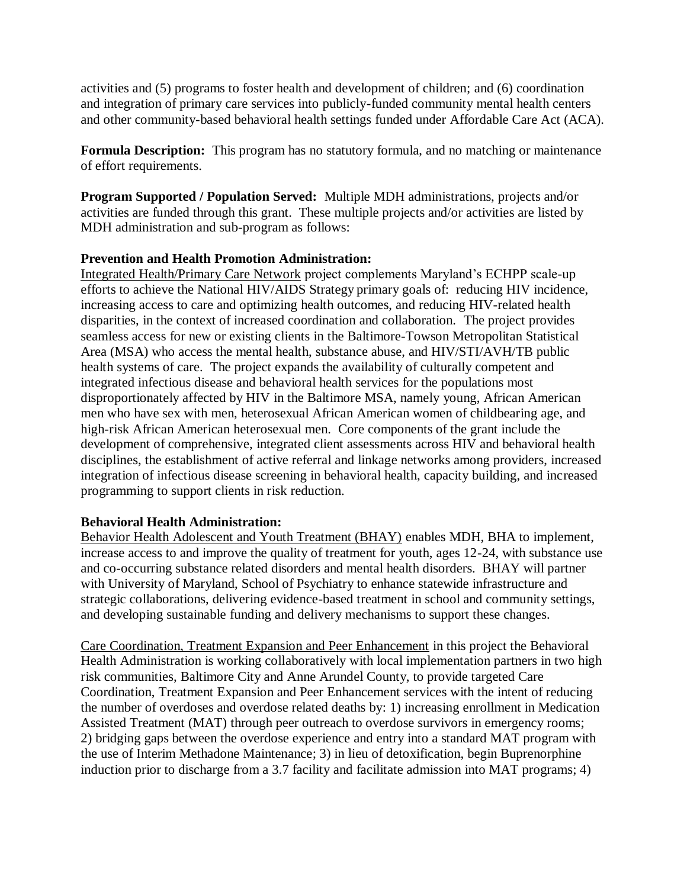activities and (5) programs to foster health and development of children; and (6) coordination and integration of primary care services into publicly-funded community mental health centers and other community-based behavioral health settings funded under Affordable Care Act (ACA).

**Formula Description:** This program has no statutory formula, and no matching or maintenance of effort requirements.

**Program Supported / Population Served:** Multiple MDH administrations, projects and/or activities are funded through this grant. These multiple projects and/or activities are listed by MDH administration and sub-program as follows:

**Prevention and Health Promotion Administration:**

Integrated Health/Primary Care Network project complements Maryland's ECHPP scale-up efforts to achieve the National HIV/AIDS Strategy primary goals of: reducing HIV incidence, increasing access to care and optimizing health outcomes, and reducing HIV-related health disparities, in the context of increased coordination and collaboration. The project provides seamless access for new or existing clients in the Baltimore-Towson Metropolitan Statistical Area (MSA) who access the mental health, substance abuse, and HIV/STI/AVH/TB public health systems of care. The project expands the availability of culturally competent and integrated infectious disease and behavioral health services for the populations most disproportionately affected by HIV in the Baltimore MSA, namely young, African American men who have sex with men, heterosexual African American women of childbearing age, and high-risk African American heterosexual men. Core components of the grant include the development of comprehensive, integrated client assessments across HIV and behavioral health disciplines, the establishment of active referral and linkage networks among providers, increased integration of infectious disease screening in behavioral health, capacity building, and increased programming to support clients in risk reduction.

**Behavioral Health Administration:**

Behavior Health Adolescent and Youth Treatment (BHAY) enables MDH, BHA to implement, increase access to and improve the quality of treatment for youth, ages 12-24, with substance use and co-occurring substance related disorders and mental health disorders. BHAY will partner with University of Maryland, School of Psychiatry to enhance statewide infrastructure and strategic collaborations, delivering evidence-based treatment in school and community settings, and developing sustainable funding and delivery mechanisms to support these changes.

Care Coordination, Treatment Expansion and Peer Enhancement in this project the Behavioral Health Administration is working collaboratively with local implementation partners in two high risk communities, Baltimore City and Anne Arundel County, to provide targeted Care Coordination, Treatment Expansion and Peer Enhancement services with the intent of reducing the number of overdoses and overdose related deaths by: 1) increasing enrollment in Medication Assisted Treatment (MAT) through peer outreach to overdose survivors in emergency rooms; 2) bridging gaps between the overdose experience and entry into a standard MAT program with the use of Interim Methadone Maintenance; 3) in lieu of detoxification, begin Buprenorphine induction prior to discharge from a 3.7 facility and facilitate admission into MAT programs; 4)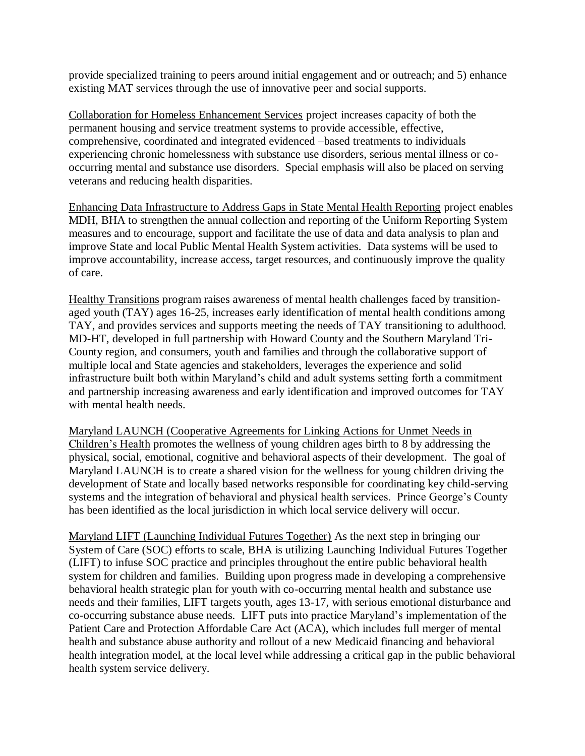provide specialized training to peers around initial engagement and or outreach; and 5) enhance existing MAT services through the use of innovative peer and social supports.

<u>Collaboration for Homeless Enhancement Services</u> project increases capacity of both the permanent housing and service treatment systems to provide accessible, effective, comprehensive, coordinated and integrated evidenced –based treatments to individuals experiencing chronic homelessness with substance use disorders, serious mental illness or co-occurring mental and substance use disorders. Special emphasis will also be placed on serving veterans and reducing health disparities.

<u>Enhancing Data Infrastructure to Address Gaps in State Mental Health Reporting</u> project enables MDH, BHA to strengthen the annual collection and reporting of the Uniform Reporting System measures and to encourage, support and facilitate the use of data and data analysis to plan and improve State and local Public Mental Health System activities. Data systems will be used to improve accountability, increase access, target resources, and continuously improve the quality of care.

<u>Healthy Transitions</u> program raises awareness of mental health challenges faced by transition-aged youth (TAY) ages 16-25, increases early identification of mental health conditions among TAY, and provides services and supports meeting the needs of TAY transitioning to adulthood. MD-HT, developed in full partnership with Howard County and the Southern Maryland Tri-County region, and consumers, youth and families and through the collaborative support of multiple local and State agencies and stakeholders, leverages the experience and solid infrastructure built both within Maryland's child and adult systems setting forth a commitment and partnership increasing awareness and early identification and improved outcomes for TAY with mental health needs.

<u>Maryland LAUNCH (Cooperative Agreements for Linking Actions for Unmet Needs in Children's Health</u> promotes the wellness of young children ages birth to 8 by addressing the physical, social, emotional, cognitive and behavioral aspects of their development. The goal of Maryland LAUNCH is to create a shared vision for the wellness for young children driving the development of State and locally based networks responsible for coordinating key child-serving systems and the integration of behavioral and physical health services. Prince George's County has been identified as the local jurisdiction in which local service delivery will occur.

<u>Maryland LIFT (Launching Individual Futures Together)</u> As the next step in bringing our System of Care (SOC) efforts to scale, BHA is utilizing Launching Individual Futures Together (LIFT) to infuse SOC practice and principles throughout the entire public behavioral health system for children and families. Building upon progress made in developing a comprehensive behavioral health strategic plan for youth with co-occurring mental health and substance use needs and their families, LIFT targets youth, ages 13-17, with serious emotional disturbance and co-occurring substance abuse needs. LIFT puts into practice Maryland's implementation of the Patient Care and Protection Affordable Care Act (ACA), which includes full merger of mental health and substance abuse authority and rollout of a new Medicaid financing and behavioral health integration model, at the local level while addressing a critical gap in the public behavioral health system service delivery.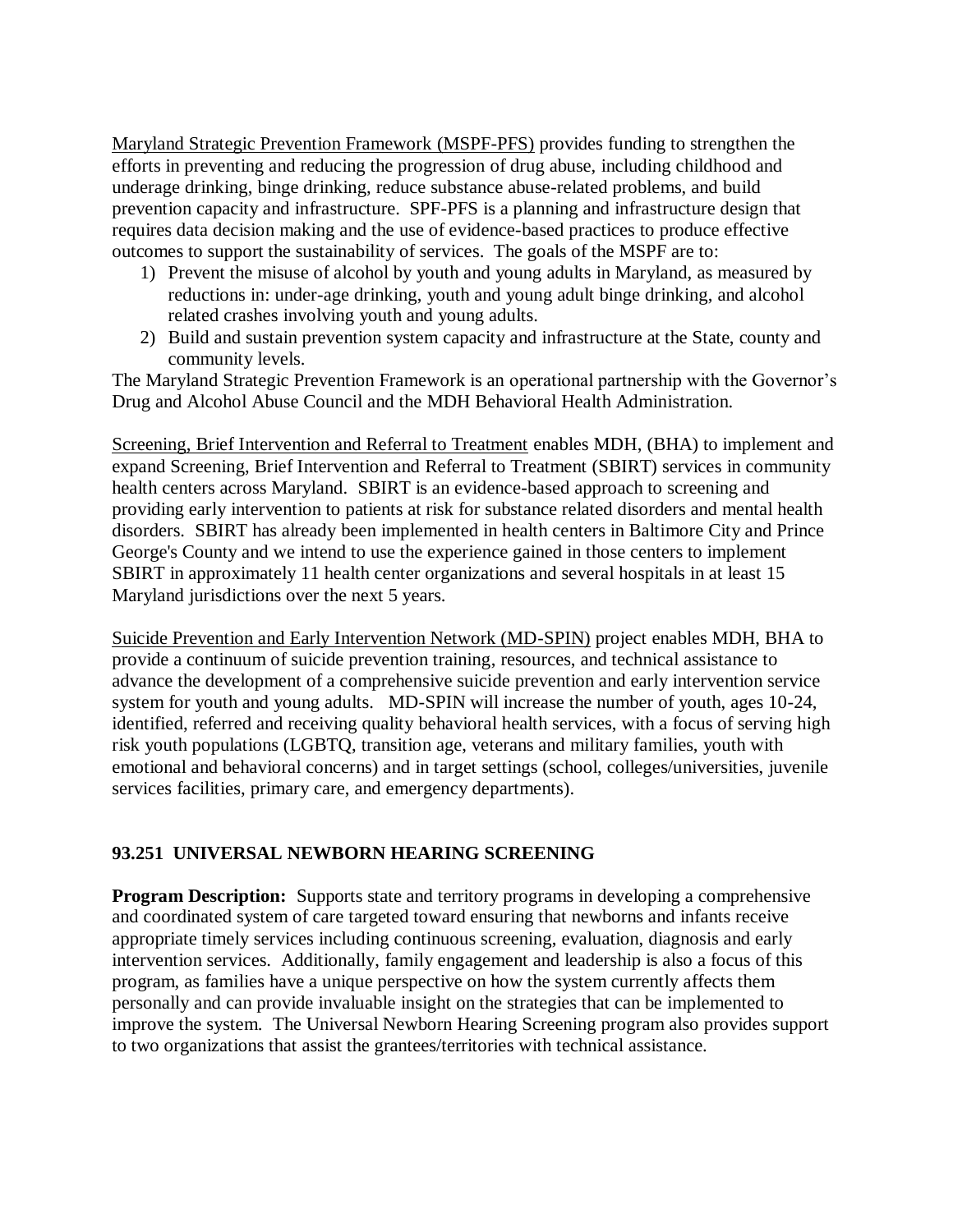<u>Maryland Strategic Prevention Framework (MSPF-PFS)</u> provides funding to strengthen the efforts in preventing and reducing the progression of drug abuse, including childhood and underage drinking, binge drinking, reduce substance abuse-related problems, and build prevention capacity and infrastructure. SPF-PFS is a planning and infrastructure design that requires data decision making and the use of evidence-based practices to produce effective outcomes to support the sustainability of services. The goals of the MSPF are to:

1) Prevent the misuse of alcohol by youth and young adults in Maryland, as measured by reductions in: under-age drinking, youth and young adult binge drinking, and alcohol related crashes involving youth and young adults.
2) Build and sustain prevention system capacity and infrastructure at the State, county and community levels.

The Maryland Strategic Prevention Framework is an operational partnership with the Governor's Drug and Alcohol Abuse Council and the MDH Behavioral Health Administration.

<u>Screening, Brief Intervention and Referral to Treatment</u> enables MDH, (BHA) to implement and expand Screening, Brief Intervention and Referral to Treatment (SBIRT) services in community health centers across Maryland. SBIRT is an evidence-based approach to screening and providing early intervention to patients at risk for substance related disorders and mental health disorders. SBIRT has already been implemented in health centers in Baltimore City and Prince George's County and we intend to use the experience gained in those centers to implement SBIRT in approximately 11 health center organizations and several hospitals in at least 15 Maryland jurisdictions over the next 5 years.

<u>Suicide Prevention and Early Intervention Network (MD-SPIN)</u> project enables MDH, BHA to provide a continuum of suicide prevention training, resources, and technical assistance to advance the development of a comprehensive suicide prevention and early intervention service system for youth and young adults. MD-SPIN will increase the number of youth, ages 10-24, identified, referred and receiving quality behavioral health services, with a focus of serving high risk youth populations (LGBTQ, transition age, veterans and military families, youth with emotional and behavioral concerns) and in target settings (school, colleges/universities, juvenile services facilities, primary care, and emergency departments).

## 93.251 UNIVERSAL NEWBORN HEARING SCREENING

**Program Description:** Supports state and territory programs in developing a comprehensive and coordinated system of care targeted toward ensuring that newborns and infants receive appropriate timely services including continuous screening, evaluation, diagnosis and early intervention services. Additionally, family engagement and leadership is also a focus of this program, as families have a unique perspective on how the system currently affects them personally and can provide invaluable insight on the strategies that can be implemented to improve the system. The Universal Newborn Hearing Screening program also provides support to two organizations that assist the grantees/territories with technical assistance.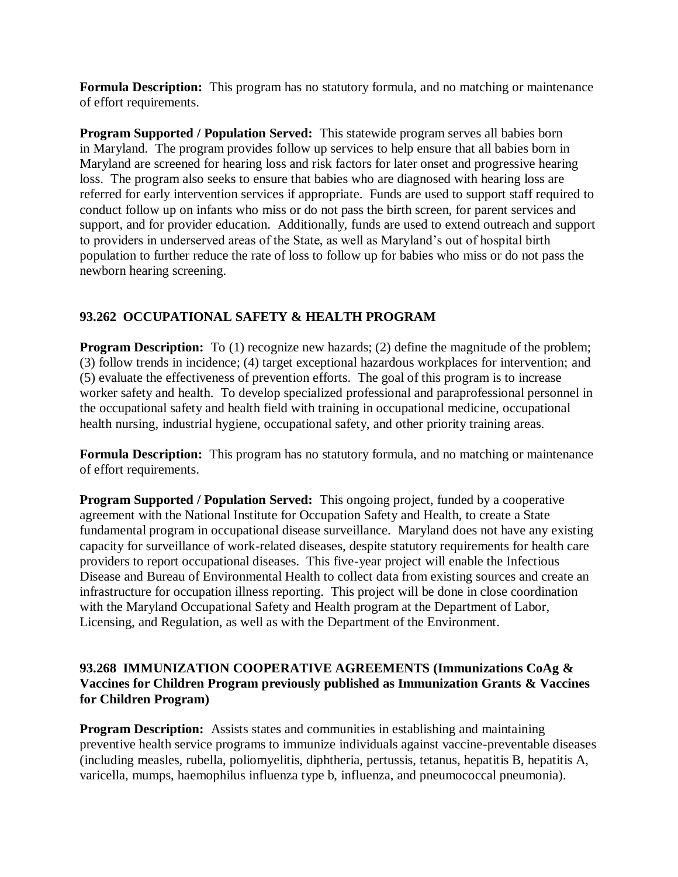**Formula Description:** This program has no statutory formula, and no matching or maintenance of effort requirements.

**Program Supported / Population Served:** This statewide program serves all babies born in Maryland. The program provides follow up services to help ensure that all babies born in Maryland are screened for hearing loss and risk factors for later onset and progressive hearing loss. The program also seeks to ensure that babies who are diagnosed with hearing loss are referred for early intervention services if appropriate. Funds are used to support staff required to conduct follow up on infants who miss or do not pass the birth screen, for parent services and support, and for provider education. Additionally, funds are used to extend outreach and support to providers in underserved areas of the State, as well as Maryland's out of hospital birth population to further reduce the rate of loss to follow up for babies who miss or do not pass the newborn hearing screening.

### 93.262 OCCUPATIONAL SAFETY & HEALTH PROGRAM

**Program Description:** To (1) recognize new hazards; (2) define the magnitude of the problem; (3) follow trends in incidence; (4) target exceptional hazardous workplaces for intervention; and (5) evaluate the effectiveness of prevention efforts. The goal of this program is to increase worker safety and health. To develop specialized professional and paraprofessional personnel in the occupational safety and health field with training in occupational medicine, occupational health nursing, industrial hygiene, occupational safety, and other priority training areas.

**Formula Description:** This program has no statutory formula, and no matching or maintenance of effort requirements.

**Program Supported / Population Served:** This ongoing project, funded by a cooperative agreement with the National Institute for Occupation Safety and Health, to create a State fundamental program in occupational disease surveillance. Maryland does not have any existing capacity for surveillance of work-related diseases, despite statutory requirements for health care providers to report occupational diseases. This five-year project will enable the Infectious Disease and Bureau of Environmental Health to collect data from existing sources and create an infrastructure for occupation illness reporting. This project will be done in close coordination with the Maryland Occupational Safety and Health program at the Department of Labor, Licensing, and Regulation, as well as with the Department of the Environment.

### 93.268 IMMUNIZATION COOPERATIVE AGREEMENTS (Immunizations CoAg & Vaccines for Children Program previously published as Immunization Grants & Vaccines for Children Program)

**Program Description:** Assists states and communities in establishing and maintaining preventive health service programs to immunize individuals against vaccine-preventable diseases (including measles, rubella, poliomyelitis, diphtheria, pertussis, tetanus, hepatitis B, hepatitis A, varicella, mumps, haemophilus influenza type b, influenza, and pneumococcal pneumonia).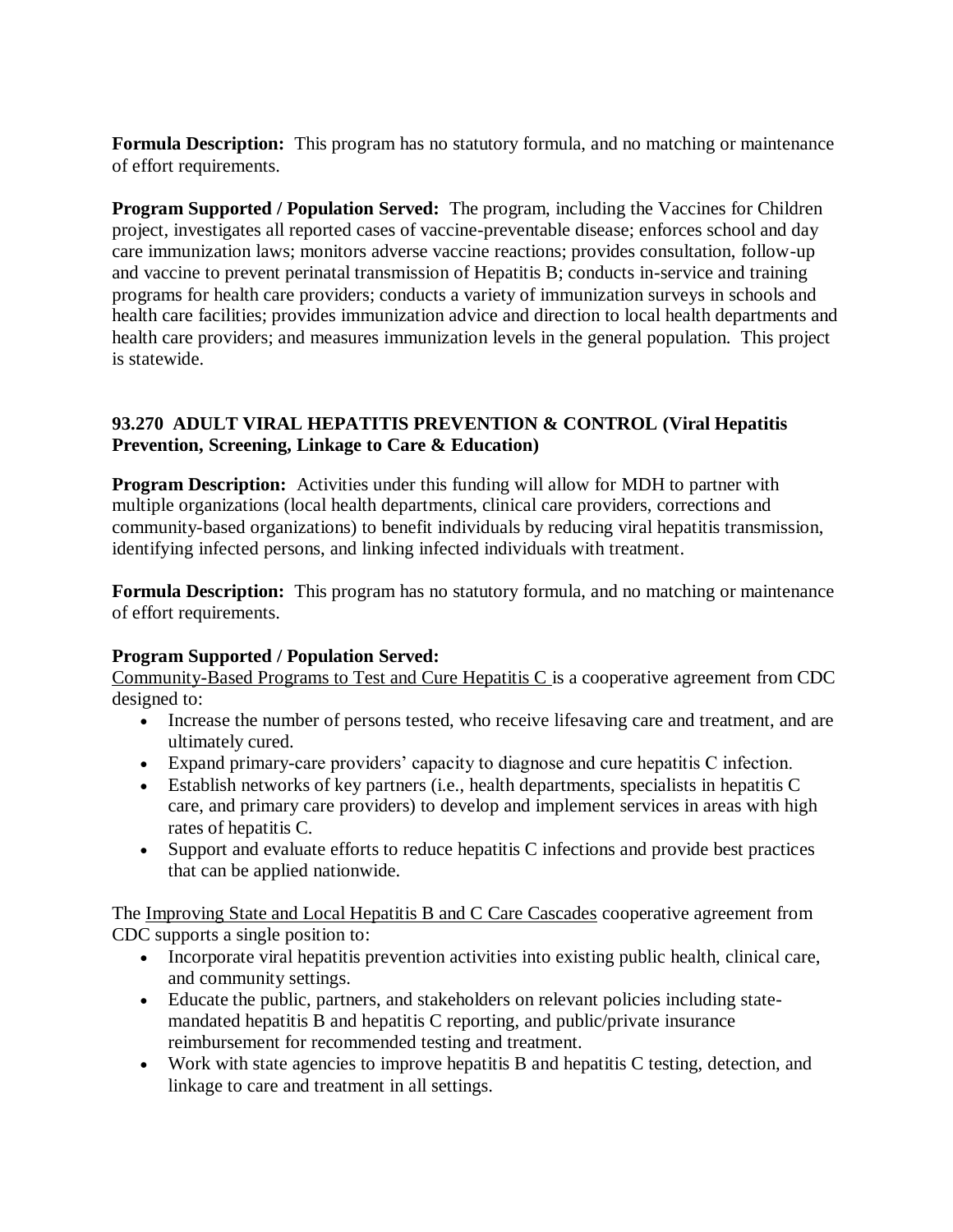**Formula Description:** This program has no statutory formula, and no matching or maintenance of effort requirements.

**Program Supported / Population Served:** The program, including the Vaccines for Children project, investigates all reported cases of vaccine-preventable disease; enforces school and day care immunization laws; monitors adverse vaccine reactions; provides consultation, follow-up and vaccine to prevent perinatal transmission of Hepatitis B; conducts in-service and training programs for health care providers; conducts a variety of immunization surveys in schools and health care facilities; provides immunization advice and direction to local health departments and health care providers; and measures immunization levels in the general population. This project is statewide.

### 93.270 ADULT VIRAL HEPATITIS PREVENTION & CONTROL (Viral Hepatitis Prevention, Screening, Linkage to Care & Education)

**Program Description:** Activities under this funding will allow for MDH to partner with multiple organizations (local health departments, clinical care providers, corrections and community-based organizations) to benefit individuals by reducing viral hepatitis transmission, identifying infected persons, and linking infected individuals with treatment.

**Formula Description:** This program has no statutory formula, and no matching or maintenance of effort requirements.

**Program Supported / Population Served:**
Community-Based Programs to Test and Cure Hepatitis C is a cooperative agreement from CDC designed to:

- Increase the number of persons tested, who receive lifesaving care and treatment, and are ultimately cured.
- Expand primary-care providers' capacity to diagnose and cure hepatitis C infection.
- Establish networks of key partners (i.e., health departments, specialists in hepatitis C care, and primary care providers) to develop and implement services in areas with high rates of hepatitis C.
- Support and evaluate efforts to reduce hepatitis C infections and provide best practices that can be applied nationwide.

The Improving State and Local Hepatitis B and C Care Cascades cooperative agreement from CDC supports a single position to:

- Incorporate viral hepatitis prevention activities into existing public health, clinical care, and community settings.
- Educate the public, partners, and stakeholders on relevant policies including state-mandated hepatitis B and hepatitis C reporting, and public/private insurance reimbursement for recommended testing and treatment.
- Work with state agencies to improve hepatitis B and hepatitis C testing, detection, and linkage to care and treatment in all settings.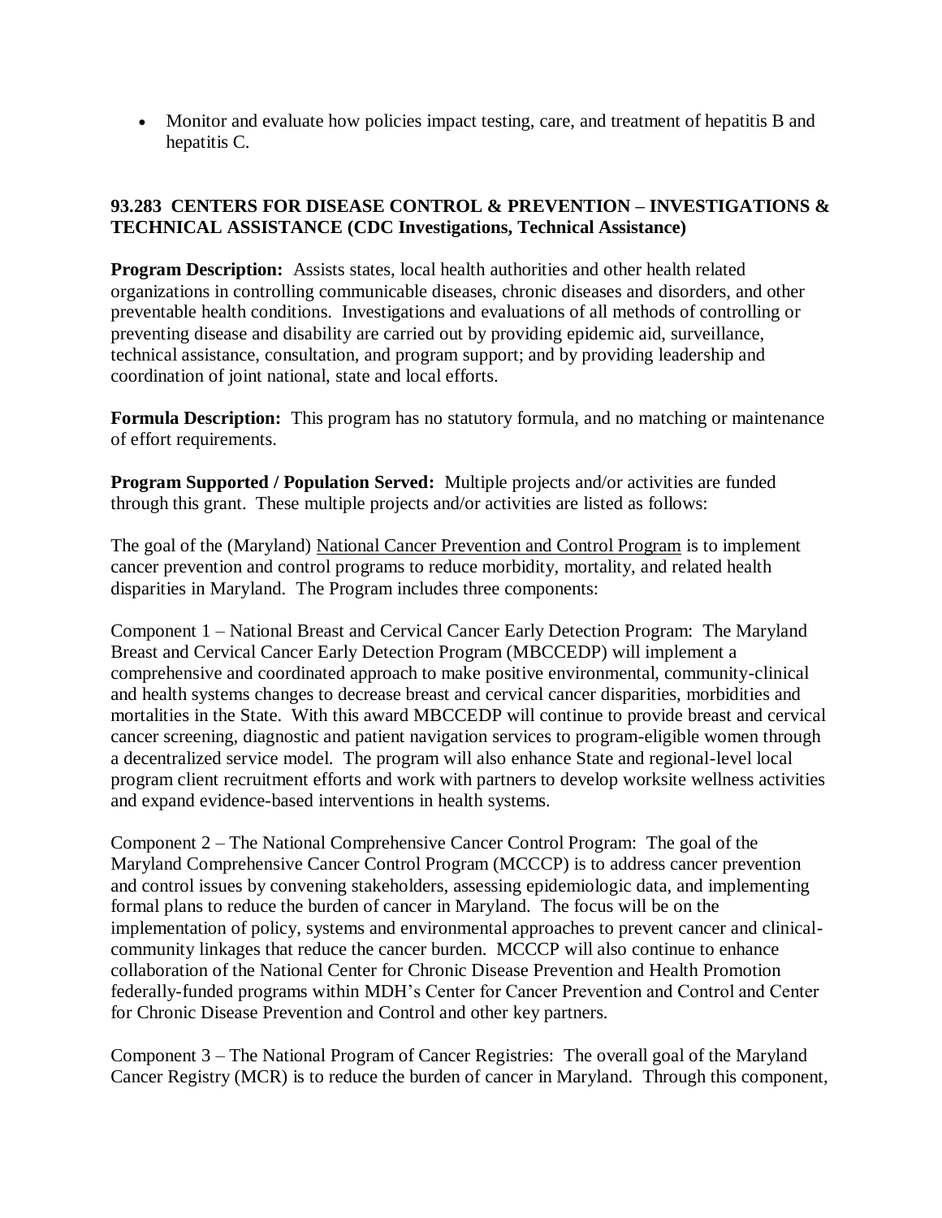- Monitor and evaluate how policies impact testing, care, and treatment of hepatitis B and hepatitis C.

### 93.283 CENTERS FOR DISEASE CONTROL & PREVENTION – INVESTIGATIONS & TECHNICAL ASSISTANCE (CDC Investigations, Technical Assistance)

**Program Description:** Assists states, local health authorities and other health related organizations in controlling communicable diseases, chronic diseases and disorders, and other preventable health conditions. Investigations and evaluations of all methods of controlling or preventing disease and disability are carried out by providing epidemic aid, surveillance, technical assistance, consultation, and program support; and by providing leadership and coordination of joint national, state and local efforts.

**Formula Description:** This program has no statutory formula, and no matching or maintenance of effort requirements.

**Program Supported / Population Served:** Multiple projects and/or activities are funded through this grant. These multiple projects and/or activities are listed as follows:

The goal of the (Maryland) National Cancer Prevention and Control Program is to implement cancer prevention and control programs to reduce morbidity, mortality, and related health disparities in Maryland. The Program includes three components:

Component 1 – National Breast and Cervical Cancer Early Detection Program: The Maryland Breast and Cervical Cancer Early Detection Program (MBCCEDP) will implement a comprehensive and coordinated approach to make positive environmental, community-clinical and health systems changes to decrease breast and cervical cancer disparities, morbidities and mortalities in the State. With this award MBCCEDP will continue to provide breast and cervical cancer screening, diagnostic and patient navigation services to program-eligible women through a decentralized service model. The program will also enhance State and regional-level local program client recruitment efforts and work with partners to develop worksite wellness activities and expand evidence-based interventions in health systems.

Component 2 – The National Comprehensive Cancer Control Program: The goal of the Maryland Comprehensive Cancer Control Program (MCCCP) is to address cancer prevention and control issues by convening stakeholders, assessing epidemiologic data, and implementing formal plans to reduce the burden of cancer in Maryland. The focus will be on the implementation of policy, systems and environmental approaches to prevent cancer and clinical-community linkages that reduce the cancer burden. MCCCP will also continue to enhance collaboration of the National Center for Chronic Disease Prevention and Health Promotion federally-funded programs within MDH's Center for Cancer Prevention and Control and Center for Chronic Disease Prevention and Control and other key partners.

Component 3 – The National Program of Cancer Registries: The overall goal of the Maryland Cancer Registry (MCR) is to reduce the burden of cancer in Maryland. Through this component,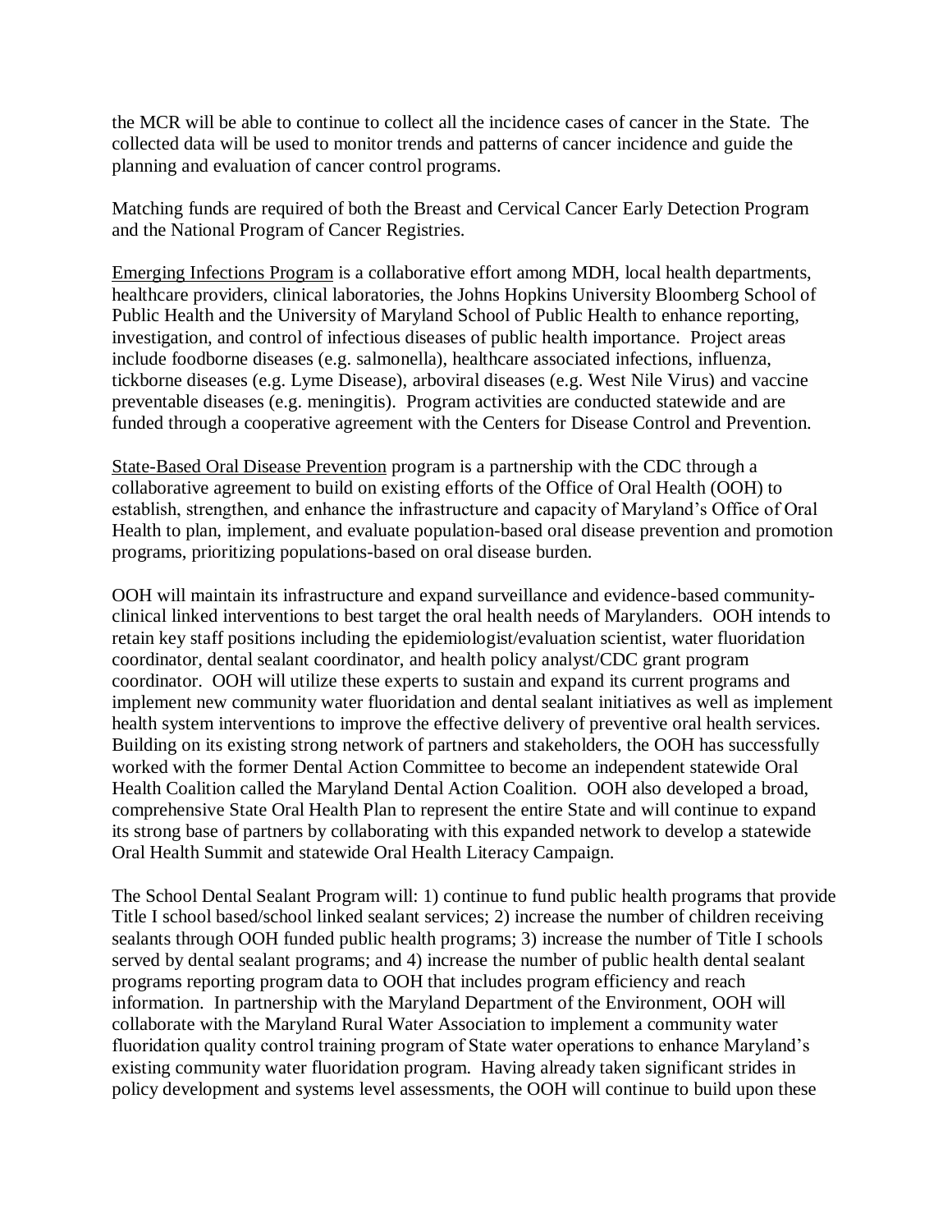the MCR will be able to continue to collect all the incidence cases of cancer in the State. The collected data will be used to monitor trends and patterns of cancer incidence and guide the planning and evaluation of cancer control programs.

Matching funds are required of both the Breast and Cervical Cancer Early Detection Program and the National Program of Cancer Registries.

<u>Emerging Infections Program</u> is a collaborative effort among MDH, local health departments, healthcare providers, clinical laboratories, the Johns Hopkins University Bloomberg School of Public Health and the University of Maryland School of Public Health to enhance reporting, investigation, and control of infectious diseases of public health importance. Project areas include foodborne diseases (e.g. salmonella), healthcare associated infections, influenza, tickborne diseases (e.g. Lyme Disease), arboviral diseases (e.g. West Nile Virus) and vaccine preventable diseases (e.g. meningitis). Program activities are conducted statewide and are funded through a cooperative agreement with the Centers for Disease Control and Prevention.

<u>State-Based Oral Disease Prevention</u> program is a partnership with the CDC through a collaborative agreement to build on existing efforts of the Office of Oral Health (OOH) to establish, strengthen, and enhance the infrastructure and capacity of Maryland's Office of Oral Health to plan, implement, and evaluate population-based oral disease prevention and promotion programs, prioritizing populations-based on oral disease burden.

OOH will maintain its infrastructure and expand surveillance and evidence-based community-clinical linked interventions to best target the oral health needs of Marylanders. OOH intends to retain key staff positions including the epidemiologist/evaluation scientist, water fluoridation coordinator, dental sealant coordinator, and health policy analyst/CDC grant program coordinator. OOH will utilize these experts to sustain and expand its current programs and implement new community water fluoridation and dental sealant initiatives as well as implement health system interventions to improve the effective delivery of preventive oral health services. Building on its existing strong network of partners and stakeholders, the OOH has successfully worked with the former Dental Action Committee to become an independent statewide Oral Health Coalition called the Maryland Dental Action Coalition. OOH also developed a broad, comprehensive State Oral Health Plan to represent the entire State and will continue to expand its strong base of partners by collaborating with this expanded network to develop a statewide Oral Health Summit and statewide Oral Health Literacy Campaign.

The School Dental Sealant Program will: 1) continue to fund public health programs that provide Title I school based/school linked sealant services; 2) increase the number of children receiving sealants through OOH funded public health programs; 3) increase the number of Title I schools served by dental sealant programs; and 4) increase the number of public health dental sealant programs reporting program data to OOH that includes program efficiency and reach information. In partnership with the Maryland Department of the Environment, OOH will collaborate with the Maryland Rural Water Association to implement a community water fluoridation quality control training program of State water operations to enhance Maryland's existing community water fluoridation program. Having already taken significant strides in policy development and systems level assessments, the OOH will continue to build upon these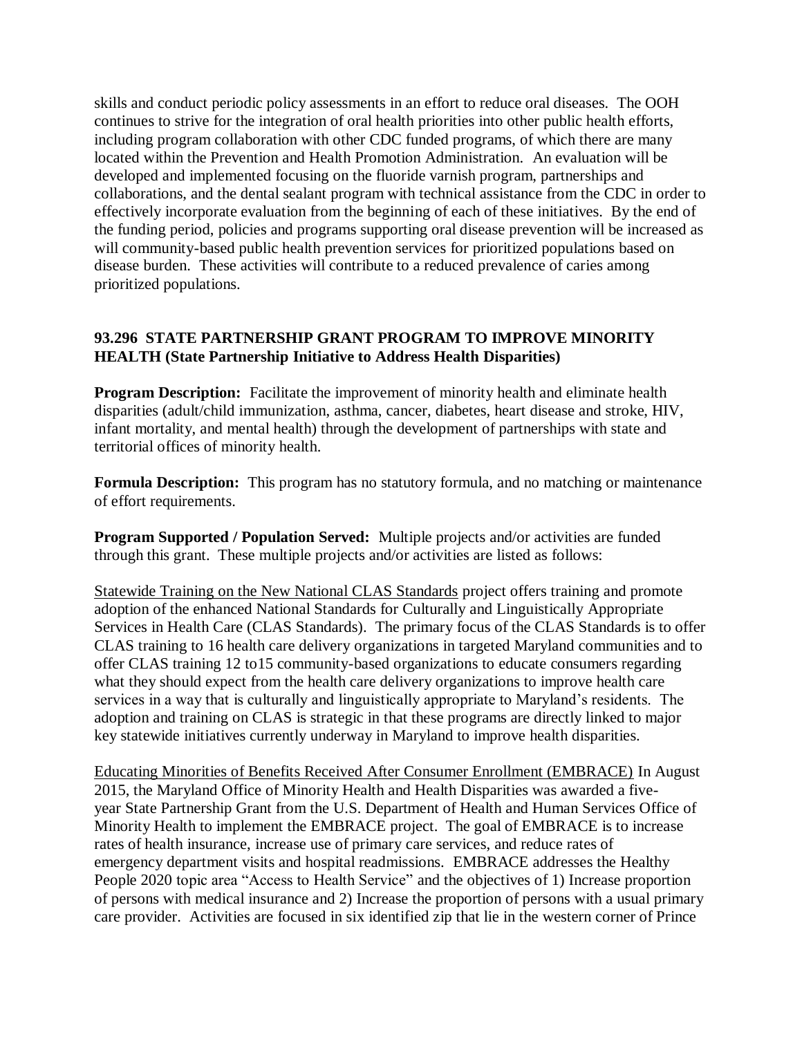skills and conduct periodic policy assessments in an effort to reduce oral diseases. The OOH continues to strive for the integration of oral health priorities into other public health efforts, including program collaboration with other CDC funded programs, of which there are many located within the Prevention and Health Promotion Administration. An evaluation will be developed and implemented focusing on the fluoride varnish program, partnerships and collaborations, and the dental sealant program with technical assistance from the CDC in order to effectively incorporate evaluation from the beginning of each of these initiatives. By the end of the funding period, policies and programs supporting oral disease prevention will be increased as will community-based public health prevention services for prioritized populations based on disease burden. These activities will contribute to a reduced prevalence of caries among prioritized populations.

### 93.296 STATE PARTNERSHIP GRANT PROGRAM TO IMPROVE MINORITY HEALTH (State Partnership Initiative to Address Health Disparities)

**Program Description:** Facilitate the improvement of minority health and eliminate health disparities (adult/child immunization, asthma, cancer, diabetes, heart disease and stroke, HIV, infant mortality, and mental health) through the development of partnerships with state and territorial offices of minority health.

**Formula Description:** This program has no statutory formula, and no matching or maintenance of effort requirements.

**Program Supported / Population Served:** Multiple projects and/or activities are funded through this grant. These multiple projects and/or activities are listed as follows:

Statewide Training on the New National CLAS Standards project offers training and promote adoption of the enhanced National Standards for Culturally and Linguistically Appropriate Services in Health Care (CLAS Standards). The primary focus of the CLAS Standards is to offer CLAS training to 16 health care delivery organizations in targeted Maryland communities and to offer CLAS training 12 to15 community-based organizations to educate consumers regarding what they should expect from the health care delivery organizations to improve health care services in a way that is culturally and linguistically appropriate to Maryland's residents. The adoption and training on CLAS is strategic in that these programs are directly linked to major key statewide initiatives currently underway in Maryland to improve health disparities.

Educating Minorities of Benefits Received After Consumer Enrollment (EMBRACE) In August 2015, the Maryland Office of Minority Health and Health Disparities was awarded a five-year State Partnership Grant from the U.S. Department of Health and Human Services Office of Minority Health to implement the EMBRACE project. The goal of EMBRACE is to increase rates of health insurance, increase use of primary care services, and reduce rates of emergency department visits and hospital readmissions. EMBRACE addresses the Healthy People 2020 topic area "Access to Health Service" and the objectives of 1) Increase proportion of persons with medical insurance and 2) Increase the proportion of persons with a usual primary care provider. Activities are focused in six identified zip that lie in the western corner of Prince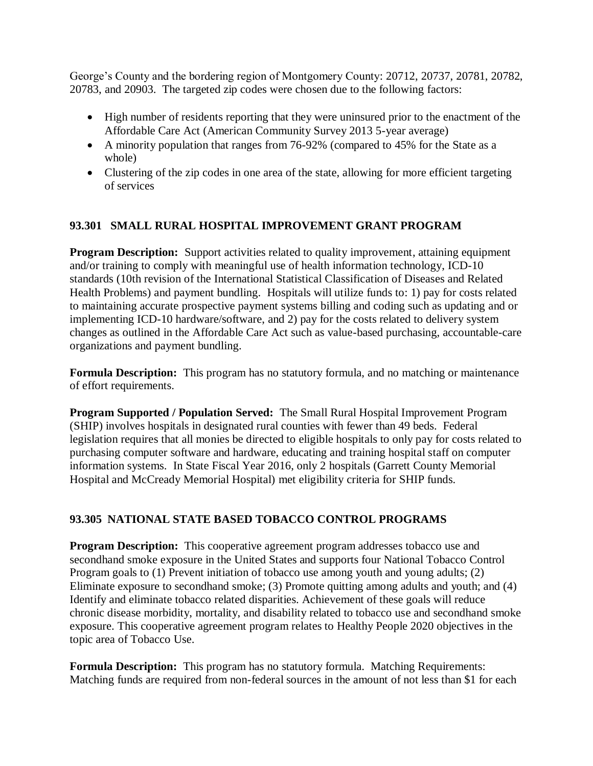George's County and the bordering region of Montgomery County: 20712, 20737, 20781, 20782, 20783, and 20903. The targeted zip codes were chosen due to the following factors:

- High number of residents reporting that they were uninsured prior to the enactment of the Affordable Care Act (American Community Survey 2013 5-year average)
- A minority population that ranges from 76-92% (compared to 45% for the State as a whole)
- Clustering of the zip codes in one area of the state, allowing for more efficient targeting of services

## 93.301 SMALL RURAL HOSPITAL IMPROVEMENT GRANT PROGRAM

**Program Description:** Support activities related to quality improvement, attaining equipment and/or training to comply with meaningful use of health information technology, ICD-10 standards (10th revision of the International Statistical Classification of Diseases and Related Health Problems) and payment bundling. Hospitals will utilize funds to: 1) pay for costs related to maintaining accurate prospective payment systems billing and coding such as updating and or implementing ICD-10 hardware/software, and 2) pay for the costs related to delivery system changes as outlined in the Affordable Care Act such as value-based purchasing, accountable-care organizations and payment bundling.

**Formula Description:** This program has no statutory formula, and no matching or maintenance of effort requirements.

**Program Supported / Population Served:** The Small Rural Hospital Improvement Program (SHIP) involves hospitals in designated rural counties with fewer than 49 beds. Federal legislation requires that all monies be directed to eligible hospitals to only pay for costs related to purchasing computer software and hardware, educating and training hospital staff on computer information systems. In State Fiscal Year 2016, only 2 hospitals (Garrett County Memorial Hospital and McCready Memorial Hospital) met eligibility criteria for SHIP funds.

## 93.305 NATIONAL STATE BASED TOBACCO CONTROL PROGRAMS

**Program Description:** This cooperative agreement program addresses tobacco use and secondhand smoke exposure in the United States and supports four National Tobacco Control Program goals to (1) Prevent initiation of tobacco use among youth and young adults; (2) Eliminate exposure to secondhand smoke; (3) Promote quitting among adults and youth; and (4) Identify and eliminate tobacco related disparities. Achievement of these goals will reduce chronic disease morbidity, mortality, and disability related to tobacco use and secondhand smoke exposure. This cooperative agreement program relates to Healthy People 2020 objectives in the topic area of Tobacco Use.

**Formula Description:** This program has no statutory formula. Matching Requirements: Matching funds are required from non-federal sources in the amount of not less than $1 for each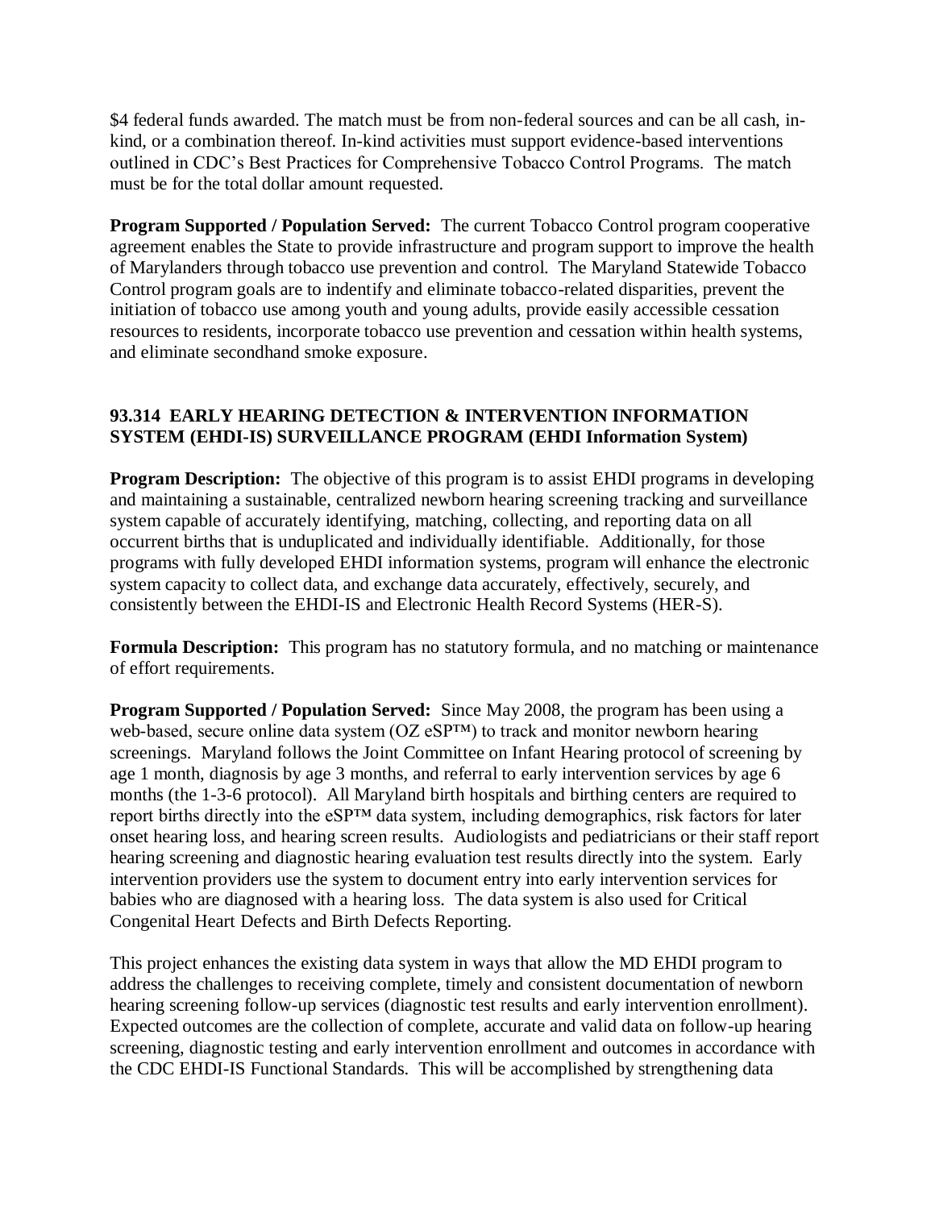$4 federal funds awarded. The match must be from non-federal sources and can be all cash, in-kind, or a combination thereof. In-kind activities must support evidence-based interventions outlined in CDC's Best Practices for Comprehensive Tobacco Control Programs. The match must be for the total dollar amount requested.

**Program Supported / Population Served:** The current Tobacco Control program cooperative agreement enables the State to provide infrastructure and program support to improve the health of Marylanders through tobacco use prevention and control. The Maryland Statewide Tobacco Control program goals are to indentify and eliminate tobacco-related disparities, prevent the initiation of tobacco use among youth and young adults, provide easily accessible cessation resources to residents, incorporate tobacco use prevention and cessation within health systems, and eliminate secondhand smoke exposure.

### 93.314 EARLY HEARING DETECTION & INTERVENTION INFORMATION SYSTEM (EHDI-IS) SURVEILLANCE PROGRAM (EHDI Information System)

**Program Description:** The objective of this program is to assist EHDI programs in developing and maintaining a sustainable, centralized newborn hearing screening tracking and surveillance system capable of accurately identifying, matching, collecting, and reporting data on all occurrent births that is unduplicated and individually identifiable. Additionally, for those programs with fully developed EHDI information systems, program will enhance the electronic system capacity to collect data, and exchange data accurately, effectively, securely, and consistently between the EHDI-IS and Electronic Health Record Systems (HER-S).

**Formula Description:** This program has no statutory formula, and no matching or maintenance of effort requirements.

**Program Supported / Population Served:** Since May 2008, the program has been using a web-based, secure online data system (OZ eSP™) to track and monitor newborn hearing screenings. Maryland follows the Joint Committee on Infant Hearing protocol of screening by age 1 month, diagnosis by age 3 months, and referral to early intervention services by age 6 months (the 1-3-6 protocol). All Maryland birth hospitals and birthing centers are required to report births directly into the eSP™ data system, including demographics, risk factors for later onset hearing loss, and hearing screen results. Audiologists and pediatricians or their staff report hearing screening and diagnostic hearing evaluation test results directly into the system. Early intervention providers use the system to document entry into early intervention services for babies who are diagnosed with a hearing loss. The data system is also used for Critical Congenital Heart Defects and Birth Defects Reporting.

This project enhances the existing data system in ways that allow the MD EHDI program to address the challenges to receiving complete, timely and consistent documentation of newborn hearing screening follow-up services (diagnostic test results and early intervention enrollment). Expected outcomes are the collection of complete, accurate and valid data on follow-up hearing screening, diagnostic testing and early intervention enrollment and outcomes in accordance with the CDC EHDI-IS Functional Standards. This will be accomplished by strengthening data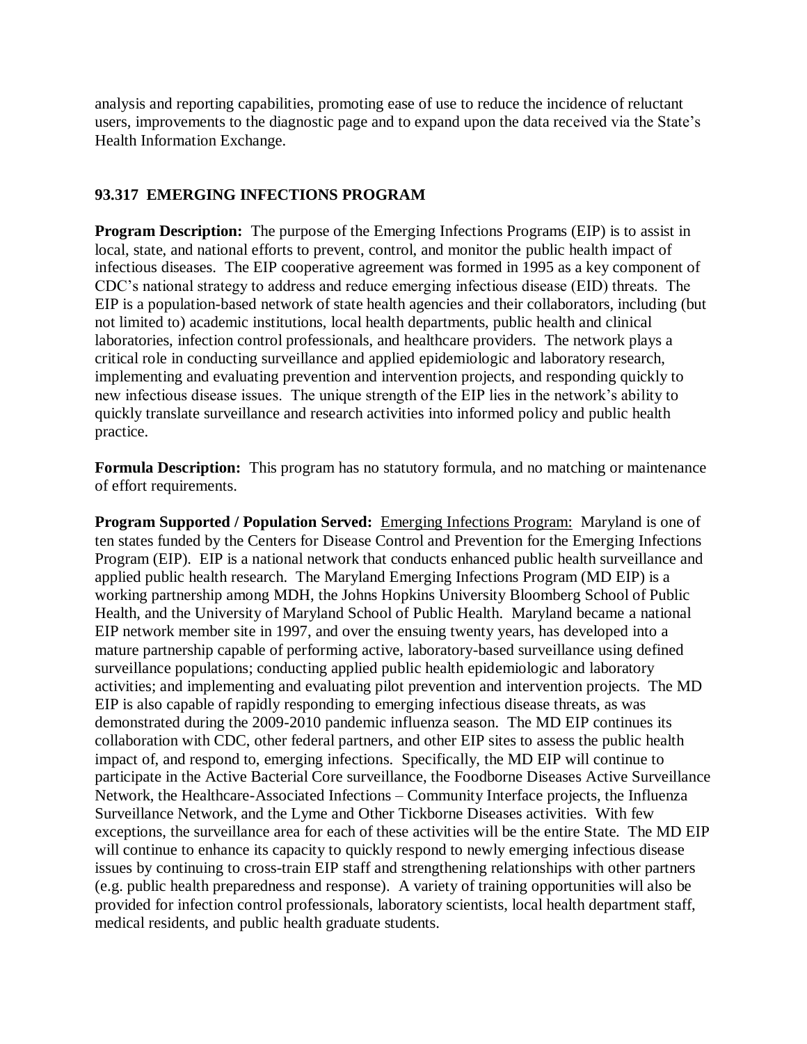analysis and reporting capabilities, promoting ease of use to reduce the incidence of reluctant users, improvements to the diagnostic page and to expand upon the data received via the State's Health Information Exchange.

### 93.317 EMERGING INFECTIONS PROGRAM

**Program Description:** The purpose of the Emerging Infections Programs (EIP) is to assist in local, state, and national efforts to prevent, control, and monitor the public health impact of infectious diseases. The EIP cooperative agreement was formed in 1995 as a key component of CDC's national strategy to address and reduce emerging infectious disease (EID) threats. The EIP is a population-based network of state health agencies and their collaborators, including (but not limited to) academic institutions, local health departments, public health and clinical laboratories, infection control professionals, and healthcare providers. The network plays a critical role in conducting surveillance and applied epidemiologic and laboratory research, implementing and evaluating prevention and intervention projects, and responding quickly to new infectious disease issues. The unique strength of the EIP lies in the network's ability to quickly translate surveillance and research activities into informed policy and public health practice.

**Formula Description:** This program has no statutory formula, and no matching or maintenance of effort requirements.

**Program Supported / Population Served:** Emerging Infections Program: Maryland is one of ten states funded by the Centers for Disease Control and Prevention for the Emerging Infections Program (EIP). EIP is a national network that conducts enhanced public health surveillance and applied public health research. The Maryland Emerging Infections Program (MD EIP) is a working partnership among MDH, the Johns Hopkins University Bloomberg School of Public Health, and the University of Maryland School of Public Health. Maryland became a national EIP network member site in 1997, and over the ensuing twenty years, has developed into a mature partnership capable of performing active, laboratory-based surveillance using defined surveillance populations; conducting applied public health epidemiologic and laboratory activities; and implementing and evaluating pilot prevention and intervention projects. The MD EIP is also capable of rapidly responding to emerging infectious disease threats, as was demonstrated during the 2009-2010 pandemic influenza season. The MD EIP continues its collaboration with CDC, other federal partners, and other EIP sites to assess the public health impact of, and respond to, emerging infections. Specifically, the MD EIP will continue to participate in the Active Bacterial Core surveillance, the Foodborne Diseases Active Surveillance Network, the Healthcare-Associated Infections – Community Interface projects, the Influenza Surveillance Network, and the Lyme and Other Tickborne Diseases activities. With few exceptions, the surveillance area for each of these activities will be the entire State. The MD EIP will continue to enhance its capacity to quickly respond to newly emerging infectious disease issues by continuing to cross-train EIP staff and strengthening relationships with other partners (e.g. public health preparedness and response). A variety of training opportunities will also be provided for infection control professionals, laboratory scientists, local health department staff, medical residents, and public health graduate students.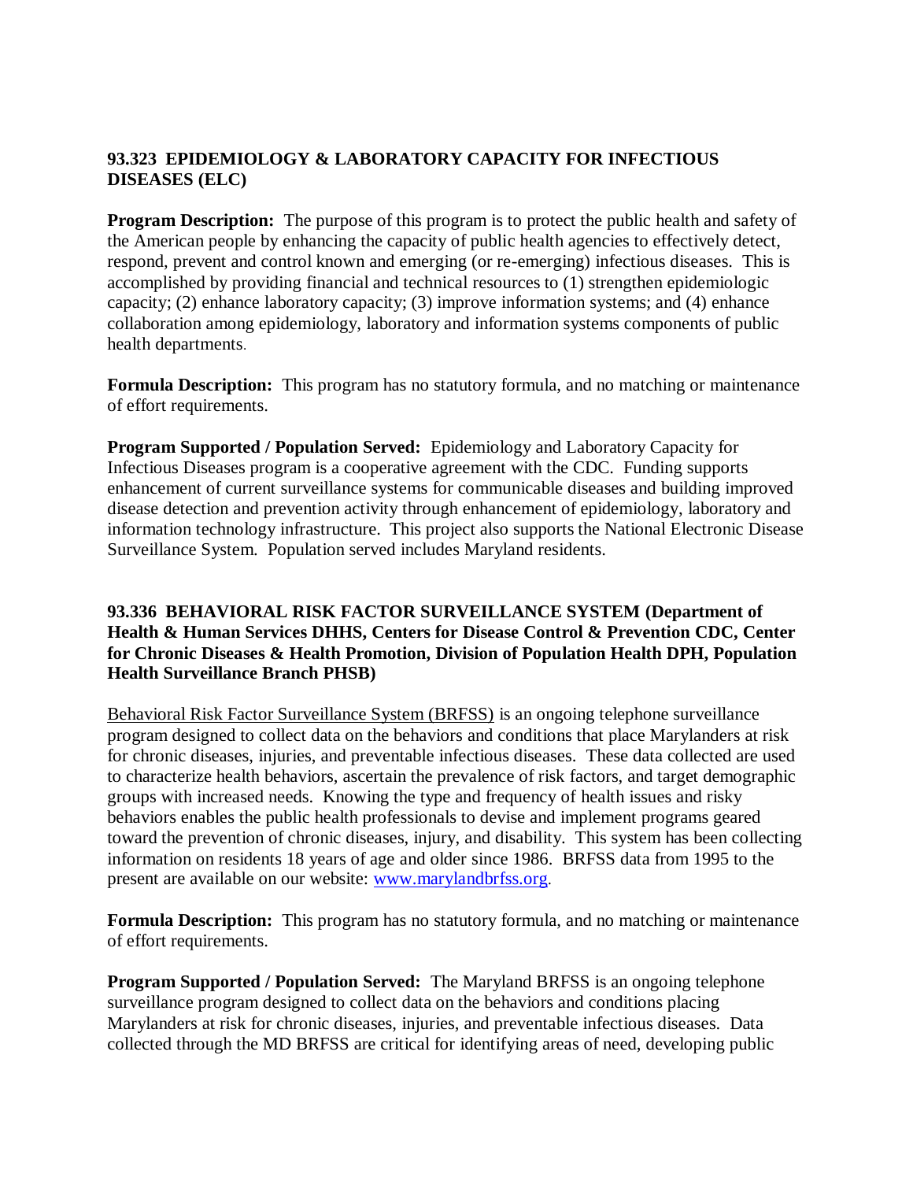### 93.323 EPIDEMIOLOGY & LABORATORY CAPACITY FOR INFECTIOUS DISEASES (ELC)

**Program Description:** The purpose of this program is to protect the public health and safety of the American people by enhancing the capacity of public health agencies to effectively detect, respond, prevent and control known and emerging (or re-emerging) infectious diseases. This is accomplished by providing financial and technical resources to (1) strengthen epidemiologic capacity; (2) enhance laboratory capacity; (3) improve information systems; and (4) enhance collaboration among epidemiology, laboratory and information systems components of public health departments.

**Formula Description:** This program has no statutory formula, and no matching or maintenance of effort requirements.

**Program Supported / Population Served:** Epidemiology and Laboratory Capacity for Infectious Diseases program is a cooperative agreement with the CDC. Funding supports enhancement of current surveillance systems for communicable diseases and building improved disease detection and prevention activity through enhancement of epidemiology, laboratory and information technology infrastructure. This project also supports the National Electronic Disease Surveillance System. Population served includes Maryland residents.

### 93.336 BEHAVIORAL RISK FACTOR SURVEILLANCE SYSTEM (Department of Health & Human Services DHHS, Centers for Disease Control & Prevention CDC, Center for Chronic Diseases & Health Promotion, Division of Population Health DPH, Population Health Surveillance Branch PHSB)

Behavioral Risk Factor Surveillance System (BRFSS) is an ongoing telephone surveillance program designed to collect data on the behaviors and conditions that place Marylanders at risk for chronic diseases, injuries, and preventable infectious diseases. These data collected are used to characterize health behaviors, ascertain the prevalence of risk factors, and target demographic groups with increased needs. Knowing the type and frequency of health issues and risky behaviors enables the public health professionals to devise and implement programs geared toward the prevention of chronic diseases, injury, and disability. This system has been collecting information on residents 18 years of age and older since 1986. BRFSS data from 1995 to the present are available on our website: www.marylandbrfss.org.

**Formula Description:** This program has no statutory formula, and no matching or maintenance of effort requirements.

**Program Supported / Population Served:** The Maryland BRFSS is an ongoing telephone surveillance program designed to collect data on the behaviors and conditions placing Marylanders at risk for chronic diseases, injuries, and preventable infectious diseases. Data collected through the MD BRFSS are critical for identifying areas of need, developing public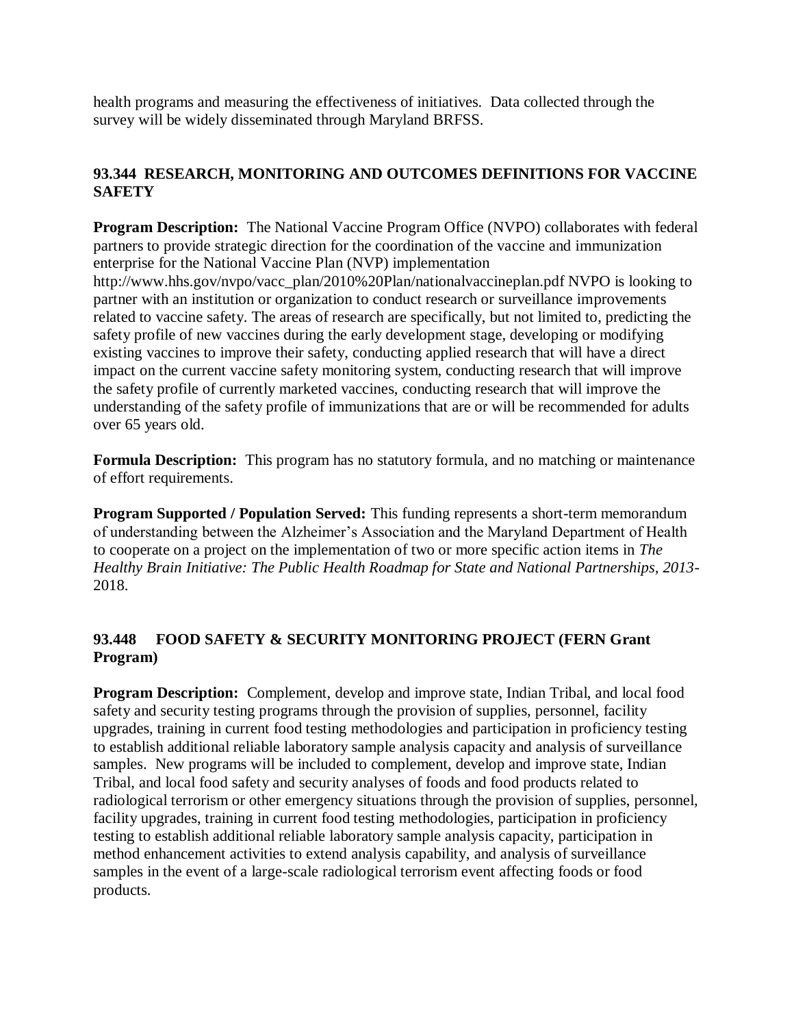health programs and measuring the effectiveness of initiatives. Data collected through the survey will be widely disseminated through Maryland BRFSS.

### 93.344 RESEARCH, MONITORING AND OUTCOMES DEFINITIONS FOR VACCINE SAFETY

**Program Description:** The National Vaccine Program Office (NVPO) collaborates with federal partners to provide strategic direction for the coordination of the vaccine and immunization enterprise for the National Vaccine Plan (NVP) implementation http://www.hhs.gov/nvpo/vacc_plan/2010%20Plan/nationalvaccineplan.pdf NVPO is looking to partner with an institution or organization to conduct research or surveillance improvements related to vaccine safety. The areas of research are specifically, but not limited to, predicting the safety profile of new vaccines during the early development stage, developing or modifying existing vaccines to improve their safety, conducting applied research that will have a direct impact on the current vaccine safety monitoring system, conducting research that will improve the safety profile of currently marketed vaccines, conducting research that will improve the understanding of the safety profile of immunizations that are or will be recommended for adults over 65 years old.

**Formula Description:** This program has no statutory formula, and no matching or maintenance of effort requirements.

**Program Supported / Population Served:** This funding represents a short-term memorandum of understanding between the Alzheimer's Association and the Maryland Department of Health to cooperate on a project on the implementation of two or more specific action items in *The Healthy Brain Initiative: The Public Health Roadmap for State and National Partnerships, 2013*-2018.

### 93.448 FOOD SAFETY & SECURITY MONITORING PROJECT (FERN Grant Program)

**Program Description:** Complement, develop and improve state, Indian Tribal, and local food safety and security testing programs through the provision of supplies, personnel, facility upgrades, training in current food testing methodologies and participation in proficiency testing to establish additional reliable laboratory sample analysis capacity and analysis of surveillance samples. New programs will be included to complement, develop and improve state, Indian Tribal, and local food safety and security analyses of foods and food products related to radiological terrorism or other emergency situations through the provision of supplies, personnel, facility upgrades, training in current food testing methodologies, participation in proficiency testing to establish additional reliable laboratory sample analysis capacity, participation in method enhancement activities to extend analysis capability, and analysis of surveillance samples in the event of a large-scale radiological terrorism event affecting foods or food products.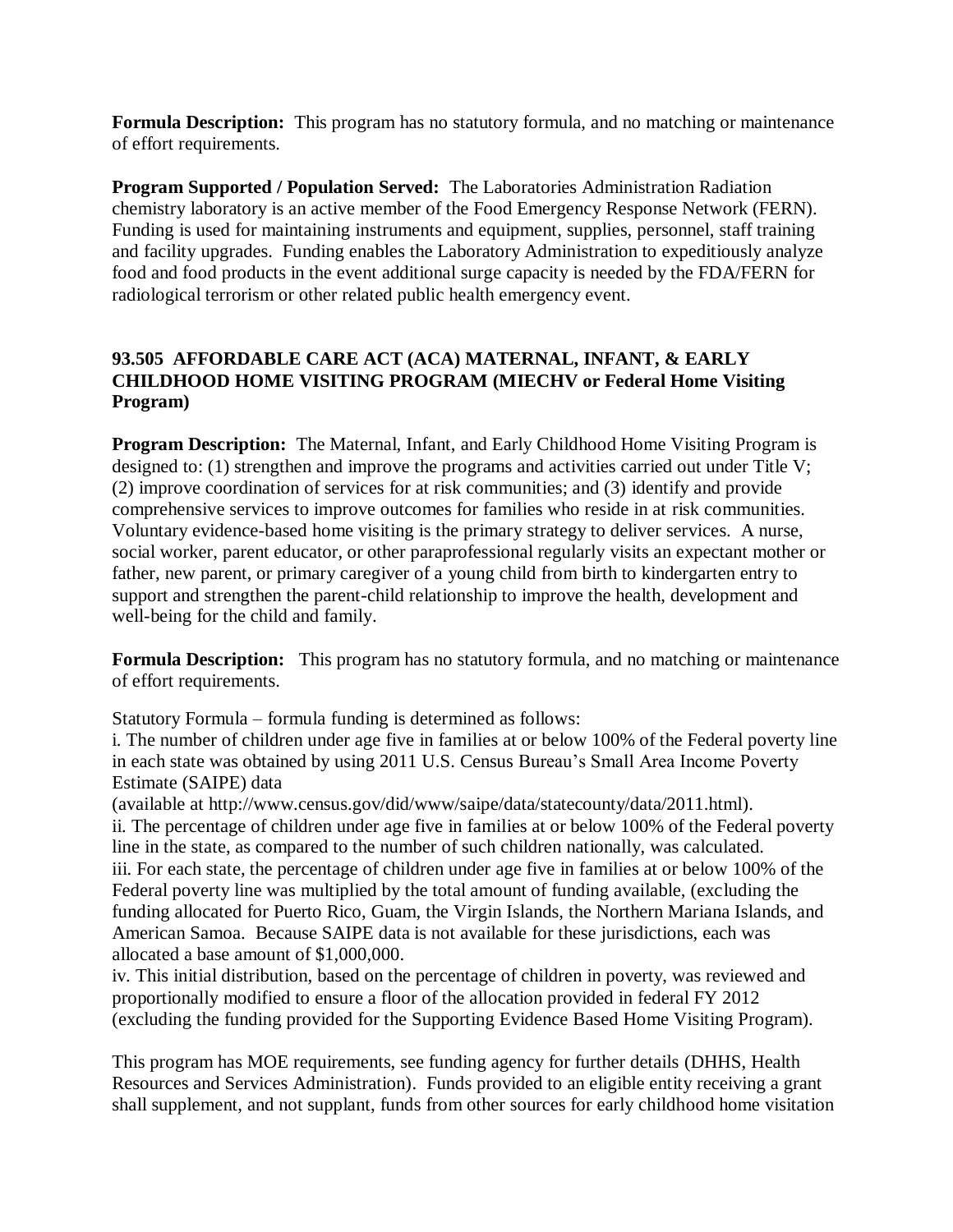**Formula Description:** This program has no statutory formula, and no matching or maintenance of effort requirements.

**Program Supported / Population Served:** The Laboratories Administration Radiation chemistry laboratory is an active member of the Food Emergency Response Network (FERN). Funding is used for maintaining instruments and equipment, supplies, personnel, staff training and facility upgrades. Funding enables the Laboratory Administration to expeditiously analyze food and food products in the event additional surge capacity is needed by the FDA/FERN for radiological terrorism or other related public health emergency event.

### 93.505 AFFORDABLE CARE ACT (ACA) MATERNAL, INFANT, & EARLY CHILDHOOD HOME VISITING PROGRAM (MIECHV or Federal Home Visiting Program)

**Program Description:** The Maternal, Infant, and Early Childhood Home Visiting Program is designed to: (1) strengthen and improve the programs and activities carried out under Title V; (2) improve coordination of services for at risk communities; and (3) identify and provide comprehensive services to improve outcomes for families who reside in at risk communities. Voluntary evidence-based home visiting is the primary strategy to deliver services. A nurse, social worker, parent educator, or other paraprofessional regularly visits an expectant mother or father, new parent, or primary caregiver of a young child from birth to kindergarten entry to support and strengthen the parent-child relationship to improve the health, development and well-being for the child and family.

**Formula Description:** This program has no statutory formula, and no matching or maintenance of effort requirements.

Statutory Formula – formula funding is determined as follows:

i. The number of children under age five in families at or below 100% of the Federal poverty line in each state was obtained by using 2011 U.S. Census Bureau's Small Area Income Poverty Estimate (SAIPE) data
(available at http://www.census.gov/did/www/saipe/data/statecounty/data/2011.html).

ii. The percentage of children under age five in families at or below 100% of the Federal poverty line in the state, as compared to the number of such children nationally, was calculated.

iii. For each state, the percentage of children under age five in families at or below 100% of the Federal poverty line was multiplied by the total amount of funding available, (excluding the funding allocated for Puerto Rico, Guam, the Virgin Islands, the Northern Mariana Islands, and American Samoa. Because SAIPE data is not available for these jurisdictions, each was allocated a base amount of $1,000,000.

iv. This initial distribution, based on the percentage of children in poverty, was reviewed and proportionally modified to ensure a floor of the allocation provided in federal FY 2012 (excluding the funding provided for the Supporting Evidence Based Home Visiting Program).

This program has MOE requirements, see funding agency for further details (DHHS, Health Resources and Services Administration). Funds provided to an eligible entity receiving a grant shall supplement, and not supplant, funds from other sources for early childhood home visitation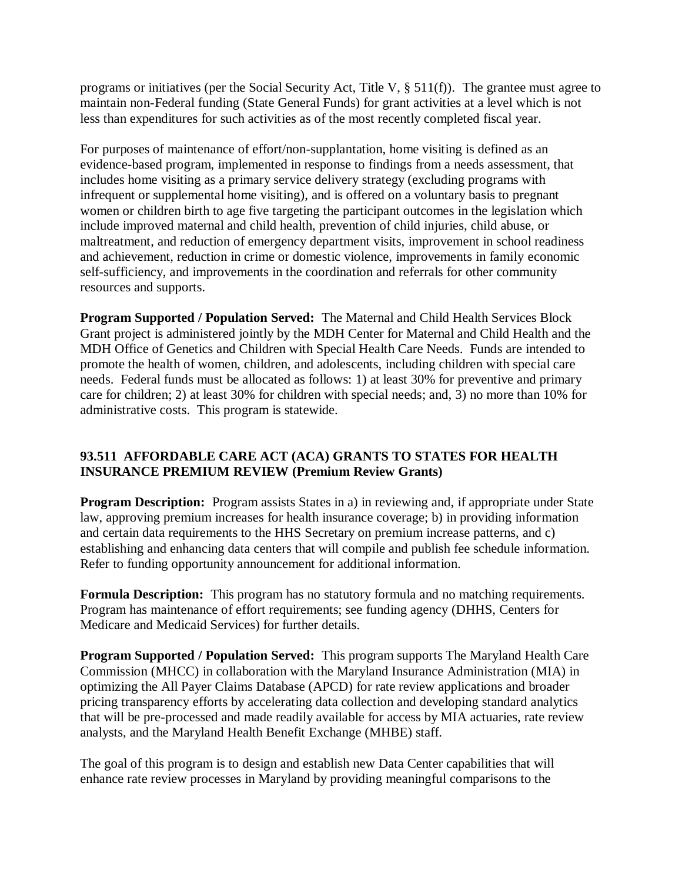programs or initiatives (per the Social Security Act, Title V, § 511(f)). The grantee must agree to maintain non-Federal funding (State General Funds) for grant activities at a level which is not less than expenditures for such activities as of the most recently completed fiscal year.

For purposes of maintenance of effort/non-supplantation, home visiting is defined as an evidence-based program, implemented in response to findings from a needs assessment, that includes home visiting as a primary service delivery strategy (excluding programs with infrequent or supplemental home visiting), and is offered on a voluntary basis to pregnant women or children birth to age five targeting the participant outcomes in the legislation which include improved maternal and child health, prevention of child injuries, child abuse, or maltreatment, and reduction of emergency department visits, improvement in school readiness and achievement, reduction in crime or domestic violence, improvements in family economic self-sufficiency, and improvements in the coordination and referrals for other community resources and supports.

**Program Supported / Population Served:** The Maternal and Child Health Services Block Grant project is administered jointly by the MDH Center for Maternal and Child Health and the MDH Office of Genetics and Children with Special Health Care Needs. Funds are intended to promote the health of women, children, and adolescents, including children with special care needs. Federal funds must be allocated as follows: 1) at least 30% for preventive and primary care for children; 2) at least 30% for children with special needs; and, 3) no more than 10% for administrative costs. This program is statewide.

## 93.511 AFFORDABLE CARE ACT (ACA) GRANTS TO STATES FOR HEALTH INSURANCE PREMIUM REVIEW (Premium Review Grants)

**Program Description:** Program assists States in a) in reviewing and, if appropriate under State law, approving premium increases for health insurance coverage; b) in providing information and certain data requirements to the HHS Secretary on premium increase patterns, and c) establishing and enhancing data centers that will compile and publish fee schedule information. Refer to funding opportunity announcement for additional information.

**Formula Description:** This program has no statutory formula and no matching requirements. Program has maintenance of effort requirements; see funding agency (DHHS, Centers for Medicare and Medicaid Services) for further details.

**Program Supported / Population Served:** This program supports The Maryland Health Care Commission (MHCC) in collaboration with the Maryland Insurance Administration (MIA) in optimizing the All Payer Claims Database (APCD) for rate review applications and broader pricing transparency efforts by accelerating data collection and developing standard analytics that will be pre-processed and made readily available for access by MIA actuaries, rate review analysts, and the Maryland Health Benefit Exchange (MHBE) staff.

The goal of this program is to design and establish new Data Center capabilities that will enhance rate review processes in Maryland by providing meaningful comparisons to the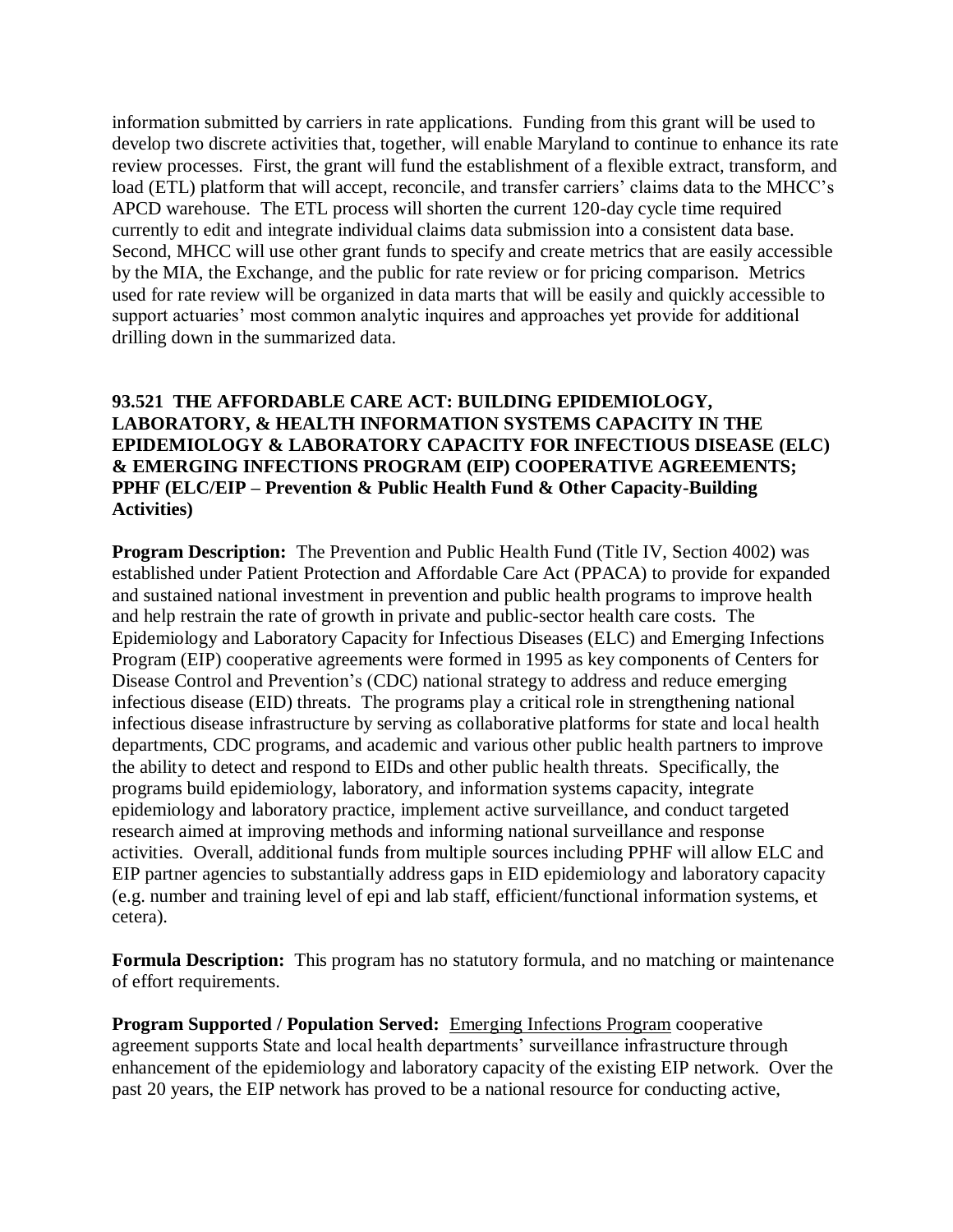information submitted by carriers in rate applications. Funding from this grant will be used to develop two discrete activities that, together, will enable Maryland to continue to enhance its rate review processes. First, the grant will fund the establishment of a flexible extract, transform, and load (ETL) platform that will accept, reconcile, and transfer carriers' claims data to the MHCC's APCD warehouse. The ETL process will shorten the current 120-day cycle time required currently to edit and integrate individual claims data submission into a consistent data base. Second, MHCC will use other grant funds to specify and create metrics that are easily accessible by the MIA, the Exchange, and the public for rate review or for pricing comparison. Metrics used for rate review will be organized in data marts that will be easily and quickly accessible to support actuaries' most common analytic inquires and approaches yet provide for additional drilling down in the summarized data.

**93.521 THE AFFORDABLE CARE ACT: BUILDING EPIDEMIOLOGY, LABORATORY, & HEALTH INFORMATION SYSTEMS CAPACITY IN THE EPIDEMIOLOGY & LABORATORY CAPACITY FOR INFECTIOUS DISEASE (ELC) & EMERGING INFECTIONS PROGRAM (EIP) COOPERATIVE AGREEMENTS; PPHF (ELC/EIP – Prevention & Public Health Fund & Other Capacity-Building Activities)**

**Program Description:** The Prevention and Public Health Fund (Title IV, Section 4002) was established under Patient Protection and Affordable Care Act (PPACA) to provide for expanded and sustained national investment in prevention and public health programs to improve health and help restrain the rate of growth in private and public-sector health care costs. The Epidemiology and Laboratory Capacity for Infectious Diseases (ELC) and Emerging Infections Program (EIP) cooperative agreements were formed in 1995 as key components of Centers for Disease Control and Prevention's (CDC) national strategy to address and reduce emerging infectious disease (EID) threats. The programs play a critical role in strengthening national infectious disease infrastructure by serving as collaborative platforms for state and local health departments, CDC programs, and academic and various other public health partners to improve the ability to detect and respond to EIDs and other public health threats. Specifically, the programs build epidemiology, laboratory, and information systems capacity, integrate epidemiology and laboratory practice, implement active surveillance, and conduct targeted research aimed at improving methods and informing national surveillance and response activities. Overall, additional funds from multiple sources including PPHF will allow ELC and EIP partner agencies to substantially address gaps in EID epidemiology and laboratory capacity (e.g. number and training level of epi and lab staff, efficient/functional information systems, et cetera).

**Formula Description:** This program has no statutory formula, and no matching or maintenance of effort requirements.

**Program Supported / Population Served:** Emerging Infections Program cooperative agreement supports State and local health departments' surveillance infrastructure through enhancement of the epidemiology and laboratory capacity of the existing EIP network. Over the past 20 years, the EIP network has proved to be a national resource for conducting active,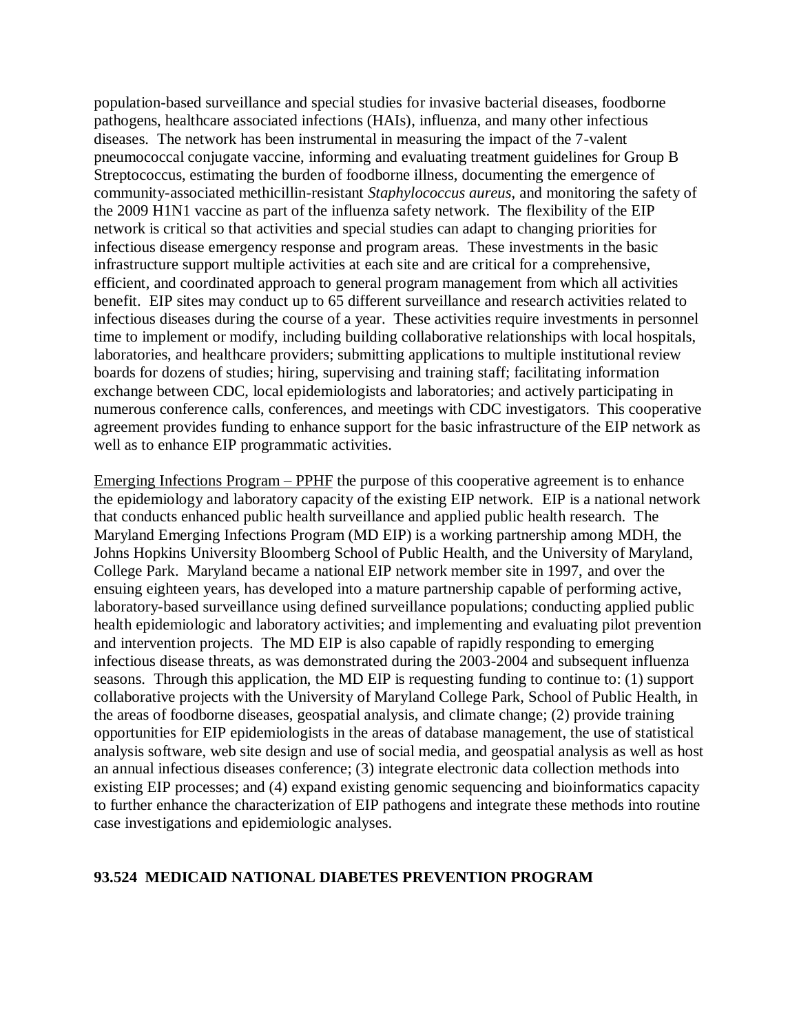population-based surveillance and special studies for invasive bacterial diseases, foodborne pathogens, healthcare associated infections (HAIs), influenza, and many other infectious diseases. The network has been instrumental in measuring the impact of the 7-valent pneumococcal conjugate vaccine, informing and evaluating treatment guidelines for Group B Streptococcus, estimating the burden of foodborne illness, documenting the emergence of community-associated methicillin-resistant *Staphylococcus aureus*, and monitoring the safety of the 2009 H1N1 vaccine as part of the influenza safety network. The flexibility of the EIP network is critical so that activities and special studies can adapt to changing priorities for infectious disease emergency response and program areas. These investments in the basic infrastructure support multiple activities at each site and are critical for a comprehensive, efficient, and coordinated approach to general program management from which all activities benefit. EIP sites may conduct up to 65 different surveillance and research activities related to infectious diseases during the course of a year. These activities require investments in personnel time to implement or modify, including building collaborative relationships with local hospitals, laboratories, and healthcare providers; submitting applications to multiple institutional review boards for dozens of studies; hiring, supervising and training staff; facilitating information exchange between CDC, local epidemiologists and laboratories; and actively participating in numerous conference calls, conferences, and meetings with CDC investigators. This cooperative agreement provides funding to enhance support for the basic infrastructure of the EIP network as well as to enhance EIP programmatic activities.

<u>Emerging Infections Program – PPHF</u> the purpose of this cooperative agreement is to enhance the epidemiology and laboratory capacity of the existing EIP network. EIP is a national network that conducts enhanced public health surveillance and applied public health research. The Maryland Emerging Infections Program (MD EIP) is a working partnership among MDH, the Johns Hopkins University Bloomberg School of Public Health, and the University of Maryland, College Park. Maryland became a national EIP network member site in 1997, and over the ensuing eighteen years, has developed into a mature partnership capable of performing active, laboratory-based surveillance using defined surveillance populations; conducting applied public health epidemiologic and laboratory activities; and implementing and evaluating pilot prevention and intervention projects. The MD EIP is also capable of rapidly responding to emerging infectious disease threats, as was demonstrated during the 2003-2004 and subsequent influenza seasons. Through this application, the MD EIP is requesting funding to continue to: (1) support collaborative projects with the University of Maryland College Park, School of Public Health, in the areas of foodborne diseases, geospatial analysis, and climate change; (2) provide training opportunities for EIP epidemiologists in the areas of database management, the use of statistical analysis software, web site design and use of social media, and geospatial analysis as well as host an annual infectious diseases conference; (3) integrate electronic data collection methods into existing EIP processes; and (4) expand existing genomic sequencing and bioinformatics capacity to further enhance the characterization of EIP pathogens and integrate these methods into routine case investigations and epidemiologic analyses.

**93.524 MEDICAID NATIONAL DIABETES PREVENTION PROGRAM**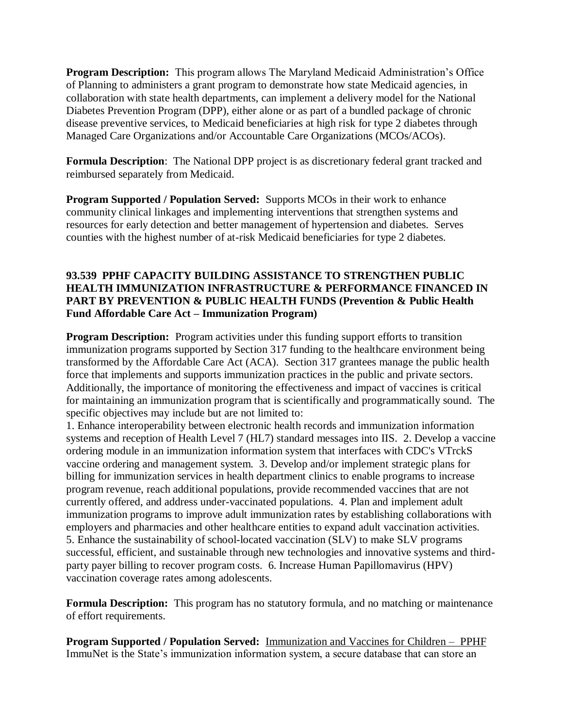**Program Description:** This program allows The Maryland Medicaid Administration's Office of Planning to administers a grant program to demonstrate how state Medicaid agencies, in collaboration with state health departments, can implement a delivery model for the National Diabetes Prevention Program (DPP), either alone or as part of a bundled package of chronic disease preventive services, to Medicaid beneficiaries at high risk for type 2 diabetes through Managed Care Organizations and/or Accountable Care Organizations (MCOs/ACOs).

**Formula Description**: The National DPP project is as discretionary federal grant tracked and reimbursed separately from Medicaid.

**Program Supported / Population Served:** Supports MCOs in their work to enhance community clinical linkages and implementing interventions that strengthen systems and resources for early detection and better management of hypertension and diabetes. Serves counties with the highest number of at-risk Medicaid beneficiaries for type 2 diabetes.

**93.539 PPHF CAPACITY BUILDING ASSISTANCE TO STRENGTHEN PUBLIC HEALTH IMMUNIZATION INFRASTRUCTURE & PERFORMANCE FINANCED IN PART BY PREVENTION & PUBLIC HEALTH FUNDS (Prevention & Public Health Fund Affordable Care Act – Immunization Program)**

**Program Description:** Program activities under this funding support efforts to transition immunization programs supported by Section 317 funding to the healthcare environment being transformed by the Affordable Care Act (ACA). Section 317 grantees manage the public health force that implements and supports immunization practices in the public and private sectors. Additionally, the importance of monitoring the effectiveness and impact of vaccines is critical for maintaining an immunization program that is scientifically and programmatically sound. The specific objectives may include but are not limited to:

1. Enhance interoperability between electronic health records and immunization information systems and reception of Health Level 7 (HL7) standard messages into IIS. 2. Develop a vaccine ordering module in an immunization information system that interfaces with CDC's VTrckS vaccine ordering and management system. 3. Develop and/or implement strategic plans for billing for immunization services in health department clinics to enable programs to increase program revenue, reach additional populations, provide recommended vaccines that are not currently offered, and address under-vaccinated populations. 4. Plan and implement adult immunization programs to improve adult immunization rates by establishing collaborations with employers and pharmacies and other healthcare entities to expand adult vaccination activities. 5. Enhance the sustainability of school-located vaccination (SLV) to make SLV programs successful, efficient, and sustainable through new technologies and innovative systems and third-party payer billing to recover program costs. 6. Increase Human Papillomavirus (HPV) vaccination coverage rates among adolescents.

**Formula Description:** This program has no statutory formula, and no matching or maintenance of effort requirements.

**Program Supported / Population Served:** Immunization and Vaccines for Children – PPHF
ImmuNet is the State's immunization information system, a secure database that can store an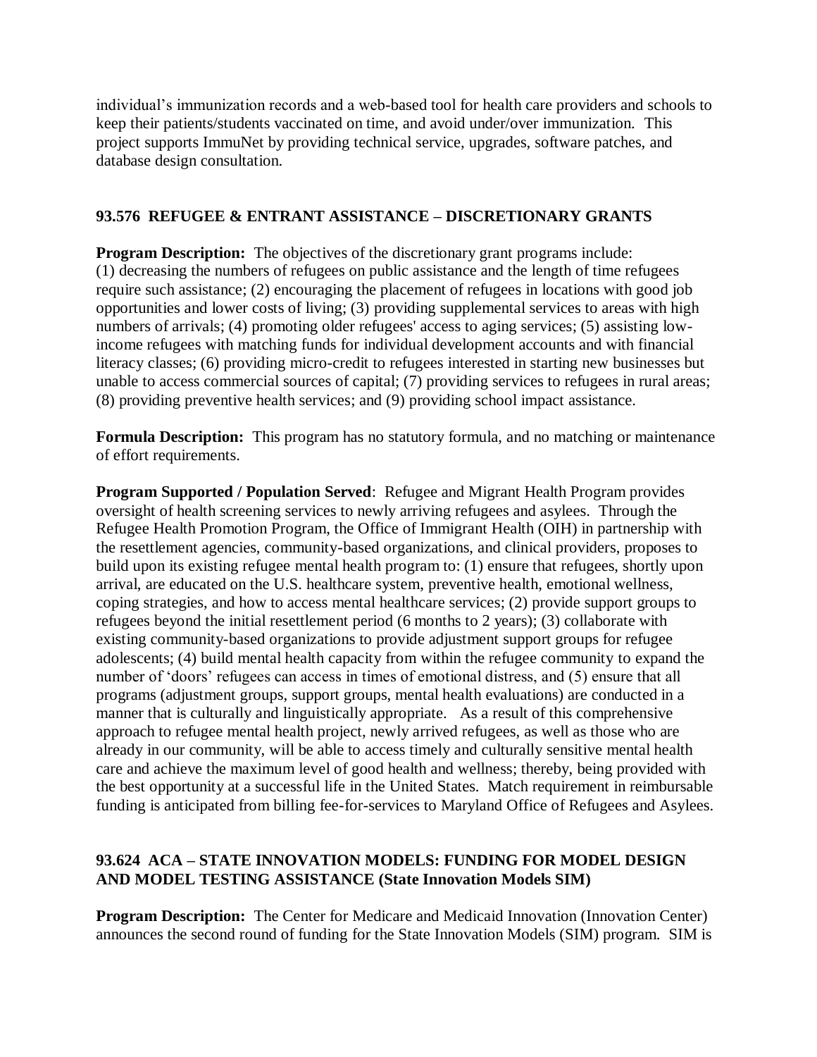individual's immunization records and a web-based tool for health care providers and schools to keep their patients/students vaccinated on time, and avoid under/over immunization. This project supports ImmuNet by providing technical service, upgrades, software patches, and database design consultation.

### 93.576 REFUGEE & ENTRANT ASSISTANCE – DISCRETIONARY GRANTS

**Program Description:** The objectives of the discretionary grant programs include: (1) decreasing the numbers of refugees on public assistance and the length of time refugees require such assistance; (2) encouraging the placement of refugees in locations with good job opportunities and lower costs of living; (3) providing supplemental services to areas with high numbers of arrivals; (4) promoting older refugees' access to aging services; (5) assisting low-income refugees with matching funds for individual development accounts and with financial literacy classes; (6) providing micro-credit to refugees interested in starting new businesses but unable to access commercial sources of capital; (7) providing services to refugees in rural areas; (8) providing preventive health services; and (9) providing school impact assistance.

**Formula Description:** This program has no statutory formula, and no matching or maintenance of effort requirements.

**Program Supported / Population Served**: Refugee and Migrant Health Program provides oversight of health screening services to newly arriving refugees and asylees. Through the Refugee Health Promotion Program, the Office of Immigrant Health (OIH) in partnership with the resettlement agencies, community-based organizations, and clinical providers, proposes to build upon its existing refugee mental health program to: (1) ensure that refugees, shortly upon arrival, are educated on the U.S. healthcare system, preventive health, emotional wellness, coping strategies, and how to access mental healthcare services; (2) provide support groups to refugees beyond the initial resettlement period (6 months to 2 years); (3) collaborate with existing community-based organizations to provide adjustment support groups for refugee adolescents; (4) build mental health capacity from within the refugee community to expand the number of 'doors' refugees can access in times of emotional distress, and (5) ensure that all programs (adjustment groups, support groups, mental health evaluations) are conducted in a manner that is culturally and linguistically appropriate. As a result of this comprehensive approach to refugee mental health project, newly arrived refugees, as well as those who are already in our community, will be able to access timely and culturally sensitive mental health care and achieve the maximum level of good health and wellness; thereby, being provided with the best opportunity at a successful life in the United States. Match requirement in reimbursable funding is anticipated from billing fee-for-services to Maryland Office of Refugees and Asylees.

### 93.624 ACA – STATE INNOVATION MODELS: FUNDING FOR MODEL DESIGN AND MODEL TESTING ASSISTANCE (State Innovation Models SIM)

**Program Description:** The Center for Medicare and Medicaid Innovation (Innovation Center) announces the second round of funding for the State Innovation Models (SIM) program. SIM is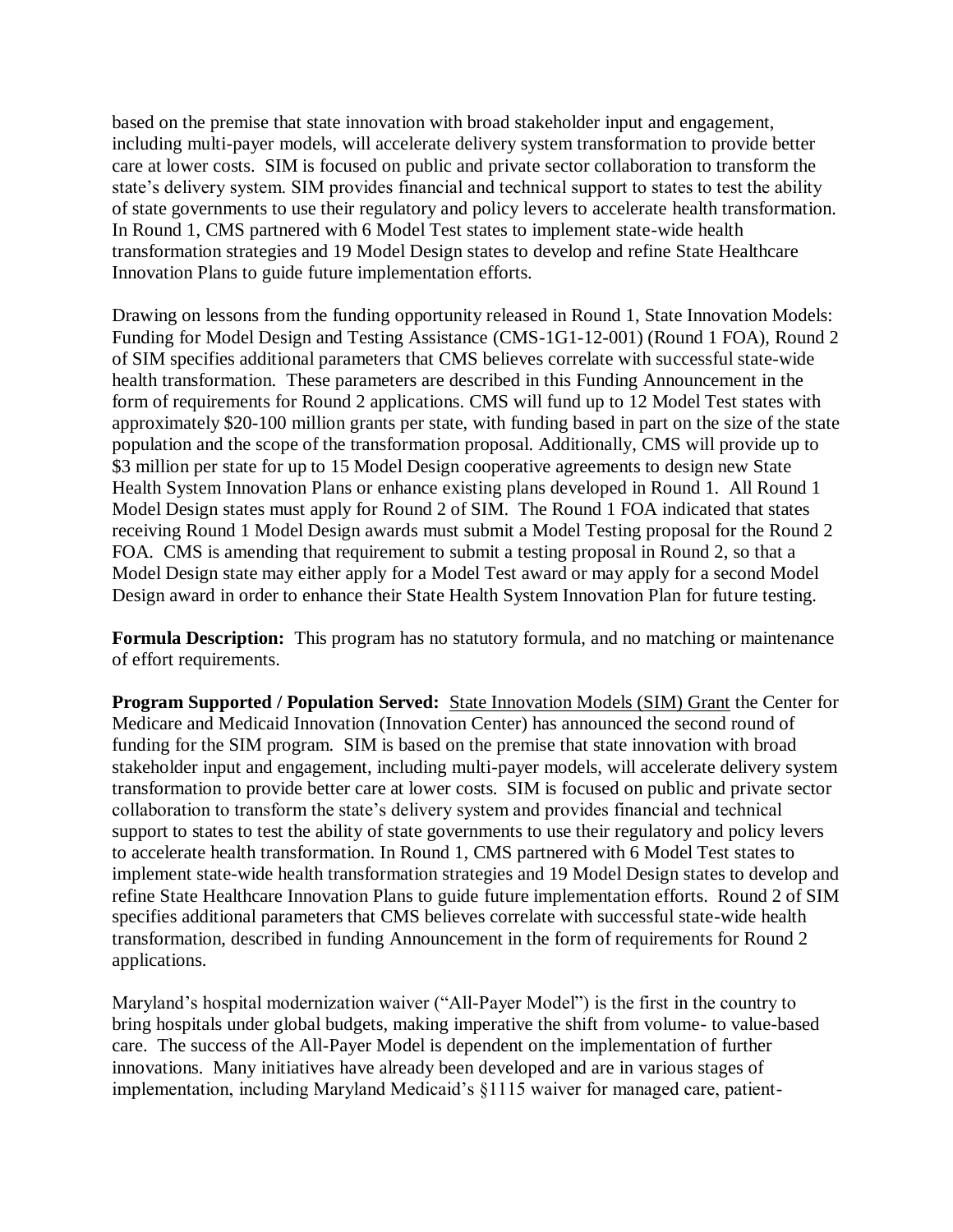based on the premise that state innovation with broad stakeholder input and engagement, including multi-payer models, will accelerate delivery system transformation to provide better care at lower costs. SIM is focused on public and private sector collaboration to transform the state's delivery system. SIM provides financial and technical support to states to test the ability of state governments to use their regulatory and policy levers to accelerate health transformation. In Round 1, CMS partnered with 6 Model Test states to implement state-wide health transformation strategies and 19 Model Design states to develop and refine State Healthcare Innovation Plans to guide future implementation efforts.

Drawing on lessons from the funding opportunity released in Round 1, State Innovation Models: Funding for Model Design and Testing Assistance (CMS-1G1-12-001) (Round 1 FOA), Round 2 of SIM specifies additional parameters that CMS believes correlate with successful state-wide health transformation. These parameters are described in this Funding Announcement in the form of requirements for Round 2 applications. CMS will fund up to 12 Model Test states with approximately $20-100 million grants per state, with funding based in part on the size of the state population and the scope of the transformation proposal. Additionally, CMS will provide up to $3 million per state for up to 15 Model Design cooperative agreements to design new State Health System Innovation Plans or enhance existing plans developed in Round 1. All Round 1 Model Design states must apply for Round 2 of SIM. The Round 1 FOA indicated that states receiving Round 1 Model Design awards must submit a Model Testing proposal for the Round 2 FOA. CMS is amending that requirement to submit a testing proposal in Round 2, so that a Model Design state may either apply for a Model Test award or may apply for a second Model Design award in order to enhance their State Health System Innovation Plan for future testing.

**Formula Description:** This program has no statutory formula, and no matching or maintenance of effort requirements.

**Program Supported / Population Served:** State Innovation Models (SIM) Grant the Center for Medicare and Medicaid Innovation (Innovation Center) has announced the second round of funding for the SIM program. SIM is based on the premise that state innovation with broad stakeholder input and engagement, including multi-payer models, will accelerate delivery system transformation to provide better care at lower costs. SIM is focused on public and private sector collaboration to transform the state's delivery system and provides financial and technical support to states to test the ability of state governments to use their regulatory and policy levers to accelerate health transformation. In Round 1, CMS partnered with 6 Model Test states to implement state-wide health transformation strategies and 19 Model Design states to develop and refine State Healthcare Innovation Plans to guide future implementation efforts. Round 2 of SIM specifies additional parameters that CMS believes correlate with successful state-wide health transformation, described in funding Announcement in the form of requirements for Round 2 applications.

Maryland's hospital modernization waiver ("All-Payer Model") is the first in the country to bring hospitals under global budgets, making imperative the shift from volume- to value-based care. The success of the All-Payer Model is dependent on the implementation of further innovations. Many initiatives have already been developed and are in various stages of implementation, including Maryland Medicaid's §1115 waiver for managed care, patient-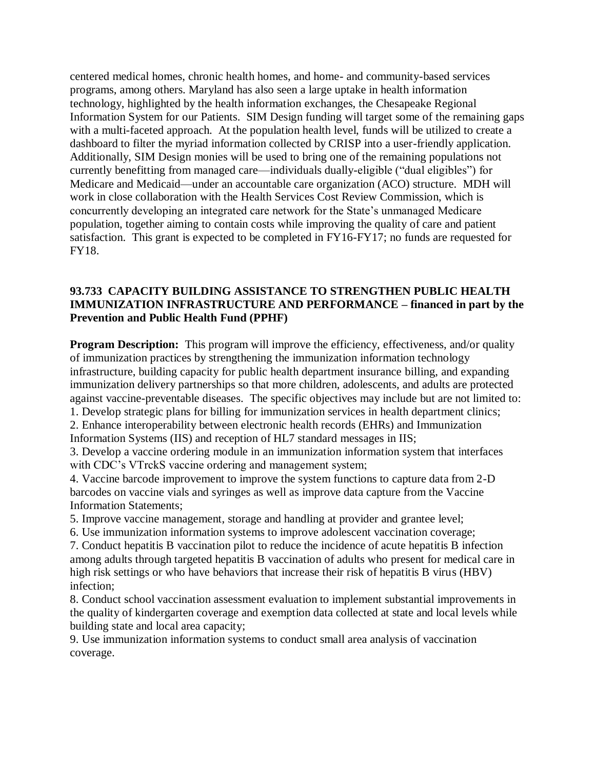centered medical homes, chronic health homes, and home- and community-based services programs, among others. Maryland has also seen a large uptake in health information technology, highlighted by the health information exchanges, the Chesapeake Regional Information System for our Patients. SIM Design funding will target some of the remaining gaps with a multi-faceted approach. At the population health level, funds will be utilized to create a dashboard to filter the myriad information collected by CRISP into a user-friendly application. Additionally, SIM Design monies will be used to bring one of the remaining populations not currently benefitting from managed care—individuals dually-eligible ("dual eligibles") for Medicare and Medicaid—under an accountable care organization (ACO) structure. MDH will work in close collaboration with the Health Services Cost Review Commission, which is concurrently developing an integrated care network for the State's unmanaged Medicare population, together aiming to contain costs while improving the quality of care and patient satisfaction. This grant is expected to be completed in FY16-FY17; no funds are requested for FY18.

**93.733 CAPACITY BUILDING ASSISTANCE TO STRENGTHEN PUBLIC HEALTH IMMUNIZATION INFRASTRUCTURE AND PERFORMANCE – financed in part by the Prevention and Public Health Fund (PPHF)**

**Program Description:** This program will improve the efficiency, effectiveness, and/or quality of immunization practices by strengthening the immunization information technology infrastructure, building capacity for public health department insurance billing, and expanding immunization delivery partnerships so that more children, adolescents, and adults are protected against vaccine-preventable diseases. The specific objectives may include but are not limited to:

1. Develop strategic plans for billing for immunization services in health department clinics;
2. Enhance interoperability between electronic health records (EHRs) and Immunization Information Systems (IIS) and reception of HL7 standard messages in IIS;
3. Develop a vaccine ordering module in an immunization information system that interfaces with CDC's VTrckS vaccine ordering and management system;
4. Vaccine barcode improvement to improve the system functions to capture data from 2-D barcodes on vaccine vials and syringes as well as improve data capture from the Vaccine Information Statements;
5. Improve vaccine management, storage and handling at provider and grantee level;
6. Use immunization information systems to improve adolescent vaccination coverage;
7. Conduct hepatitis B vaccination pilot to reduce the incidence of acute hepatitis B infection among adults through targeted hepatitis B vaccination of adults who present for medical care in high risk settings or who have behaviors that increase their risk of hepatitis B virus (HBV) infection;
8. Conduct school vaccination assessment evaluation to implement substantial improvements in the quality of kindergarten coverage and exemption data collected at state and local levels while building state and local area capacity;
9. Use immunization information systems to conduct small area analysis of vaccination coverage.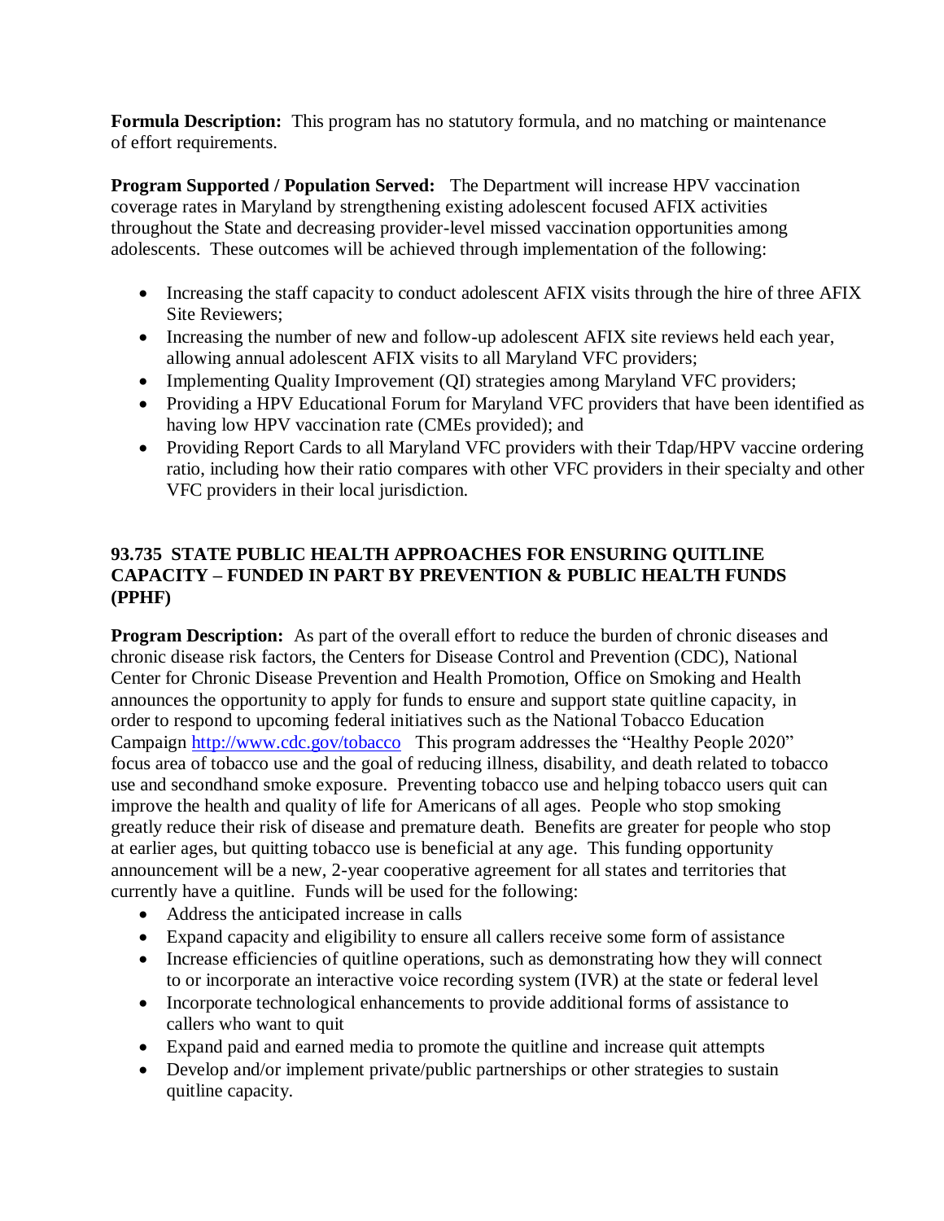**Formula Description:** This program has no statutory formula, and no matching or maintenance of effort requirements.

**Program Supported / Population Served:** The Department will increase HPV vaccination coverage rates in Maryland by strengthening existing adolescent focused AFIX activities throughout the State and decreasing provider-level missed vaccination opportunities among adolescents. These outcomes will be achieved through implementation of the following:

- Increasing the staff capacity to conduct adolescent AFIX visits through the hire of three AFIX Site Reviewers;
- Increasing the number of new and follow-up adolescent AFIX site reviews held each year, allowing annual adolescent AFIX visits to all Maryland VFC providers;
- Implementing Quality Improvement (QI) strategies among Maryland VFC providers;
- Providing a HPV Educational Forum for Maryland VFC providers that have been identified as having low HPV vaccination rate (CMEs provided); and
- Providing Report Cards to all Maryland VFC providers with their Tdap/HPV vaccine ordering ratio, including how their ratio compares with other VFC providers in their specialty and other VFC providers in their local jurisdiction.

### 93.735 STATE PUBLIC HEALTH APPROACHES FOR ENSURING QUITLINE CAPACITY – FUNDED IN PART BY PREVENTION & PUBLIC HEALTH FUNDS (PPHF)

**Program Description:** As part of the overall effort to reduce the burden of chronic diseases and chronic disease risk factors, the Centers for Disease Control and Prevention (CDC), National Center for Chronic Disease Prevention and Health Promotion, Office on Smoking and Health announces the opportunity to apply for funds to ensure and support state quitline capacity, in order to respond to upcoming federal initiatives such as the National Tobacco Education Campaign http://www.cdc.gov/tobacco This program addresses the "Healthy People 2020" focus area of tobacco use and the goal of reducing illness, disability, and death related to tobacco use and secondhand smoke exposure. Preventing tobacco use and helping tobacco users quit can improve the health and quality of life for Americans of all ages. People who stop smoking greatly reduce their risk of disease and premature death. Benefits are greater for people who stop at earlier ages, but quitting tobacco use is beneficial at any age. This funding opportunity announcement will be a new, 2-year cooperative agreement for all states and territories that currently have a quitline. Funds will be used for the following:

- Address the anticipated increase in calls
- Expand capacity and eligibility to ensure all callers receive some form of assistance
- Increase efficiencies of quitline operations, such as demonstrating how they will connect to or incorporate an interactive voice recording system (IVR) at the state or federal level
- Incorporate technological enhancements to provide additional forms of assistance to callers who want to quit
- Expand paid and earned media to promote the quitline and increase quit attempts
- Develop and/or implement private/public partnerships or other strategies to sustain quitline capacity.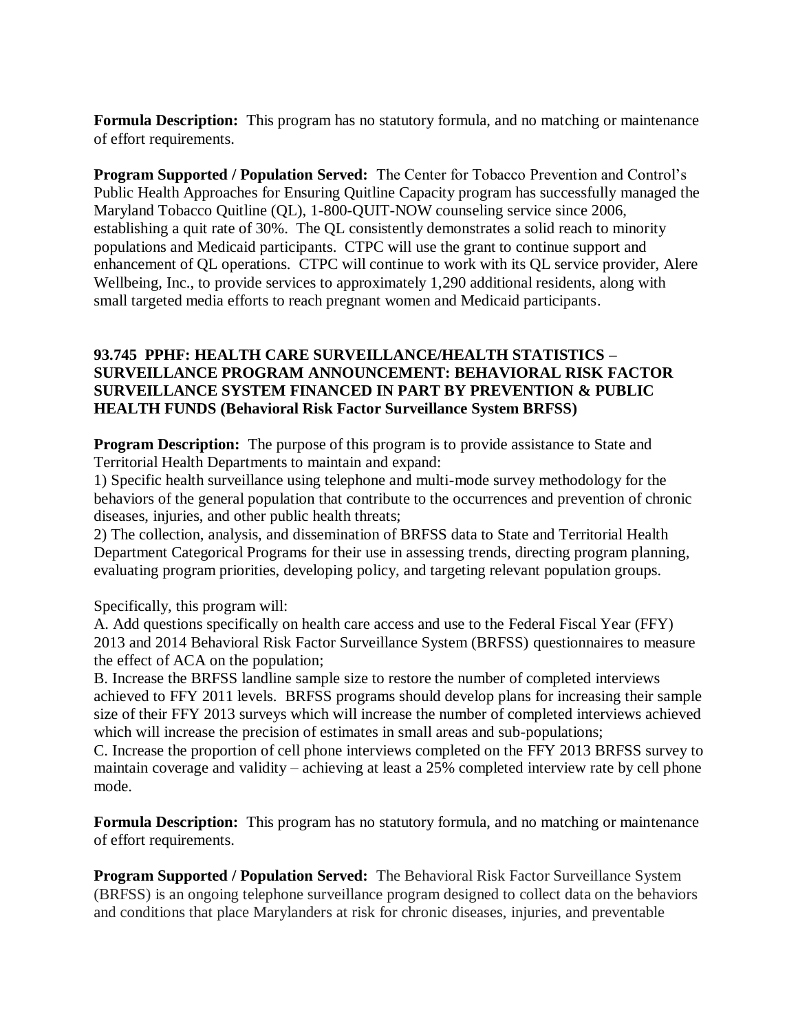**Formula Description:** This program has no statutory formula, and no matching or maintenance of effort requirements.

**Program Supported / Population Served:** The Center for Tobacco Prevention and Control's Public Health Approaches for Ensuring Quitline Capacity program has successfully managed the Maryland Tobacco Quitline (QL), 1-800-QUIT-NOW counseling service since 2006, establishing a quit rate of 30%. The QL consistently demonstrates a solid reach to minority populations and Medicaid participants. CTPC will use the grant to continue support and enhancement of QL operations. CTPC will continue to work with its QL service provider, Alere Wellbeing, Inc., to provide services to approximately 1,290 additional residents, along with small targeted media efforts to reach pregnant women and Medicaid participants.

### 93.745 PPHF: HEALTH CARE SURVEILLANCE/HEALTH STATISTICS – SURVEILLANCE PROGRAM ANNOUNCEMENT: BEHAVIORAL RISK FACTOR SURVEILLANCE SYSTEM FINANCED IN PART BY PREVENTION & PUBLIC HEALTH FUNDS (Behavioral Risk Factor Surveillance System BRFSS)

**Program Description:** The purpose of this program is to provide assistance to State and Territorial Health Departments to maintain and expand:

1) Specific health surveillance using telephone and multi-mode survey methodology for the behaviors of the general population that contribute to the occurrences and prevention of chronic diseases, injuries, and other public health threats;

2) The collection, analysis, and dissemination of BRFSS data to State and Territorial Health Department Categorical Programs for their use in assessing trends, directing program planning, evaluating program priorities, developing policy, and targeting relevant population groups.

Specifically, this program will:

A. Add questions specifically on health care access and use to the Federal Fiscal Year (FFY) 2013 and 2014 Behavioral Risk Factor Surveillance System (BRFSS) questionnaires to measure the effect of ACA on the population;

B. Increase the BRFSS landline sample size to restore the number of completed interviews achieved to FFY 2011 levels. BRFSS programs should develop plans for increasing their sample size of their FFY 2013 surveys which will increase the number of completed interviews achieved which will increase the precision of estimates in small areas and sub-populations;

C. Increase the proportion of cell phone interviews completed on the FFY 2013 BRFSS survey to maintain coverage and validity – achieving at least a 25% completed interview rate by cell phone mode.

**Formula Description:** This program has no statutory formula, and no matching or maintenance of effort requirements.

**Program Supported / Population Served:** The Behavioral Risk Factor Surveillance System (BRFSS) is an ongoing telephone surveillance program designed to collect data on the behaviors and conditions that place Marylanders at risk for chronic diseases, injuries, and preventable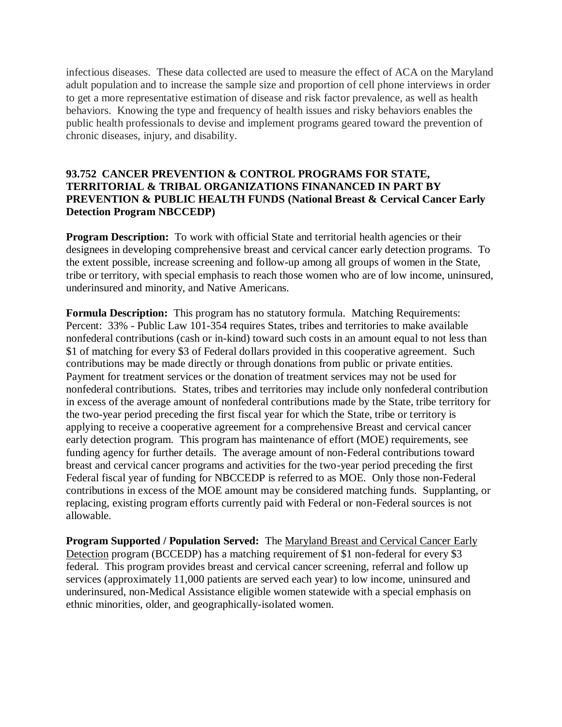infectious diseases. These data collected are used to measure the effect of ACA on the Maryland adult population and to increase the sample size and proportion of cell phone interviews in order to get a more representative estimation of disease and risk factor prevalence, as well as health behaviors. Knowing the type and frequency of health issues and risky behaviors enables the public health professionals to devise and implement programs geared toward the prevention of chronic diseases, injury, and disability.

**93.752 CANCER PREVENTION & CONTROL PROGRAMS FOR STATE, TERRITORIAL & TRIBAL ORGANIZATIONS FINANANCED IN PART BY PREVENTION & PUBLIC HEALTH FUNDS (National Breast & Cervical Cancer Early Detection Program NBCCEDP)**

**Program Description:** To work with official State and territorial health agencies or their designees in developing comprehensive breast and cervical cancer early detection programs. To the extent possible, increase screening and follow-up among all groups of women in the State, tribe or territory, with special emphasis to reach those women who are of low income, uninsured, underinsured and minority, and Native Americans.

**Formula Description:** This program has no statutory formula. Matching Requirements: Percent: 33% - Public Law 101-354 requires States, tribes and territories to make available nonfederal contributions (cash or in-kind) toward such costs in an amount equal to not less than $1 of matching for every $3 of Federal dollars provided in this cooperative agreement. Such contributions may be made directly or through donations from public or private entities. Payment for treatment services or the donation of treatment services may not be used for nonfederal contributions. States, tribes and territories may include only nonfederal contribution in excess of the average amount of nonfederal contributions made by the State, tribe territory for the two-year period preceding the first fiscal year for which the State, tribe or territory is applying to receive a cooperative agreement for a comprehensive Breast and cervical cancer early detection program. This program has maintenance of effort (MOE) requirements, see funding agency for further details. The average amount of non-Federal contributions toward breast and cervical cancer programs and activities for the two-year period preceding the first Federal fiscal year of funding for NBCCEDP is referred to as MOE. Only those non-Federal contributions in excess of the MOE amount may be considered matching funds. Supplanting, or replacing, existing program efforts currently paid with Federal or non-Federal sources is not allowable.

**Program Supported / Population Served:** The Maryland Breast and Cervical Cancer Early Detection program (BCCEDP) has a matching requirement of $1 non-federal for every $3 federal. This program provides breast and cervical cancer screening, referral and follow up services (approximately 11,000 patients are served each year) to low income, uninsured and underinsured, non-Medical Assistance eligible women statewide with a special emphasis on ethnic minorities, older, and geographically-isolated women.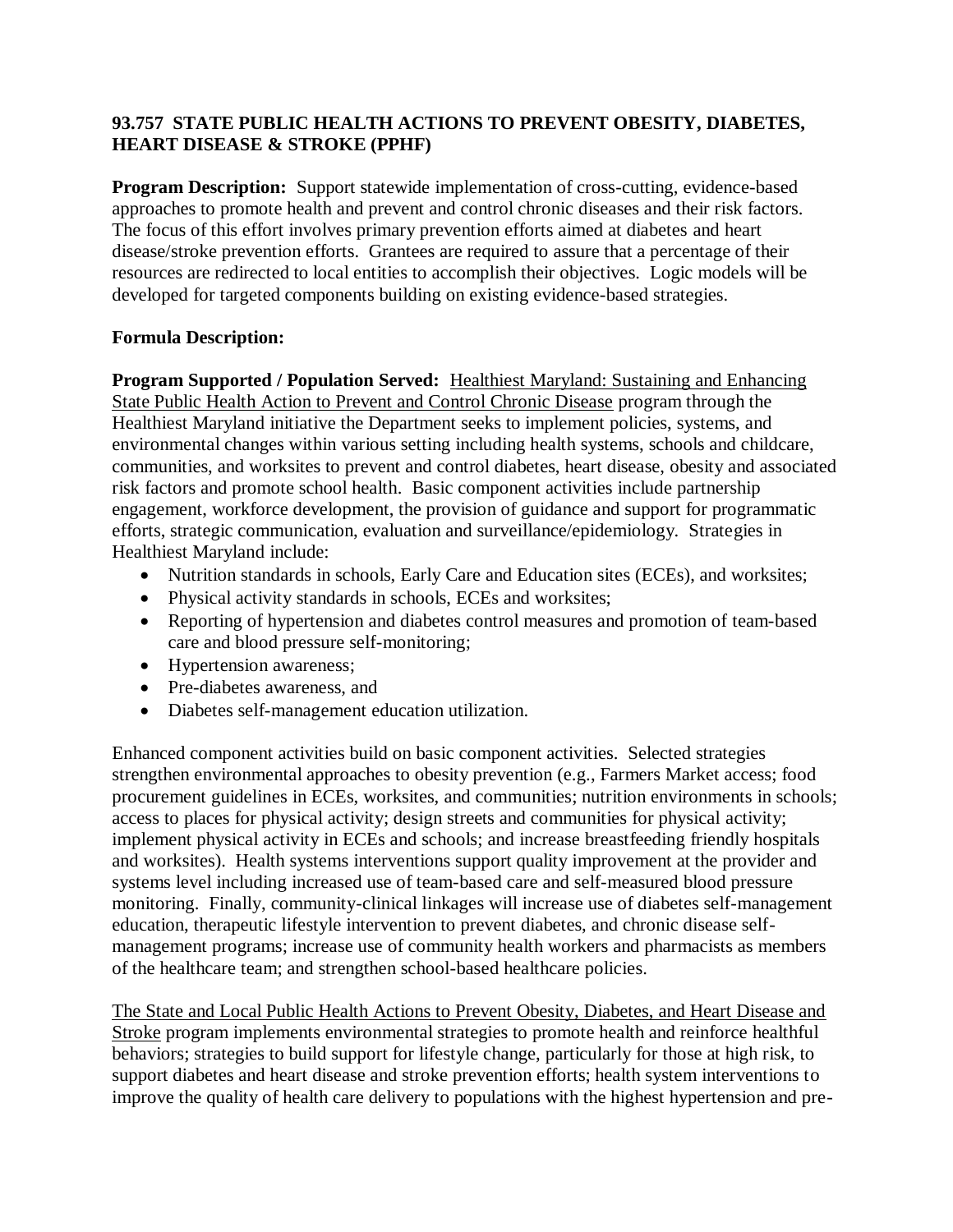**93.757 STATE PUBLIC HEALTH ACTIONS TO PREVENT OBESITY, DIABETES, HEART DISEASE & STROKE (PPHF)**

**Program Description:** Support statewide implementation of cross-cutting, evidence-based approaches to promote health and prevent and control chronic diseases and their risk factors. The focus of this effort involves primary prevention efforts aimed at diabetes and heart disease/stroke prevention efforts. Grantees are required to assure that a percentage of their resources are redirected to local entities to accomplish their objectives. Logic models will be developed for targeted components building on existing evidence-based strategies.

**Formula Description:**

**Program Supported / Population Served:** Healthiest Maryland: Sustaining and Enhancing State Public Health Action to Prevent and Control Chronic Disease program through the Healthiest Maryland initiative the Department seeks to implement policies, systems, and environmental changes within various setting including health systems, schools and childcare, communities, and worksites to prevent and control diabetes, heart disease, obesity and associated risk factors and promote school health. Basic component activities include partnership engagement, workforce development, the provision of guidance and support for programmatic efforts, strategic communication, evaluation and surveillance/epidemiology. Strategies in Healthiest Maryland include:

- Nutrition standards in schools, Early Care and Education sites (ECEs), and worksites;
- Physical activity standards in schools, ECEs and worksites;
- Reporting of hypertension and diabetes control measures and promotion of team-based care and blood pressure self-monitoring;
- Hypertension awareness;
- Pre-diabetes awareness, and
- Diabetes self-management education utilization.

Enhanced component activities build on basic component activities. Selected strategies strengthen environmental approaches to obesity prevention (e.g., Farmers Market access; food procurement guidelines in ECEs, worksites, and communities; nutrition environments in schools; access to places for physical activity; design streets and communities for physical activity; implement physical activity in ECEs and schools; and increase breastfeeding friendly hospitals and worksites). Health systems interventions support quality improvement at the provider and systems level including increased use of team-based care and self-measured blood pressure monitoring. Finally, community-clinical linkages will increase use of diabetes self-management education, therapeutic lifestyle intervention to prevent diabetes, and chronic disease self-management programs; increase use of community health workers and pharmacists as members of the healthcare team; and strengthen school-based healthcare policies.

The State and Local Public Health Actions to Prevent Obesity, Diabetes, and Heart Disease and Stroke program implements environmental strategies to promote health and reinforce healthful behaviors; strategies to build support for lifestyle change, particularly for those at high risk, to support diabetes and heart disease and stroke prevention efforts; health system interventions to improve the quality of health care delivery to populations with the highest hypertension and pre-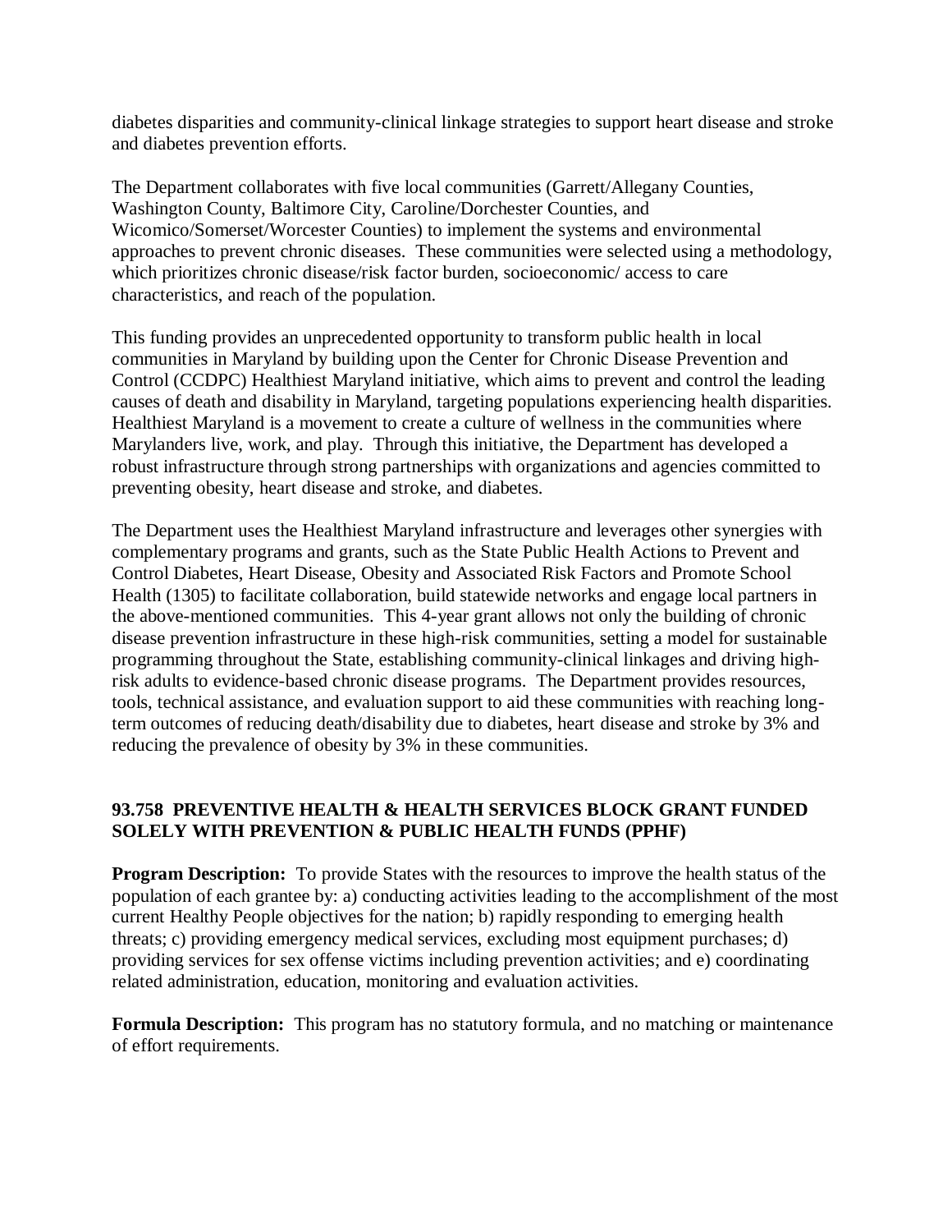diabetes disparities and community-clinical linkage strategies to support heart disease and stroke and diabetes prevention efforts.

The Department collaborates with five local communities (Garrett/Allegany Counties, Washington County, Baltimore City, Caroline/Dorchester Counties, and Wicomico/Somerset/Worcester Counties) to implement the systems and environmental approaches to prevent chronic diseases. These communities were selected using a methodology, which prioritizes chronic disease/risk factor burden, socioeconomic/ access to care characteristics, and reach of the population.

This funding provides an unprecedented opportunity to transform public health in local communities in Maryland by building upon the Center for Chronic Disease Prevention and Control (CCDPC) Healthiest Maryland initiative, which aims to prevent and control the leading causes of death and disability in Maryland, targeting populations experiencing health disparities. Healthiest Maryland is a movement to create a culture of wellness in the communities where Marylanders live, work, and play. Through this initiative, the Department has developed a robust infrastructure through strong partnerships with organizations and agencies committed to preventing obesity, heart disease and stroke, and diabetes.

The Department uses the Healthiest Maryland infrastructure and leverages other synergies with complementary programs and grants, such as the State Public Health Actions to Prevent and Control Diabetes, Heart Disease, Obesity and Associated Risk Factors and Promote School Health (1305) to facilitate collaboration, build statewide networks and engage local partners in the above-mentioned communities. This 4-year grant allows not only the building of chronic disease prevention infrastructure in these high-risk communities, setting a model for sustainable programming throughout the State, establishing community-clinical linkages and driving high-risk adults to evidence-based chronic disease programs. The Department provides resources, tools, technical assistance, and evaluation support to aid these communities with reaching long-term outcomes of reducing death/disability due to diabetes, heart disease and stroke by 3% and reducing the prevalence of obesity by 3% in these communities.

## 93.758 PREVENTIVE HEALTH & HEALTH SERVICES BLOCK GRANT FUNDED SOLELY WITH PREVENTION & PUBLIC HEALTH FUNDS (PPHF)

**Program Description:** To provide States with the resources to improve the health status of the population of each grantee by: a) conducting activities leading to the accomplishment of the most current Healthy People objectives for the nation; b) rapidly responding to emerging health threats; c) providing emergency medical services, excluding most equipment purchases; d) providing services for sex offense victims including prevention activities; and e) coordinating related administration, education, monitoring and evaluation activities.

**Formula Description:** This program has no statutory formula, and no matching or maintenance of effort requirements.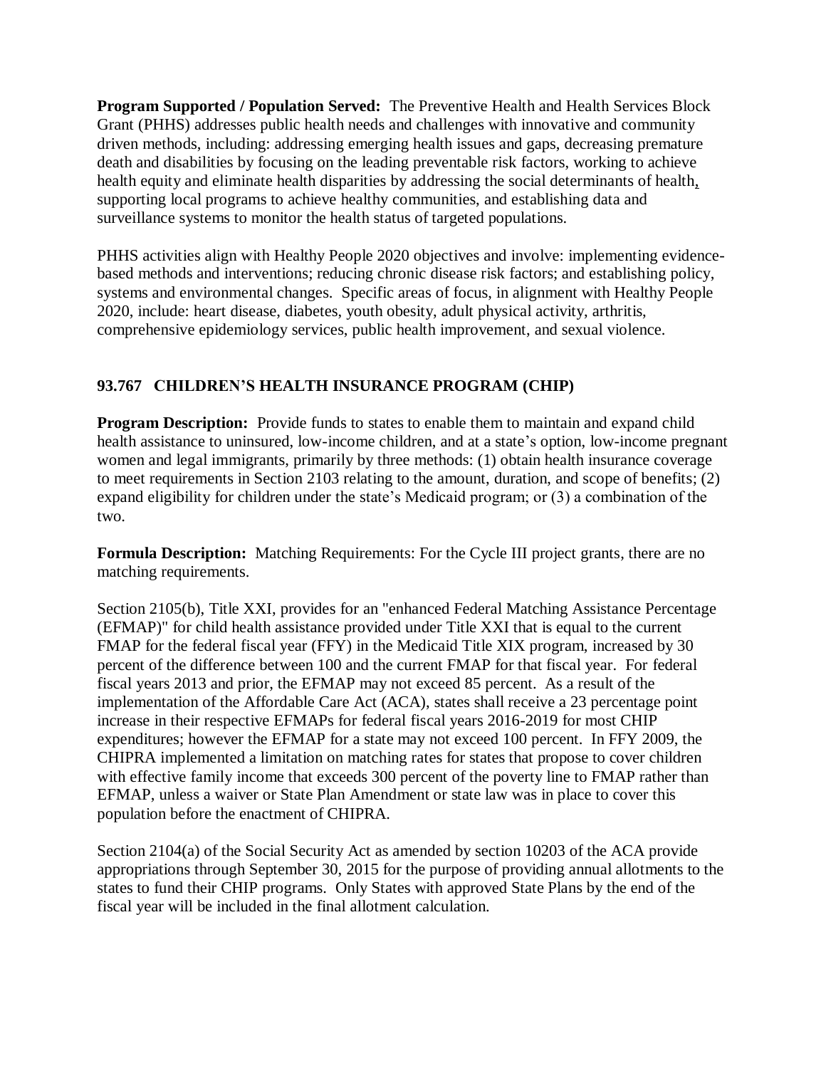**Program Supported / Population Served:** The Preventive Health and Health Services Block Grant (PHHS) addresses public health needs and challenges with innovative and community driven methods, including: addressing emerging health issues and gaps, decreasing premature death and disabilities by focusing on the leading preventable risk factors, working to achieve health equity and eliminate health disparities by addressing the social determinants of health, supporting local programs to achieve healthy communities, and establishing data and surveillance systems to monitor the health status of targeted populations.

PHHS activities align with Healthy People 2020 objectives and involve: implementing evidence-based methods and interventions; reducing chronic disease risk factors; and establishing policy, systems and environmental changes. Specific areas of focus, in alignment with Healthy People 2020, include: heart disease, diabetes, youth obesity, adult physical activity, arthritis, comprehensive epidemiology services, public health improvement, and sexual violence.

### 93.767 CHILDREN'S HEALTH INSURANCE PROGRAM (CHIP)

**Program Description:** Provide funds to states to enable them to maintain and expand child health assistance to uninsured, low-income children, and at a state's option, low-income pregnant women and legal immigrants, primarily by three methods: (1) obtain health insurance coverage to meet requirements in Section 2103 relating to the amount, duration, and scope of benefits; (2) expand eligibility for children under the state's Medicaid program; or (3) a combination of the two.

**Formula Description:** Matching Requirements: For the Cycle III project grants, there are no matching requirements.

Section 2105(b), Title XXI, provides for an "enhanced Federal Matching Assistance Percentage (EFMAP)" for child health assistance provided under Title XXI that is equal to the current FMAP for the federal fiscal year (FFY) in the Medicaid Title XIX program, increased by 30 percent of the difference between 100 and the current FMAP for that fiscal year. For federal fiscal years 2013 and prior, the EFMAP may not exceed 85 percent. As a result of the implementation of the Affordable Care Act (ACA), states shall receive a 23 percentage point increase in their respective EFMAPs for federal fiscal years 2016-2019 for most CHIP expenditures; however the EFMAP for a state may not exceed 100 percent. In FFY 2009, the CHIPRA implemented a limitation on matching rates for states that propose to cover children with effective family income that exceeds 300 percent of the poverty line to FMAP rather than EFMAP, unless a waiver or State Plan Amendment or state law was in place to cover this population before the enactment of CHIPRA.

Section 2104(a) of the Social Security Act as amended by section 10203 of the ACA provide appropriations through September 30, 2015 for the purpose of providing annual allotments to the states to fund their CHIP programs. Only States with approved State Plans by the end of the fiscal year will be included in the final allotment calculation.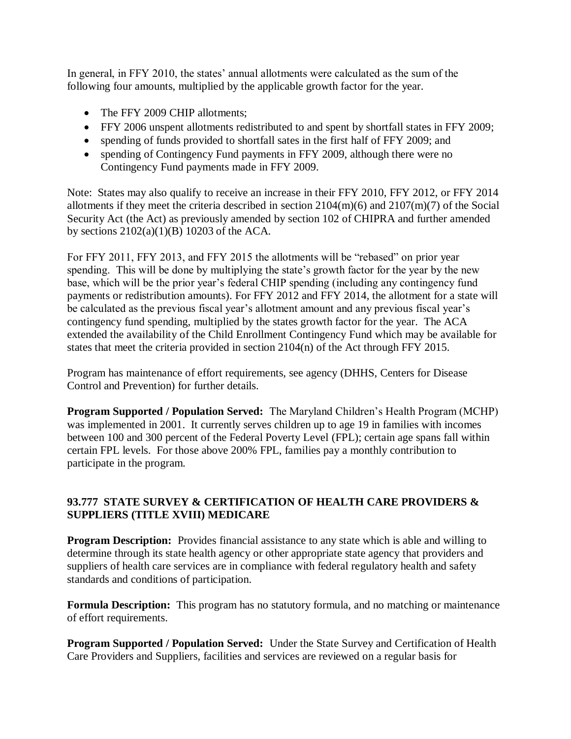In general, in FFY 2010, the states' annual allotments were calculated as the sum of the following four amounts, multiplied by the applicable growth factor for the year.

- The FFY 2009 CHIP allotments;
- FFY 2006 unspent allotments redistributed to and spent by shortfall states in FFY 2009;
- spending of funds provided to shortfall sates in the first half of FFY 2009; and
- spending of Contingency Fund payments in FFY 2009, although there were no Contingency Fund payments made in FFY 2009.

Note: States may also qualify to receive an increase in their FFY 2010, FFY 2012, or FFY 2014 allotments if they meet the criteria described in section 2104(m)(6) and 2107(m)(7) of the Social Security Act (the Act) as previously amended by section 102 of CHIPRA and further amended by sections 2102(a)(1)(B) 10203 of the ACA.

For FFY 2011, FFY 2013, and FFY 2015 the allotments will be "rebased" on prior year spending. This will be done by multiplying the state's growth factor for the year by the new base, which will be the prior year's federal CHIP spending (including any contingency fund payments or redistribution amounts). For FFY 2012 and FFY 2014, the allotment for a state will be calculated as the previous fiscal year's allotment amount and any previous fiscal year's contingency fund spending, multiplied by the states growth factor for the year. The ACA extended the availability of the Child Enrollment Contingency Fund which may be available for states that meet the criteria provided in section 2104(n) of the Act through FFY 2015.

Program has maintenance of effort requirements, see agency (DHHS, Centers for Disease Control and Prevention) for further details.

**Program Supported / Population Served:** The Maryland Children's Health Program (MCHP) was implemented in 2001. It currently serves children up to age 19 in families with incomes between 100 and 300 percent of the Federal Poverty Level (FPL); certain age spans fall within certain FPL levels. For those above 200% FPL, families pay a monthly contribution to participate in the program.

### 93.777 STATE SURVEY & CERTIFICATION OF HEALTH CARE PROVIDERS & SUPPLIERS (TITLE XVIII) MEDICARE

**Program Description:** Provides financial assistance to any state which is able and willing to determine through its state health agency or other appropriate state agency that providers and suppliers of health care services are in compliance with federal regulatory health and safety standards and conditions of participation.

**Formula Description:** This program has no statutory formula, and no matching or maintenance of effort requirements.

**Program Supported / Population Served:** Under the State Survey and Certification of Health Care Providers and Suppliers, facilities and services are reviewed on a regular basis for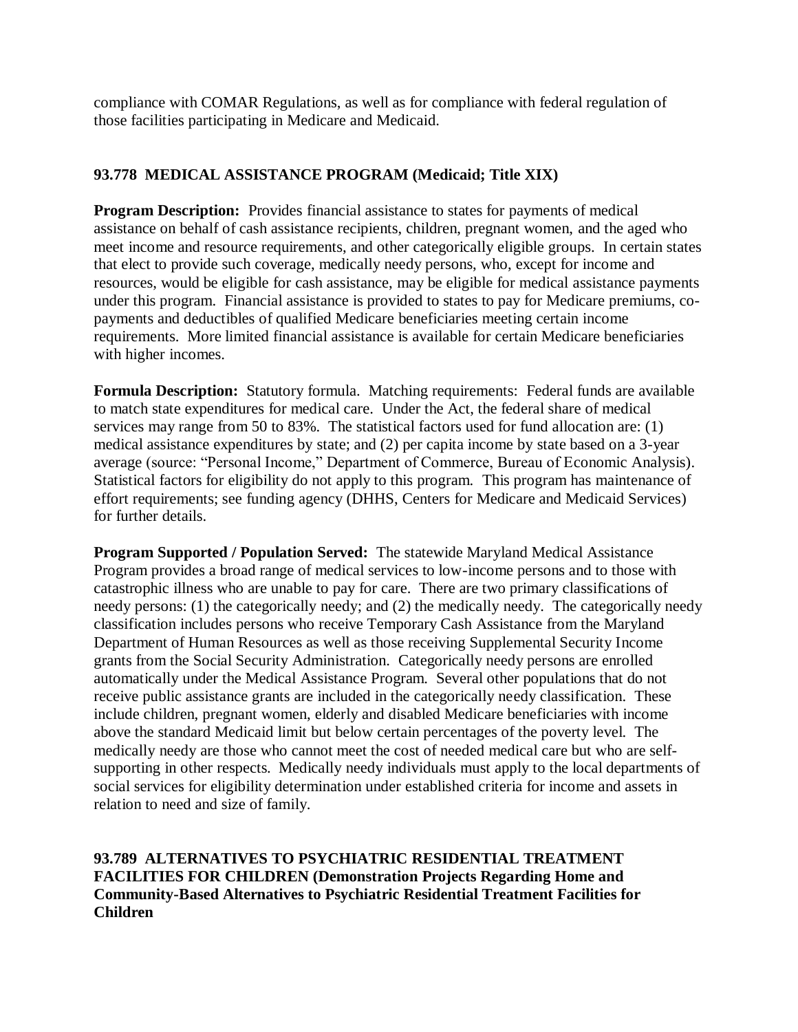compliance with COMAR Regulations, as well as for compliance with federal regulation of those facilities participating in Medicare and Medicaid.

### 93.778 MEDICAL ASSISTANCE PROGRAM (Medicaid; Title XIX)

**Program Description:** Provides financial assistance to states for payments of medical assistance on behalf of cash assistance recipients, children, pregnant women, and the aged who meet income and resource requirements, and other categorically eligible groups. In certain states that elect to provide such coverage, medically needy persons, who, except for income and resources, would be eligible for cash assistance, may be eligible for medical assistance payments under this program. Financial assistance is provided to states to pay for Medicare premiums, co-payments and deductibles of qualified Medicare beneficiaries meeting certain income requirements. More limited financial assistance is available for certain Medicare beneficiaries with higher incomes.

**Formula Description:** Statutory formula. Matching requirements: Federal funds are available to match state expenditures for medical care. Under the Act, the federal share of medical services may range from 50 to 83%. The statistical factors used for fund allocation are: (1) medical assistance expenditures by state; and (2) per capita income by state based on a 3-year average (source: "Personal Income," Department of Commerce, Bureau of Economic Analysis). Statistical factors for eligibility do not apply to this program. This program has maintenance of effort requirements; see funding agency (DHHS, Centers for Medicare and Medicaid Services) for further details.

**Program Supported / Population Served:** The statewide Maryland Medical Assistance Program provides a broad range of medical services to low-income persons and to those with catastrophic illness who are unable to pay for care. There are two primary classifications of needy persons: (1) the categorically needy; and (2) the medically needy. The categorically needy classification includes persons who receive Temporary Cash Assistance from the Maryland Department of Human Resources as well as those receiving Supplemental Security Income grants from the Social Security Administration. Categorically needy persons are enrolled automatically under the Medical Assistance Program. Several other populations that do not receive public assistance grants are included in the categorically needy classification. These include children, pregnant women, elderly and disabled Medicare beneficiaries with income above the standard Medicaid limit but below certain percentages of the poverty level. The medically needy are those who cannot meet the cost of needed medical care but who are self-supporting in other respects. Medically needy individuals must apply to the local departments of social services for eligibility determination under established criteria for income and assets in relation to need and size of family.

### 93.789 ALTERNATIVES TO PSYCHIATRIC RESIDENTIAL TREATMENT FACILITIES FOR CHILDREN (Demonstration Projects Regarding Home and Community-Based Alternatives to Psychiatric Residential Treatment Facilities for Children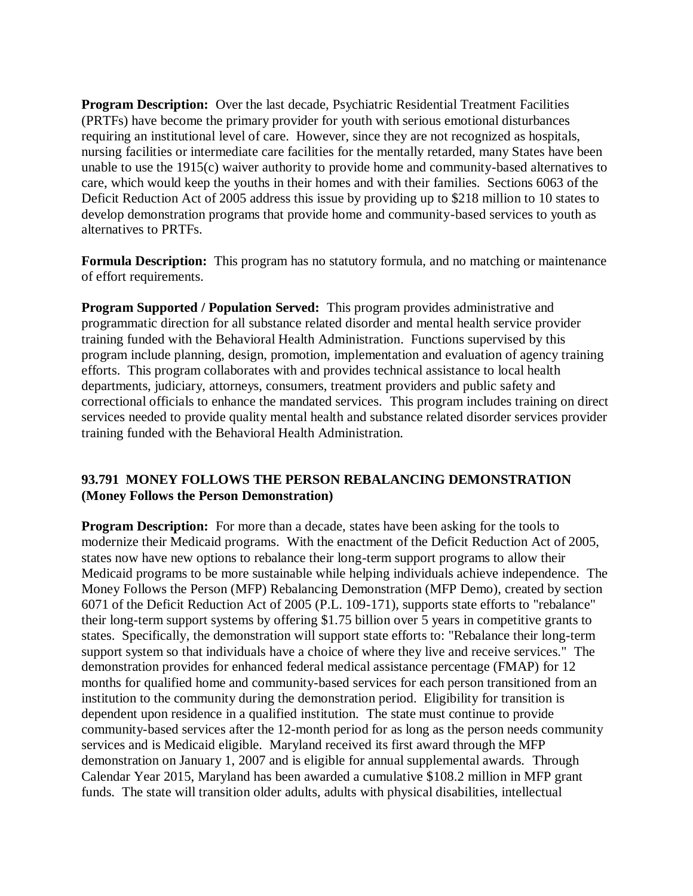**Program Description:** Over the last decade, Psychiatric Residential Treatment Facilities (PRTFs) have become the primary provider for youth with serious emotional disturbances requiring an institutional level of care. However, since they are not recognized as hospitals, nursing facilities or intermediate care facilities for the mentally retarded, many States have been unable to use the 1915(c) waiver authority to provide home and community-based alternatives to care, which would keep the youths in their homes and with their families. Sections 6063 of the Deficit Reduction Act of 2005 address this issue by providing up to $218 million to 10 states to develop demonstration programs that provide home and community-based services to youth as alternatives to PRTFs.

**Formula Description:** This program has no statutory formula, and no matching or maintenance of effort requirements.

**Program Supported / Population Served:** This program provides administrative and programmatic direction for all substance related disorder and mental health service provider training funded with the Behavioral Health Administration. Functions supervised by this program include planning, design, promotion, implementation and evaluation of agency training efforts. This program collaborates with and provides technical assistance to local health departments, judiciary, attorneys, consumers, treatment providers and public safety and correctional officials to enhance the mandated services. This program includes training on direct services needed to provide quality mental health and substance related disorder services provider training funded with the Behavioral Health Administration.

### 93.791 MONEY FOLLOWS THE PERSON REBALANCING DEMONSTRATION (Money Follows the Person Demonstration)

**Program Description:** For more than a decade, states have been asking for the tools to modernize their Medicaid programs. With the enactment of the Deficit Reduction Act of 2005, states now have new options to rebalance their long-term support programs to allow their Medicaid programs to be more sustainable while helping individuals achieve independence. The Money Follows the Person (MFP) Rebalancing Demonstration (MFP Demo), created by section 6071 of the Deficit Reduction Act of 2005 (P.L. 109-171), supports state efforts to "rebalance" their long-term support systems by offering $1.75 billion over 5 years in competitive grants to states. Specifically, the demonstration will support state efforts to: "Rebalance their long-term support system so that individuals have a choice of where they live and receive services." The demonstration provides for enhanced federal medical assistance percentage (FMAP) for 12 months for qualified home and community-based services for each person transitioned from an institution to the community during the demonstration period. Eligibility for transition is dependent upon residence in a qualified institution. The state must continue to provide community-based services after the 12-month period for as long as the person needs community services and is Medicaid eligible. Maryland received its first award through the MFP demonstration on January 1, 2007 and is eligible for annual supplemental awards. Through Calendar Year 2015, Maryland has been awarded a cumulative $108.2 million in MFP grant funds. The state will transition older adults, adults with physical disabilities, intellectual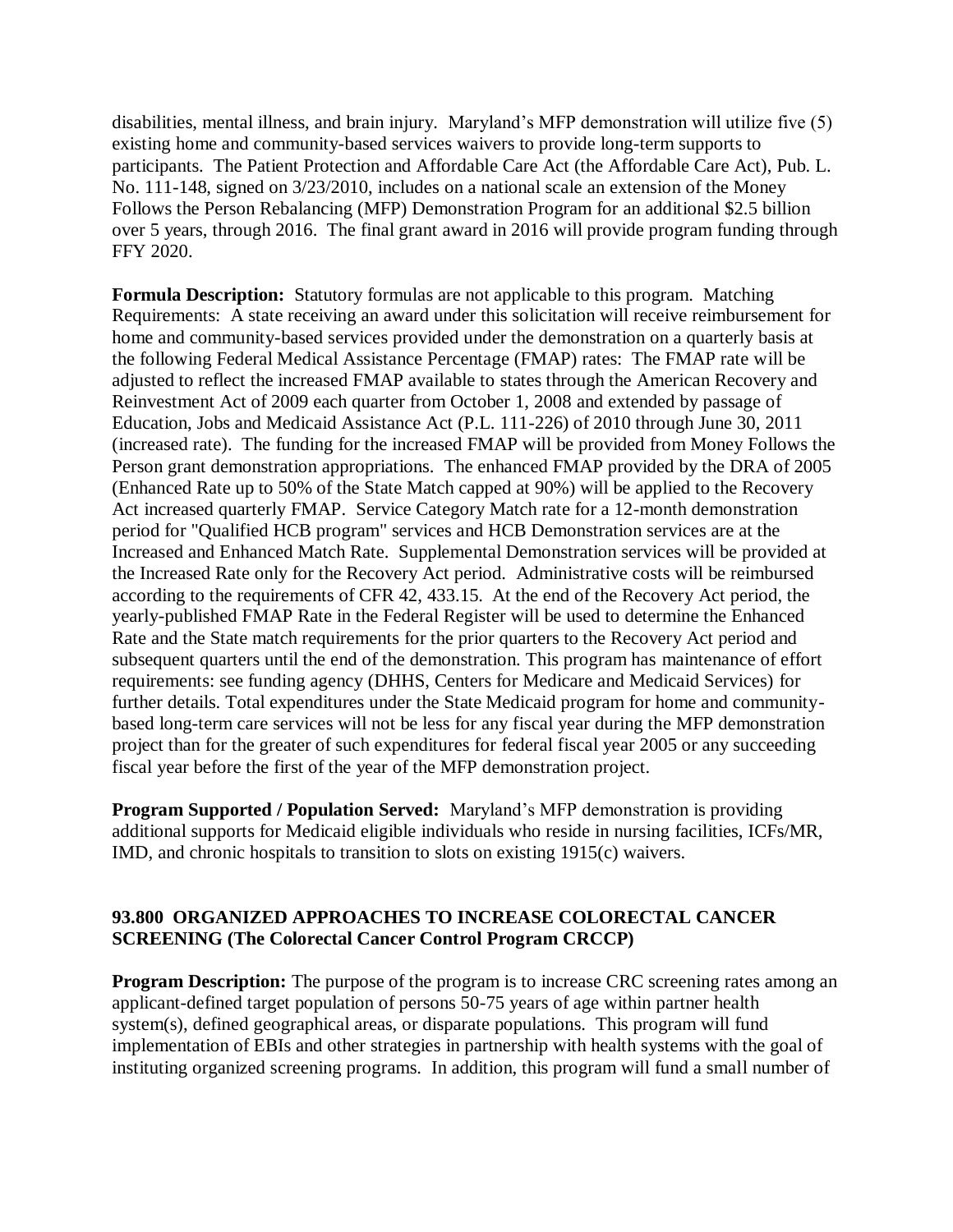disabilities, mental illness, and brain injury. Maryland's MFP demonstration will utilize five (5) existing home and community-based services waivers to provide long-term supports to participants. The Patient Protection and Affordable Care Act (the Affordable Care Act), Pub. L. No. 111-148, signed on 3/23/2010, includes on a national scale an extension of the Money Follows the Person Rebalancing (MFP) Demonstration Program for an additional $2.5 billion over 5 years, through 2016. The final grant award in 2016 will provide program funding through FFY 2020.

**Formula Description:** Statutory formulas are not applicable to this program. Matching Requirements: A state receiving an award under this solicitation will receive reimbursement for home and community-based services provided under the demonstration on a quarterly basis at the following Federal Medical Assistance Percentage (FMAP) rates: The FMAP rate will be adjusted to reflect the increased FMAP available to states through the American Recovery and Reinvestment Act of 2009 each quarter from October 1, 2008 and extended by passage of Education, Jobs and Medicaid Assistance Act (P.L. 111-226) of 2010 through June 30, 2011 (increased rate). The funding for the increased FMAP will be provided from Money Follows the Person grant demonstration appropriations. The enhanced FMAP provided by the DRA of 2005 (Enhanced Rate up to 50% of the State Match capped at 90%) will be applied to the Recovery Act increased quarterly FMAP. Service Category Match rate for a 12-month demonstration period for "Qualified HCB program" services and HCB Demonstration services are at the Increased and Enhanced Match Rate. Supplemental Demonstration services will be provided at the Increased Rate only for the Recovery Act period. Administrative costs will be reimbursed according to the requirements of CFR 42, 433.15. At the end of the Recovery Act period, the yearly-published FMAP Rate in the Federal Register will be used to determine the Enhanced Rate and the State match requirements for the prior quarters to the Recovery Act period and subsequent quarters until the end of the demonstration. This program has maintenance of effort requirements: see funding agency (DHHS, Centers for Medicare and Medicaid Services) for further details. Total expenditures under the State Medicaid program for home and community-based long-term care services will not be less for any fiscal year during the MFP demonstration project than for the greater of such expenditures for federal fiscal year 2005 or any succeeding fiscal year before the first of the year of the MFP demonstration project.

**Program Supported / Population Served:** Maryland's MFP demonstration is providing additional supports for Medicaid eligible individuals who reside in nursing facilities, ICFs/MR, IMD, and chronic hospitals to transition to slots on existing 1915(c) waivers.

## 93.800 ORGANIZED APPROACHES TO INCREASE COLORECTAL CANCER SCREENING (The Colorectal Cancer Control Program CRCCP)

**Program Description:** The purpose of the program is to increase CRC screening rates among an applicant-defined target population of persons 50-75 years of age within partner health system(s), defined geographical areas, or disparate populations. This program will fund implementation of EBIs and other strategies in partnership with health systems with the goal of instituting organized screening programs. In addition, this program will fund a small number of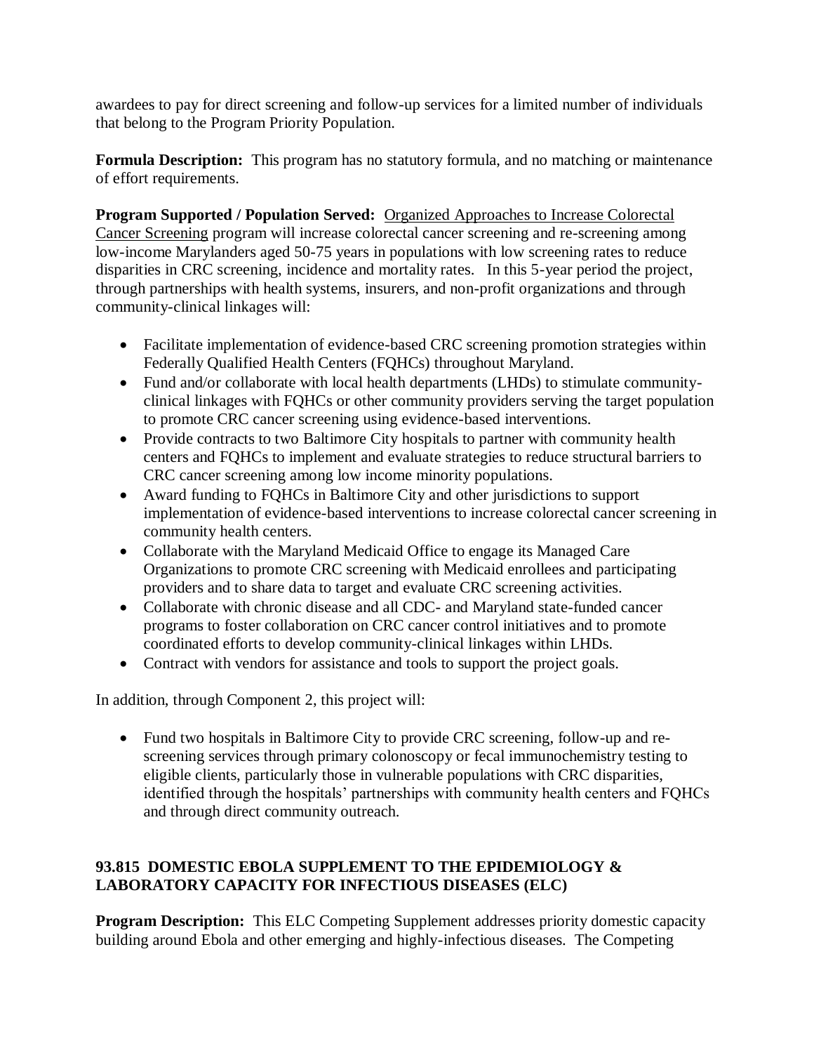awardees to pay for direct screening and follow-up services for a limited number of individuals that belong to the Program Priority Population.

**Formula Description:** This program has no statutory formula, and no matching or maintenance of effort requirements.

**Program Supported / Population Served:** Organized Approaches to Increase Colorectal Cancer Screening program will increase colorectal cancer screening and re-screening among low-income Marylanders aged 50-75 years in populations with low screening rates to reduce disparities in CRC screening, incidence and mortality rates. In this 5-year period the project, through partnerships with health systems, insurers, and non-profit organizations and through community-clinical linkages will:

- Facilitate implementation of evidence-based CRC screening promotion strategies within Federally Qualified Health Centers (FQHCs) throughout Maryland.
- Fund and/or collaborate with local health departments (LHDs) to stimulate community-clinical linkages with FQHCs or other community providers serving the target population to promote CRC cancer screening using evidence-based interventions.
- Provide contracts to two Baltimore City hospitals to partner with community health centers and FQHCs to implement and evaluate strategies to reduce structural barriers to CRC cancer screening among low income minority populations.
- Award funding to FQHCs in Baltimore City and other jurisdictions to support implementation of evidence-based interventions to increase colorectal cancer screening in community health centers.
- Collaborate with the Maryland Medicaid Office to engage its Managed Care Organizations to promote CRC screening with Medicaid enrollees and participating providers and to share data to target and evaluate CRC screening activities.
- Collaborate with chronic disease and all CDC- and Maryland state-funded cancer programs to foster collaboration on CRC cancer control initiatives and to promote coordinated efforts to develop community-clinical linkages within LHDs.
- Contract with vendors for assistance and tools to support the project goals.

In addition, through Component 2, this project will:

- Fund two hospitals in Baltimore City to provide CRC screening, follow-up and re-screening services through primary colonoscopy or fecal immunochemistry testing to eligible clients, particularly those in vulnerable populations with CRC disparities, identified through the hospitals' partnerships with community health centers and FQHCs and through direct community outreach.

## 93.815 DOMESTIC EBOLA SUPPLEMENT TO THE EPIDEMIOLOGY & LABORATORY CAPACITY FOR INFECTIOUS DISEASES (ELC)

**Program Description:** This ELC Competing Supplement addresses priority domestic capacity building around Ebola and other emerging and highly-infectious diseases. The Competing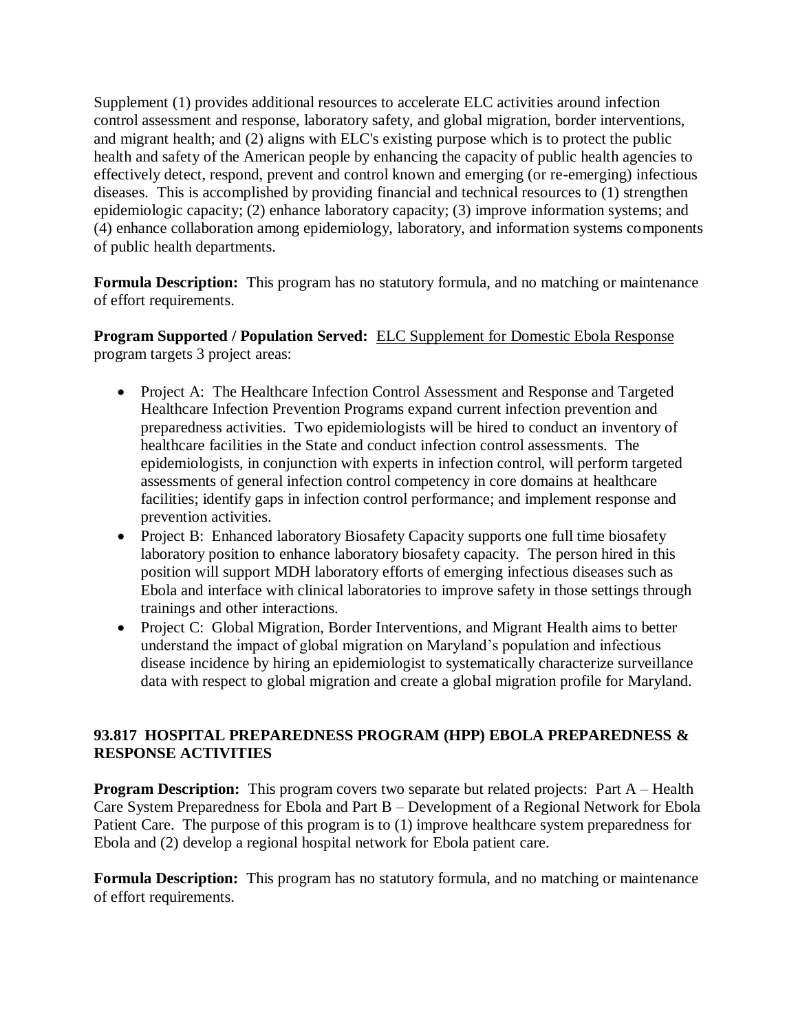Supplement (1) provides additional resources to accelerate ELC activities around infection control assessment and response, laboratory safety, and global migration, border interventions, and migrant health; and (2) aligns with ELC's existing purpose which is to protect the public health and safety of the American people by enhancing the capacity of public health agencies to effectively detect, respond, prevent and control known and emerging (or re-emerging) infectious diseases. This is accomplished by providing financial and technical resources to (1) strengthen epidemiologic capacity; (2) enhance laboratory capacity; (3) improve information systems; and (4) enhance collaboration among epidemiology, laboratory, and information systems components of public health departments.

**Formula Description:** This program has no statutory formula, and no matching or maintenance of effort requirements.

**Program Supported / Population Served:** ELC Supplement for Domestic Ebola Response program targets 3 project areas:

- Project A: The Healthcare Infection Control Assessment and Response and Targeted Healthcare Infection Prevention Programs expand current infection prevention and preparedness activities. Two epidemiologists will be hired to conduct an inventory of healthcare facilities in the State and conduct infection control assessments. The epidemiologists, in conjunction with experts in infection control, will perform targeted assessments of general infection control competency in core domains at healthcare facilities; identify gaps in infection control performance; and implement response and prevention activities.
- Project B: Enhanced laboratory Biosafety Capacity supports one full time biosafety laboratory position to enhance laboratory biosafety capacity. The person hired in this position will support MDH laboratory efforts of emerging infectious diseases such as Ebola and interface with clinical laboratories to improve safety in those settings through trainings and other interactions.
- Project C: Global Migration, Border Interventions, and Migrant Health aims to better understand the impact of global migration on Maryland's population and infectious disease incidence by hiring an epidemiologist to systematically characterize surveillance data with respect to global migration and create a global migration profile for Maryland.

## 93.817 HOSPITAL PREPAREDNESS PROGRAM (HPP) EBOLA PREPAREDNESS & RESPONSE ACTIVITIES

**Program Description:** This program covers two separate but related projects: Part A – Health Care System Preparedness for Ebola and Part B – Development of a Regional Network for Ebola Patient Care. The purpose of this program is to (1) improve healthcare system preparedness for Ebola and (2) develop a regional hospital network for Ebola patient care.

**Formula Description:** This program has no statutory formula, and no matching or maintenance of effort requirements.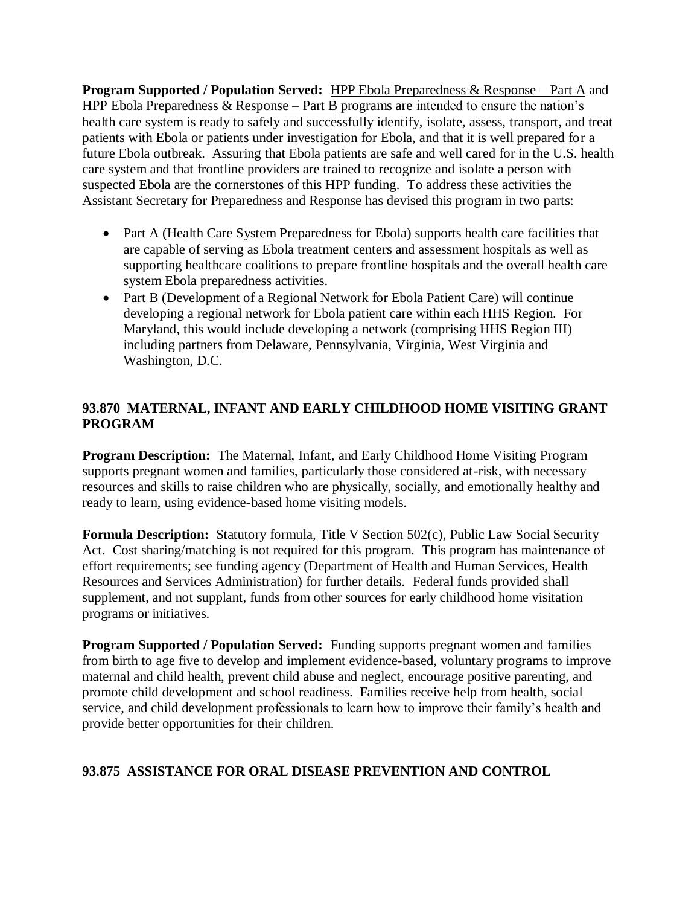**Program Supported / Population Served:** HPP Ebola Preparedness & Response – Part A and HPP Ebola Preparedness & Response – Part B programs are intended to ensure the nation's health care system is ready to safely and successfully identify, isolate, assess, transport, and treat patients with Ebola or patients under investigation for Ebola, and that it is well prepared for a future Ebola outbreak. Assuring that Ebola patients are safe and well cared for in the U.S. health care system and that frontline providers are trained to recognize and isolate a person with suspected Ebola are the cornerstones of this HPP funding. To address these activities the Assistant Secretary for Preparedness and Response has devised this program in two parts:

- Part A (Health Care System Preparedness for Ebola) supports health care facilities that are capable of serving as Ebola treatment centers and assessment hospitals as well as supporting healthcare coalitions to prepare frontline hospitals and the overall health care system Ebola preparedness activities.
- Part B (Development of a Regional Network for Ebola Patient Care) will continue developing a regional network for Ebola patient care within each HHS Region. For Maryland, this would include developing a network (comprising HHS Region III) including partners from Delaware, Pennsylvania, Virginia, West Virginia and Washington, D.C.

## 93.870 MATERNAL, INFANT AND EARLY CHILDHOOD HOME VISITING GRANT PROGRAM

**Program Description:** The Maternal, Infant, and Early Childhood Home Visiting Program supports pregnant women and families, particularly those considered at-risk, with necessary resources and skills to raise children who are physically, socially, and emotionally healthy and ready to learn, using evidence-based home visiting models.

**Formula Description:** Statutory formula, Title V Section 502(c), Public Law Social Security Act. Cost sharing/matching is not required for this program. This program has maintenance of effort requirements; see funding agency (Department of Health and Human Services, Health Resources and Services Administration) for further details. Federal funds provided shall supplement, and not supplant, funds from other sources for early childhood home visitation programs or initiatives.

**Program Supported / Population Served:** Funding supports pregnant women and families from birth to age five to develop and implement evidence-based, voluntary programs to improve maternal and child health, prevent child abuse and neglect, encourage positive parenting, and promote child development and school readiness. Families receive help from health, social service, and child development professionals to learn how to improve their family's health and provide better opportunities for their children.

## 93.875 ASSISTANCE FOR ORAL DISEASE PREVENTION AND CONTROL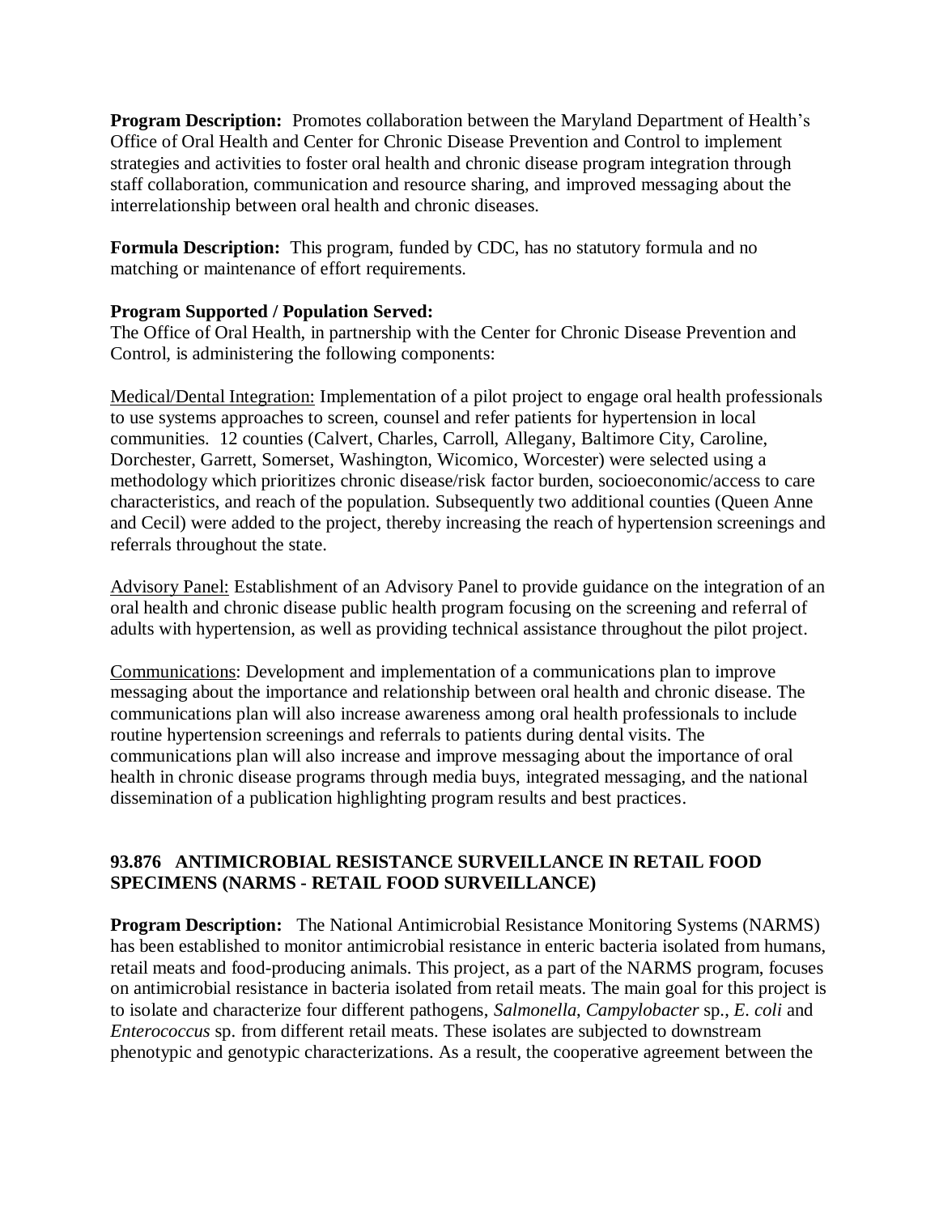**Program Description:** Promotes collaboration between the Maryland Department of Health's Office of Oral Health and Center for Chronic Disease Prevention and Control to implement strategies and activities to foster oral health and chronic disease program integration through staff collaboration, communication and resource sharing, and improved messaging about the interrelationship between oral health and chronic diseases.

**Formula Description:** This program, funded by CDC, has no statutory formula and no matching or maintenance of effort requirements.

**Program Supported / Population Served:**
The Office of Oral Health, in partnership with the Center for Chronic Disease Prevention and Control, is administering the following components:

<u>Medical/Dental Integration:</u> Implementation of a pilot project to engage oral health professionals to use systems approaches to screen, counsel and refer patients for hypertension in local communities. 12 counties (Calvert, Charles, Carroll, Allegany, Baltimore City, Caroline, Dorchester, Garrett, Somerset, Washington, Wicomico, Worcester) were selected using a methodology which prioritizes chronic disease/risk factor burden, socioeconomic/access to care characteristics, and reach of the population. Subsequently two additional counties (Queen Anne and Cecil) were added to the project, thereby increasing the reach of hypertension screenings and referrals throughout the state.

<u>Advisory Panel:</u> Establishment of an Advisory Panel to provide guidance on the integration of an oral health and chronic disease public health program focusing on the screening and referral of adults with hypertension, as well as providing technical assistance throughout the pilot project.

<u>Communications</u>: Development and implementation of a communications plan to improve messaging about the importance and relationship between oral health and chronic disease. The communications plan will also increase awareness among oral health professionals to include routine hypertension screenings and referrals to patients during dental visits. The communications plan will also increase and improve messaging about the importance of oral health in chronic disease programs through media buys, integrated messaging, and the national dissemination of a publication highlighting program results and best practices.

## 93.876 ANTIMICROBIAL RESISTANCE SURVEILLANCE IN RETAIL FOOD SPECIMENS (NARMS - RETAIL FOOD SURVEILLANCE)

**Program Description:** The National Antimicrobial Resistance Monitoring Systems (NARMS) has been established to monitor antimicrobial resistance in enteric bacteria isolated from humans, retail meats and food-producing animals. This project, as a part of the NARMS program, focuses on antimicrobial resistance in bacteria isolated from retail meats. The main goal for this project is to isolate and characterize four different pathogens, *Salmonella*, *Campylobacter* sp., *E. coli* and *Enterococcus* sp. from different retail meats. These isolates are subjected to downstream phenotypic and genotypic characterizations. As a result, the cooperative agreement between the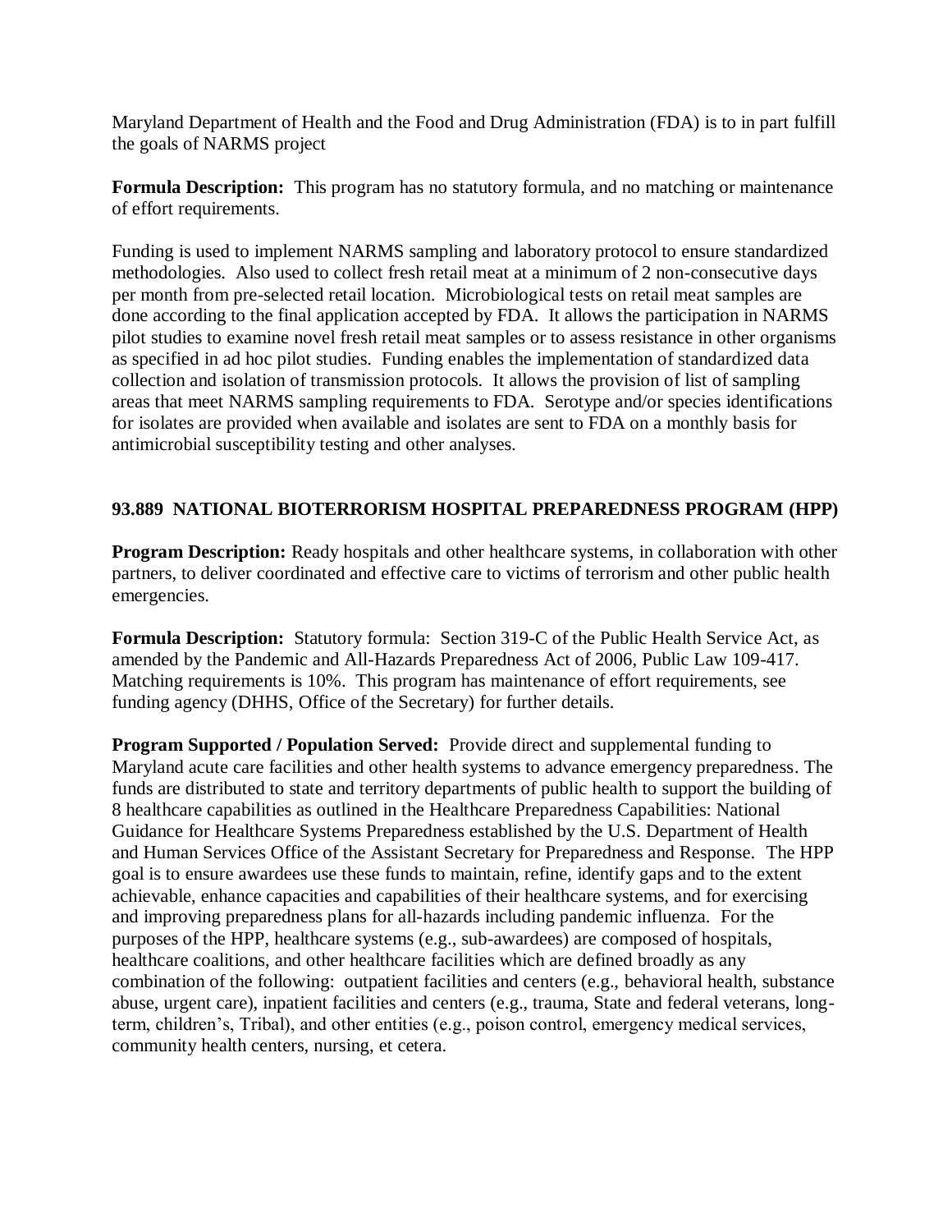Maryland Department of Health and the Food and Drug Administration (FDA) is to in part fulfill the goals of NARMS project

**Formula Description:** This program has no statutory formula, and no matching or maintenance of effort requirements.

Funding is used to implement NARMS sampling and laboratory protocol to ensure standardized methodologies. Also used to collect fresh retail meat at a minimum of 2 non-consecutive days per month from pre-selected retail location. Microbiological tests on retail meat samples are done according to the final application accepted by FDA. It allows the participation in NARMS pilot studies to examine novel fresh retail meat samples or to assess resistance in other organisms as specified in ad hoc pilot studies. Funding enables the implementation of standardized data collection and isolation of transmission protocols. It allows the provision of list of sampling areas that meet NARMS sampling requirements to FDA. Serotype and/or species identifications for isolates are provided when available and isolates are sent to FDA on a monthly basis for antimicrobial susceptibility testing and other analyses.

### 93.889 NATIONAL BIOTERRORISM HOSPITAL PREPAREDNESS PROGRAM (HPP)

**Program Description:** Ready hospitals and other healthcare systems, in collaboration with other partners, to deliver coordinated and effective care to victims of terrorism and other public health emergencies.

**Formula Description:** Statutory formula: Section 319-C of the Public Health Service Act, as amended by the Pandemic and All-Hazards Preparedness Act of 2006, Public Law 109-417. Matching requirements is 10%. This program has maintenance of effort requirements, see funding agency (DHHS, Office of the Secretary) for further details.

**Program Supported / Population Served:** Provide direct and supplemental funding to Maryland acute care facilities and other health systems to advance emergency preparedness. The funds are distributed to state and territory departments of public health to support the building of 8 healthcare capabilities as outlined in the Healthcare Preparedness Capabilities: National Guidance for Healthcare Systems Preparedness established by the U.S. Department of Health and Human Services Office of the Assistant Secretary for Preparedness and Response. The HPP goal is to ensure awardees use these funds to maintain, refine, identify gaps and to the extent achievable, enhance capacities and capabilities of their healthcare systems, and for exercising and improving preparedness plans for all-hazards including pandemic influenza. For the purposes of the HPP, healthcare systems (e.g., sub-awardees) are composed of hospitals, healthcare coalitions, and other healthcare facilities which are defined broadly as any combination of the following: outpatient facilities and centers (e.g., behavioral health, substance abuse, urgent care), inpatient facilities and centers (e.g., trauma, State and federal veterans, long-term, children's, Tribal), and other entities (e.g., poison control, emergency medical services, community health centers, nursing, et cetera.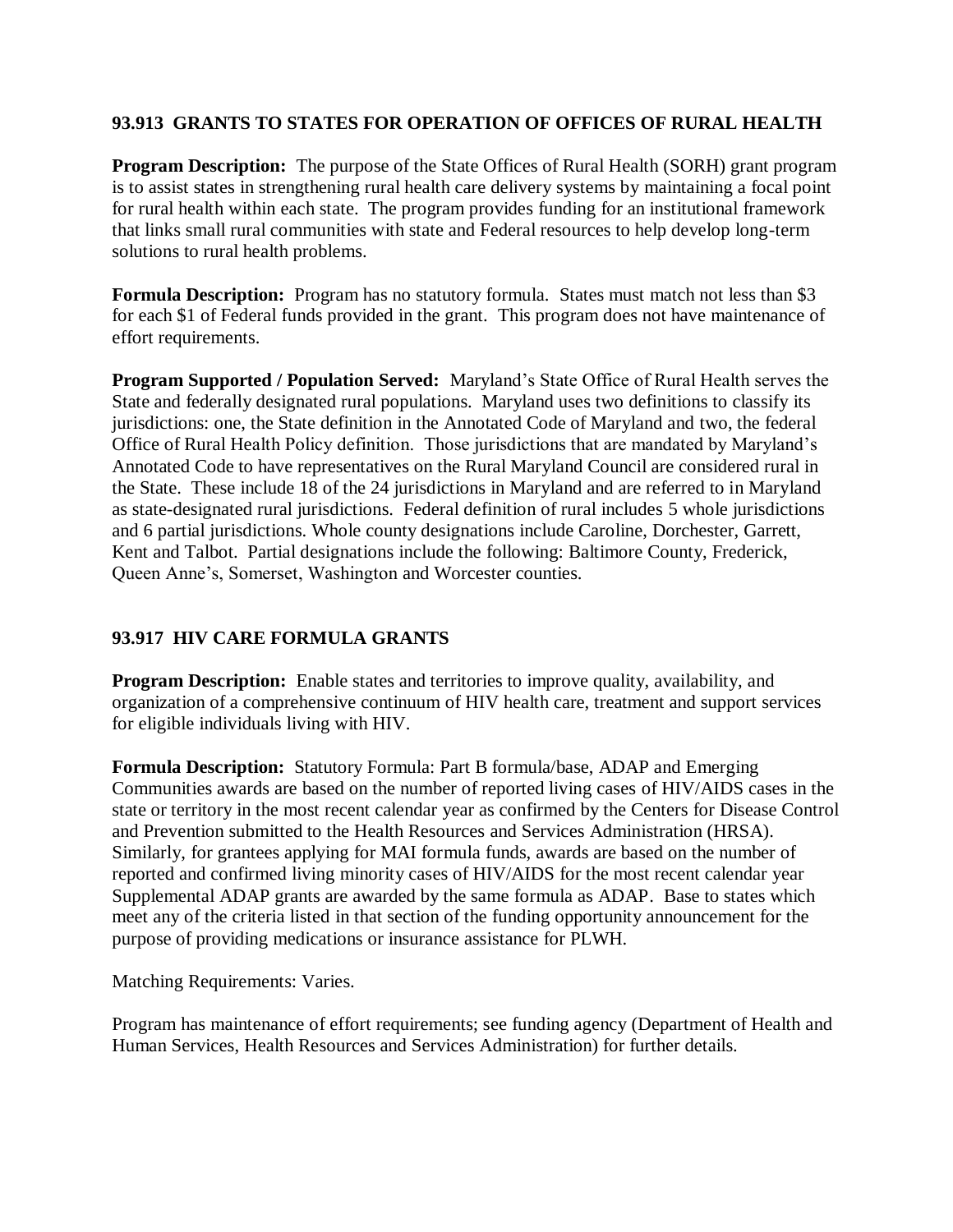## 93.913 GRANTS TO STATES FOR OPERATION OF OFFICES OF RURAL HEALTH

**Program Description:** The purpose of the State Offices of Rural Health (SORH) grant program is to assist states in strengthening rural health care delivery systems by maintaining a focal point for rural health within each state. The program provides funding for an institutional framework that links small rural communities with state and Federal resources to help develop long-term solutions to rural health problems.

**Formula Description:** Program has no statutory formula. States must match not less than \$3 for each \$1 of Federal funds provided in the grant. This program does not have maintenance of effort requirements.

**Program Supported / Population Served:** Maryland's State Office of Rural Health serves the State and federally designated rural populations. Maryland uses two definitions to classify its jurisdictions: one, the State definition in the Annotated Code of Maryland and two, the federal Office of Rural Health Policy definition. Those jurisdictions that are mandated by Maryland's Annotated Code to have representatives on the Rural Maryland Council are considered rural in the State. These include 18 of the 24 jurisdictions in Maryland and are referred to in Maryland as state-designated rural jurisdictions. Federal definition of rural includes 5 whole jurisdictions and 6 partial jurisdictions. Whole county designations include Caroline, Dorchester, Garrett, Kent and Talbot. Partial designations include the following: Baltimore County, Frederick, Queen Anne's, Somerset, Washington and Worcester counties.

## 93.917 HIV CARE FORMULA GRANTS

**Program Description:** Enable states and territories to improve quality, availability, and organization of a comprehensive continuum of HIV health care, treatment and support services for eligible individuals living with HIV.

**Formula Description:** Statutory Formula: Part B formula/base, ADAP and Emerging Communities awards are based on the number of reported living cases of HIV/AIDS cases in the state or territory in the most recent calendar year as confirmed by the Centers for Disease Control and Prevention submitted to the Health Resources and Services Administration (HRSA). Similarly, for grantees applying for MAI formula funds, awards are based on the number of reported and confirmed living minority cases of HIV/AIDS for the most recent calendar year Supplemental ADAP grants are awarded by the same formula as ADAP. Base to states which meet any of the criteria listed in that section of the funding opportunity announcement for the purpose of providing medications or insurance assistance for PLWH.

Matching Requirements: Varies.

Program has maintenance of effort requirements; see funding agency (Department of Health and Human Services, Health Resources and Services Administration) for further details.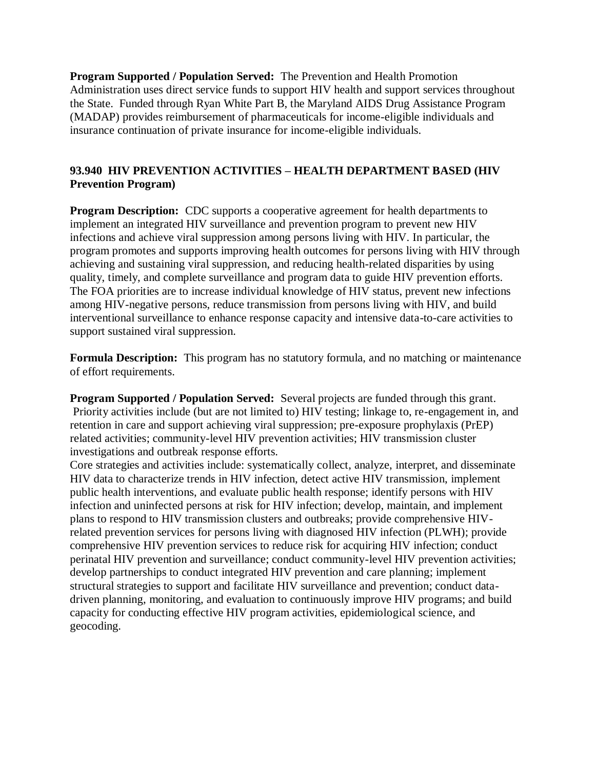**Program Supported / Population Served:** The Prevention and Health Promotion Administration uses direct service funds to support HIV health and support services throughout the State. Funded through Ryan White Part B, the Maryland AIDS Drug Assistance Program (MADAP) provides reimbursement of pharmaceuticals for income-eligible individuals and insurance continuation of private insurance for income-eligible individuals.

## 93.940 HIV PREVENTION ACTIVITIES – HEALTH DEPARTMENT BASED (HIV Prevention Program)

**Program Description:** CDC supports a cooperative agreement for health departments to implement an integrated HIV surveillance and prevention program to prevent new HIV infections and achieve viral suppression among persons living with HIV. In particular, the program promotes and supports improving health outcomes for persons living with HIV through achieving and sustaining viral suppression, and reducing health-related disparities by using quality, timely, and complete surveillance and program data to guide HIV prevention efforts. The FOA priorities are to increase individual knowledge of HIV status, prevent new infections among HIV-negative persons, reduce transmission from persons living with HIV, and build interventional surveillance to enhance response capacity and intensive data-to-care activities to support sustained viral suppression.

**Formula Description:** This program has no statutory formula, and no matching or maintenance of effort requirements.

**Program Supported / Population Served:** Several projects are funded through this grant. Priority activities include (but are not limited to) HIV testing; linkage to, re-engagement in, and retention in care and support achieving viral suppression; pre-exposure prophylaxis (PrEP) related activities; community-level HIV prevention activities; HIV transmission cluster investigations and outbreak response efforts.

Core strategies and activities include: systematically collect, analyze, interpret, and disseminate HIV data to characterize trends in HIV infection, detect active HIV transmission, implement public health interventions, and evaluate public health response; identify persons with HIV infection and uninfected persons at risk for HIV infection; develop, maintain, and implement plans to respond to HIV transmission clusters and outbreaks; provide comprehensive HIV-related prevention services for persons living with diagnosed HIV infection (PLWH); provide comprehensive HIV prevention services to reduce risk for acquiring HIV infection; conduct perinatal HIV prevention and surveillance; conduct community-level HIV prevention activities; develop partnerships to conduct integrated HIV prevention and care planning; implement structural strategies to support and facilitate HIV surveillance and prevention; conduct data-driven planning, monitoring, and evaluation to continuously improve HIV programs; and build capacity for conducting effective HIV program activities, epidemiological science, and geocoding.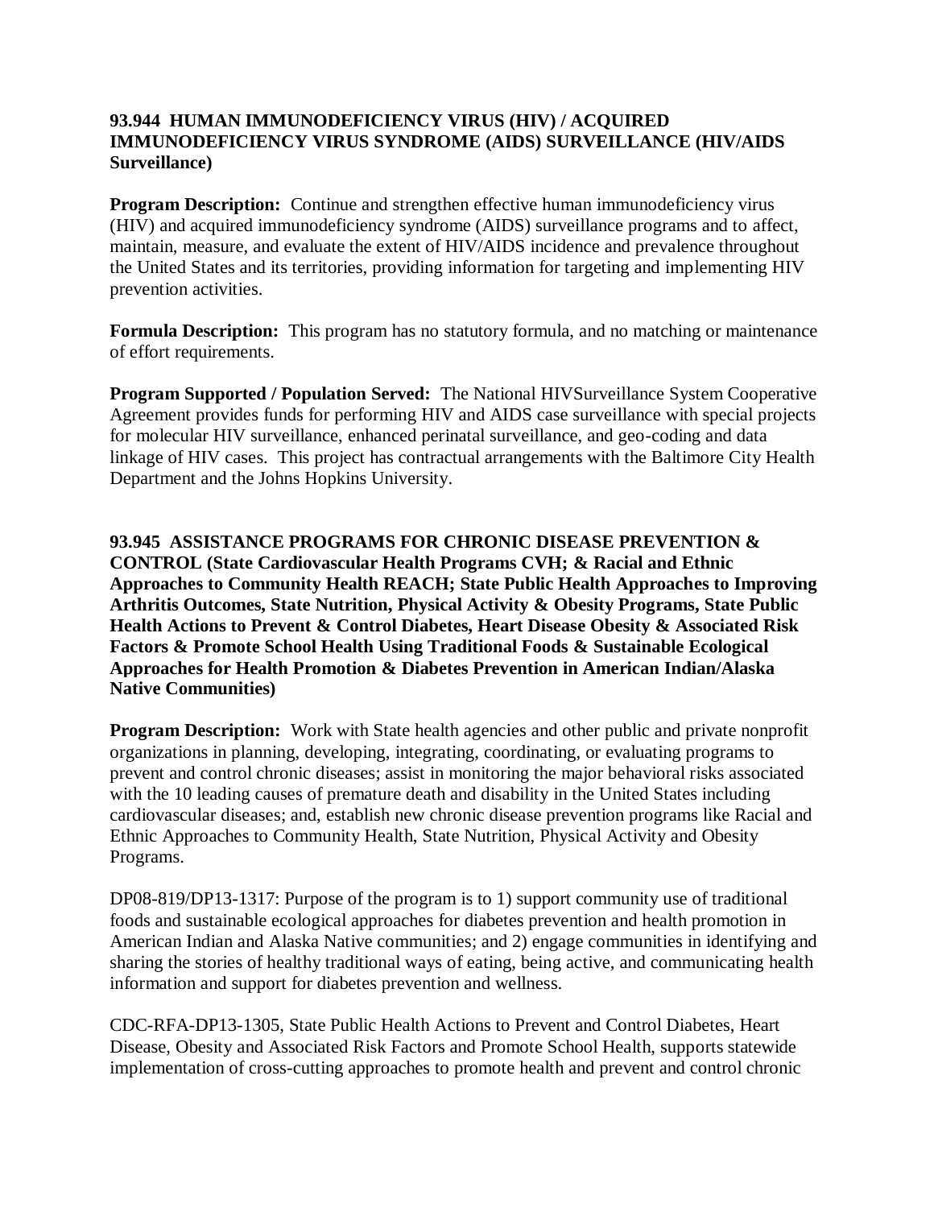**93.944 HUMAN IMMUNODEFICIENCY VIRUS (HIV) / ACQUIRED IMMUNODEFICIENCY VIRUS SYNDROME (AIDS) SURVEILLANCE (HIV/AIDS Surveillance)**

**Program Description:** Continue and strengthen effective human immunodeficiency virus (HIV) and acquired immunodeficiency syndrome (AIDS) surveillance programs and to affect, maintain, measure, and evaluate the extent of HIV/AIDS incidence and prevalence throughout the United States and its territories, providing information for targeting and implementing HIV prevention activities.

**Formula Description:** This program has no statutory formula, and no matching or maintenance of effort requirements.

**Program Supported / Population Served:** The National HIVSurveillance System Cooperative Agreement provides funds for performing HIV and AIDS case surveillance with special projects for molecular HIV surveillance, enhanced perinatal surveillance, and geo-coding and data linkage of HIV cases. This project has contractual arrangements with the Baltimore City Health Department and the Johns Hopkins University.

**93.945 ASSISTANCE PROGRAMS FOR CHRONIC DISEASE PREVENTION & CONTROL (State Cardiovascular Health Programs CVH; & Racial and Ethnic Approaches to Community Health REACH; State Public Health Approaches to Improving Arthritis Outcomes, State Nutrition, Physical Activity & Obesity Programs, State Public Health Actions to Prevent & Control Diabetes, Heart Disease Obesity & Associated Risk Factors & Promote School Health Using Traditional Foods & Sustainable Ecological Approaches for Health Promotion & Diabetes Prevention in American Indian/Alaska Native Communities)**

**Program Description:** Work with State health agencies and other public and private nonprofit organizations in planning, developing, integrating, coordinating, or evaluating programs to prevent and control chronic diseases; assist in monitoring the major behavioral risks associated with the 10 leading causes of premature death and disability in the United States including cardiovascular diseases; and, establish new chronic disease prevention programs like Racial and Ethnic Approaches to Community Health, State Nutrition, Physical Activity and Obesity Programs.

DP08-819/DP13-1317: Purpose of the program is to 1) support community use of traditional foods and sustainable ecological approaches for diabetes prevention and health promotion in American Indian and Alaska Native communities; and 2) engage communities in identifying and sharing the stories of healthy traditional ways of eating, being active, and communicating health information and support for diabetes prevention and wellness.

CDC-RFA-DP13-1305, State Public Health Actions to Prevent and Control Diabetes, Heart Disease, Obesity and Associated Risk Factors and Promote School Health, supports statewide implementation of cross-cutting approaches to promote health and prevent and control chronic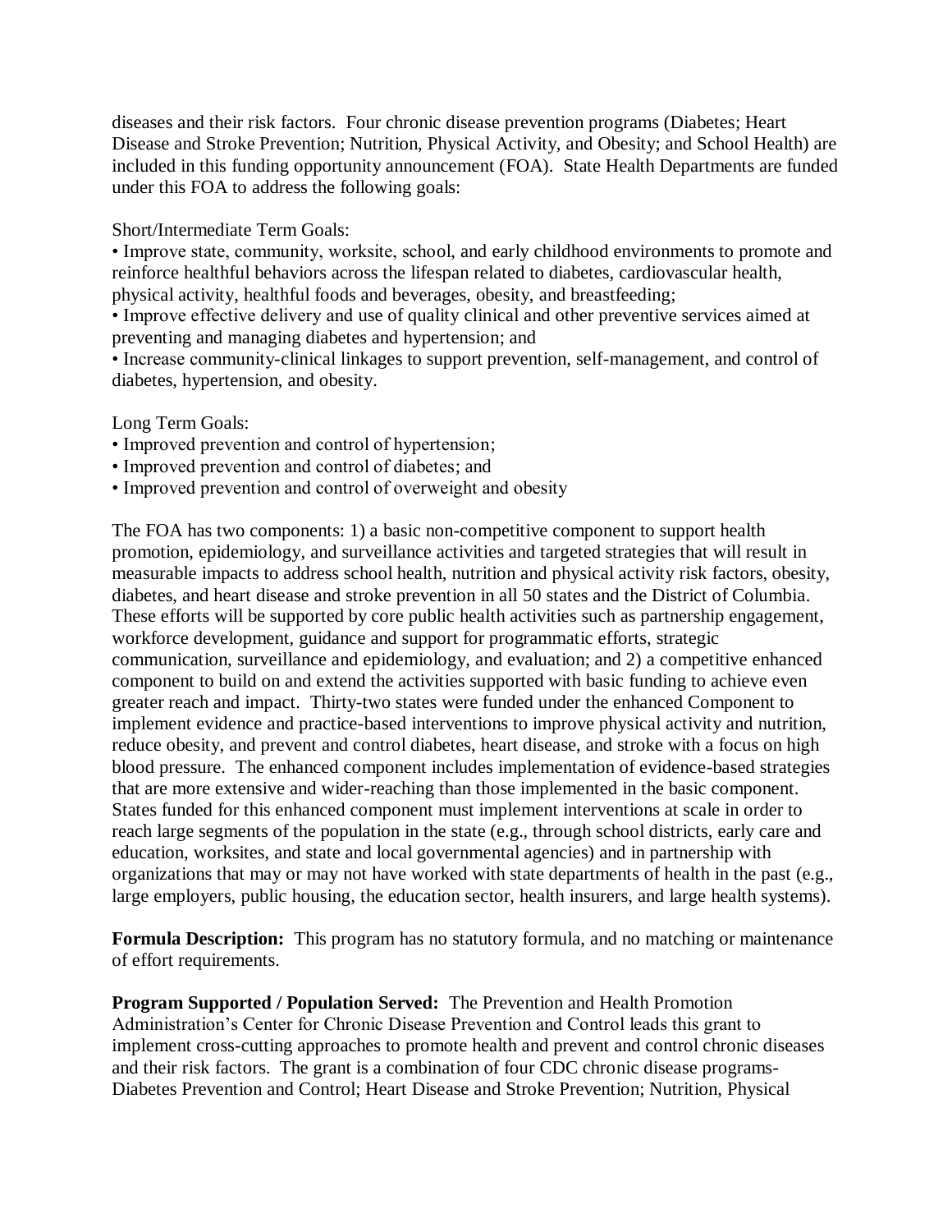diseases and their risk factors. Four chronic disease prevention programs (Diabetes; Heart Disease and Stroke Prevention; Nutrition, Physical Activity, and Obesity; and School Health) are included in this funding opportunity announcement (FOA). State Health Departments are funded under this FOA to address the following goals:

Short/Intermediate Term Goals:

- Improve state, community, worksite, school, and early childhood environments to promote and reinforce healthful behaviors across the lifespan related to diabetes, cardiovascular health, physical activity, healthful foods and beverages, obesity, and breastfeeding;
- Improve effective delivery and use of quality clinical and other preventive services aimed at preventing and managing diabetes and hypertension; and
- Increase community-clinical linkages to support prevention, self-management, and control of diabetes, hypertension, and obesity.

Long Term Goals:

- Improved prevention and control of hypertension;
- Improved prevention and control of diabetes; and
- Improved prevention and control of overweight and obesity

The FOA has two components: 1) a basic non-competitive component to support health promotion, epidemiology, and surveillance activities and targeted strategies that will result in measurable impacts to address school health, nutrition and physical activity risk factors, obesity, diabetes, and heart disease and stroke prevention in all 50 states and the District of Columbia. These efforts will be supported by core public health activities such as partnership engagement, workforce development, guidance and support for programmatic efforts, strategic communication, surveillance and epidemiology, and evaluation; and 2) a competitive enhanced component to build on and extend the activities supported with basic funding to achieve even greater reach and impact. Thirty-two states were funded under the enhanced Component to implement evidence and practice-based interventions to improve physical activity and nutrition, reduce obesity, and prevent and control diabetes, heart disease, and stroke with a focus on high blood pressure. The enhanced component includes implementation of evidence-based strategies that are more extensive and wider-reaching than those implemented in the basic component. States funded for this enhanced component must implement interventions at scale in order to reach large segments of the population in the state (e.g., through school districts, early care and education, worksites, and state and local governmental agencies) and in partnership with organizations that may or may not have worked with state departments of health in the past (e.g., large employers, public housing, the education sector, health insurers, and large health systems).

**Formula Description:** This program has no statutory formula, and no matching or maintenance of effort requirements.

**Program Supported / Population Served:** The Prevention and Health Promotion Administration's Center for Chronic Disease Prevention and Control leads this grant to implement cross-cutting approaches to promote health and prevent and control chronic diseases and their risk factors. The grant is a combination of four CDC chronic disease programs- Diabetes Prevention and Control; Heart Disease and Stroke Prevention; Nutrition, Physical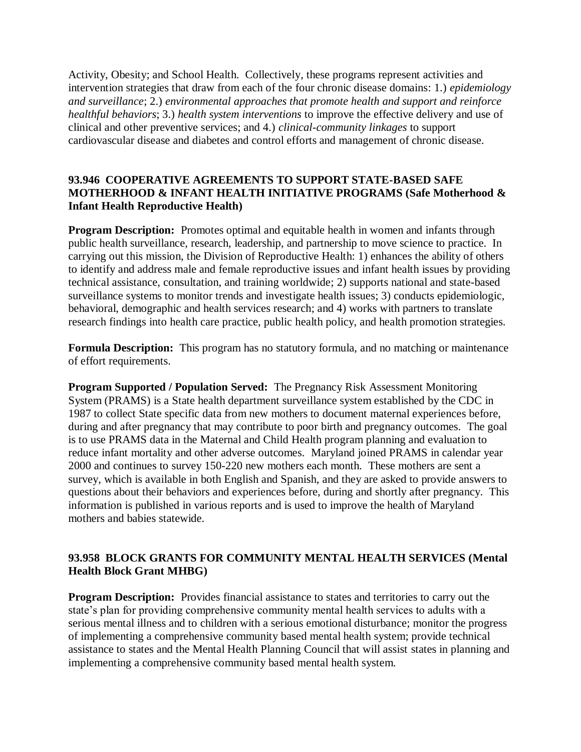Activity, Obesity; and School Health. Collectively, these programs represent activities and intervention strategies that draw from each of the four chronic disease domains: 1.) *epidemiology and surveillance*; 2.) *environmental approaches that promote health and support and reinforce healthful behaviors*; 3.) *health system interventions* to improve the effective delivery and use of clinical and other preventive services; and 4.) *clinical-community linkages* to support cardiovascular disease and diabetes and control efforts and management of chronic disease.

### 93.946 COOPERATIVE AGREEMENTS TO SUPPORT STATE-BASED SAFE MOTHERHOOD & INFANT HEALTH INITIATIVE PROGRAMS (Safe Motherhood & Infant Health Reproductive Health)

**Program Description:** Promotes optimal and equitable health in women and infants through public health surveillance, research, leadership, and partnership to move science to practice. In carrying out this mission, the Division of Reproductive Health: 1) enhances the ability of others to identify and address male and female reproductive issues and infant health issues by providing technical assistance, consultation, and training worldwide; 2) supports national and state-based surveillance systems to monitor trends and investigate health issues; 3) conducts epidemiologic, behavioral, demographic and health services research; and 4) works with partners to translate research findings into health care practice, public health policy, and health promotion strategies.

**Formula Description:** This program has no statutory formula, and no matching or maintenance of effort requirements.

**Program Supported / Population Served:** The Pregnancy Risk Assessment Monitoring System (PRAMS) is a State health department surveillance system established by the CDC in 1987 to collect State specific data from new mothers to document maternal experiences before, during and after pregnancy that may contribute to poor birth and pregnancy outcomes. The goal is to use PRAMS data in the Maternal and Child Health program planning and evaluation to reduce infant mortality and other adverse outcomes. Maryland joined PRAMS in calendar year 2000 and continues to survey 150-220 new mothers each month. These mothers are sent a survey, which is available in both English and Spanish, and they are asked to provide answers to questions about their behaviors and experiences before, during and shortly after pregnancy. This information is published in various reports and is used to improve the health of Maryland mothers and babies statewide.

### 93.958 BLOCK GRANTS FOR COMMUNITY MENTAL HEALTH SERVICES (Mental Health Block Grant MHBG)

**Program Description:** Provides financial assistance to states and territories to carry out the state's plan for providing comprehensive community mental health services to adults with a serious mental illness and to children with a serious emotional disturbance; monitor the progress of implementing a comprehensive community based mental health system; provide technical assistance to states and the Mental Health Planning Council that will assist states in planning and implementing a comprehensive community based mental health system.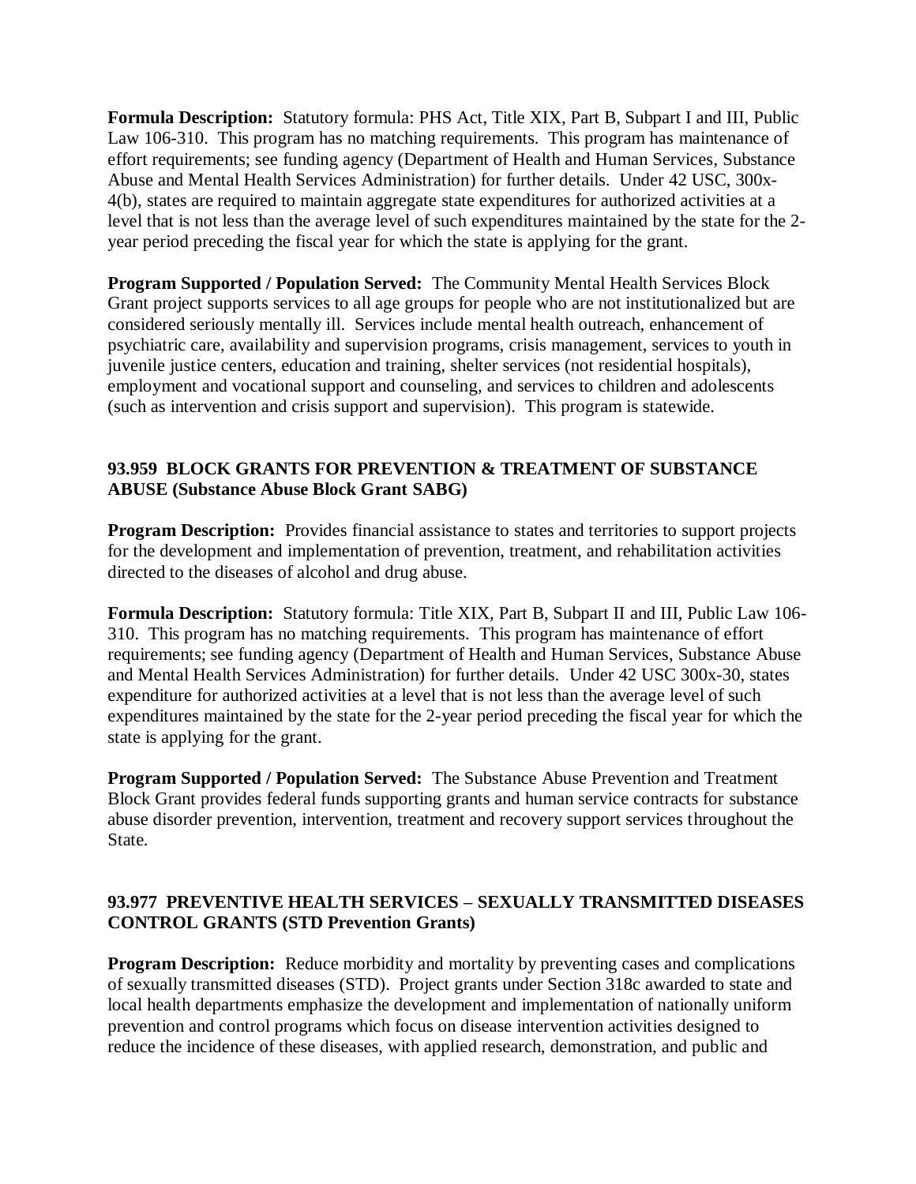**Formula Description:** Statutory formula: PHS Act, Title XIX, Part B, Subpart I and III, Public Law 106-310. This program has no matching requirements. This program has maintenance of effort requirements; see funding agency (Department of Health and Human Services, Substance Abuse and Mental Health Services Administration) for further details. Under 42 USC, 300x-4(b), states are required to maintain aggregate state expenditures for authorized activities at a level that is not less than the average level of such expenditures maintained by the state for the 2-year period preceding the fiscal year for which the state is applying for the grant.

**Program Supported / Population Served:** The Community Mental Health Services Block Grant project supports services to all age groups for people who are not institutionalized but are considered seriously mentally ill. Services include mental health outreach, enhancement of psychiatric care, availability and supervision programs, crisis management, services to youth in juvenile justice centers, education and training, shelter services (not residential hospitals), employment and vocational support and counseling, and services to children and adolescents (such as intervention and crisis support and supervision). This program is statewide.

### 93.959 BLOCK GRANTS FOR PREVENTION & TREATMENT OF SUBSTANCE ABUSE (Substance Abuse Block Grant SABG)

**Program Description:** Provides financial assistance to states and territories to support projects for the development and implementation of prevention, treatment, and rehabilitation activities directed to the diseases of alcohol and drug abuse.

**Formula Description:** Statutory formula: Title XIX, Part B, Subpart II and III, Public Law 106-310. This program has no matching requirements. This program has maintenance of effort requirements; see funding agency (Department of Health and Human Services, Substance Abuse and Mental Health Services Administration) for further details. Under 42 USC 300x-30, states expenditure for authorized activities at a level that is not less than the average level of such expenditures maintained by the state for the 2-year period preceding the fiscal year for which the state is applying for the grant.

**Program Supported / Population Served:** The Substance Abuse Prevention and Treatment Block Grant provides federal funds supporting grants and human service contracts for substance abuse disorder prevention, intervention, treatment and recovery support services throughout the State.

### 93.977 PREVENTIVE HEALTH SERVICES – SEXUALLY TRANSMITTED DISEASES CONTROL GRANTS (STD Prevention Grants)

**Program Description:** Reduce morbidity and mortality by preventing cases and complications of sexually transmitted diseases (STD). Project grants under Section 318c awarded to state and local health departments emphasize the development and implementation of nationally uniform prevention and control programs which focus on disease intervention activities designed to reduce the incidence of these diseases, with applied research, demonstration, and public and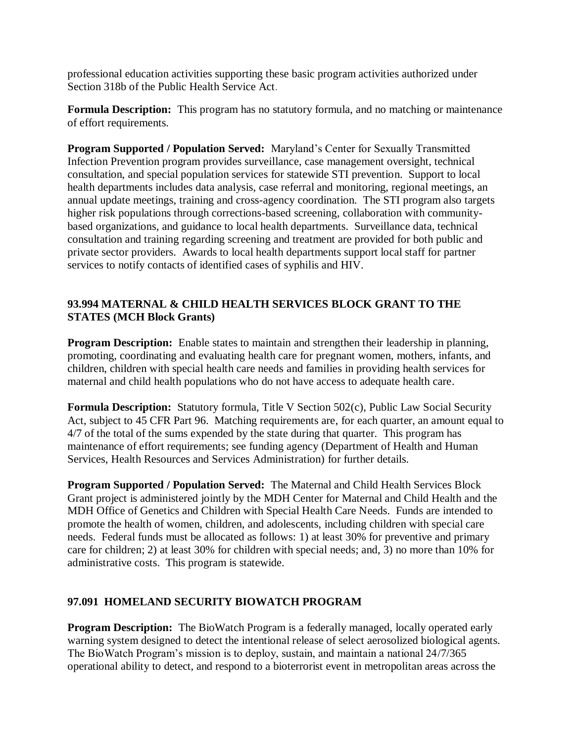professional education activities supporting these basic program activities authorized under Section 318b of the Public Health Service Act.

**Formula Description:** This program has no statutory formula, and no matching or maintenance of effort requirements.

**Program Supported / Population Served:** Maryland's Center for Sexually Transmitted Infection Prevention program provides surveillance, case management oversight, technical consultation, and special population services for statewide STI prevention. Support to local health departments includes data analysis, case referral and monitoring, regional meetings, an annual update meetings, training and cross-agency coordination. The STI program also targets higher risk populations through corrections-based screening, collaboration with community-based organizations, and guidance to local health departments. Surveillance data, technical consultation and training regarding screening and treatment are provided for both public and private sector providers. Awards to local health departments support local staff for partner services to notify contacts of identified cases of syphilis and HIV.

### 93.994 MATERNAL & CHILD HEALTH SERVICES BLOCK GRANT TO THE STATES (MCH Block Grants)

**Program Description:** Enable states to maintain and strengthen their leadership in planning, promoting, coordinating and evaluating health care for pregnant women, mothers, infants, and children, children with special health care needs and families in providing health services for maternal and child health populations who do not have access to adequate health care.

**Formula Description:** Statutory formula, Title V Section 502(c), Public Law Social Security Act, subject to 45 CFR Part 96. Matching requirements are, for each quarter, an amount equal to 4/7 of the total of the sums expended by the state during that quarter. This program has maintenance of effort requirements; see funding agency (Department of Health and Human Services, Health Resources and Services Administration) for further details.

**Program Supported / Population Served:** The Maternal and Child Health Services Block Grant project is administered jointly by the MDH Center for Maternal and Child Health and the MDH Office of Genetics and Children with Special Health Care Needs. Funds are intended to promote the health of women, children, and adolescents, including children with special care needs. Federal funds must be allocated as follows: 1) at least 30% for preventive and primary care for children; 2) at least 30% for children with special needs; and, 3) no more than 10% for administrative costs. This program is statewide.

### 97.091 HOMELAND SECURITY BIOWATCH PROGRAM

**Program Description:** The BioWatch Program is a federally managed, locally operated early warning system designed to detect the intentional release of select aerosolized biological agents. The BioWatch Program's mission is to deploy, sustain, and maintain a national 24/7/365 operational ability to detect, and respond to a bioterrorist event in metropolitan areas across the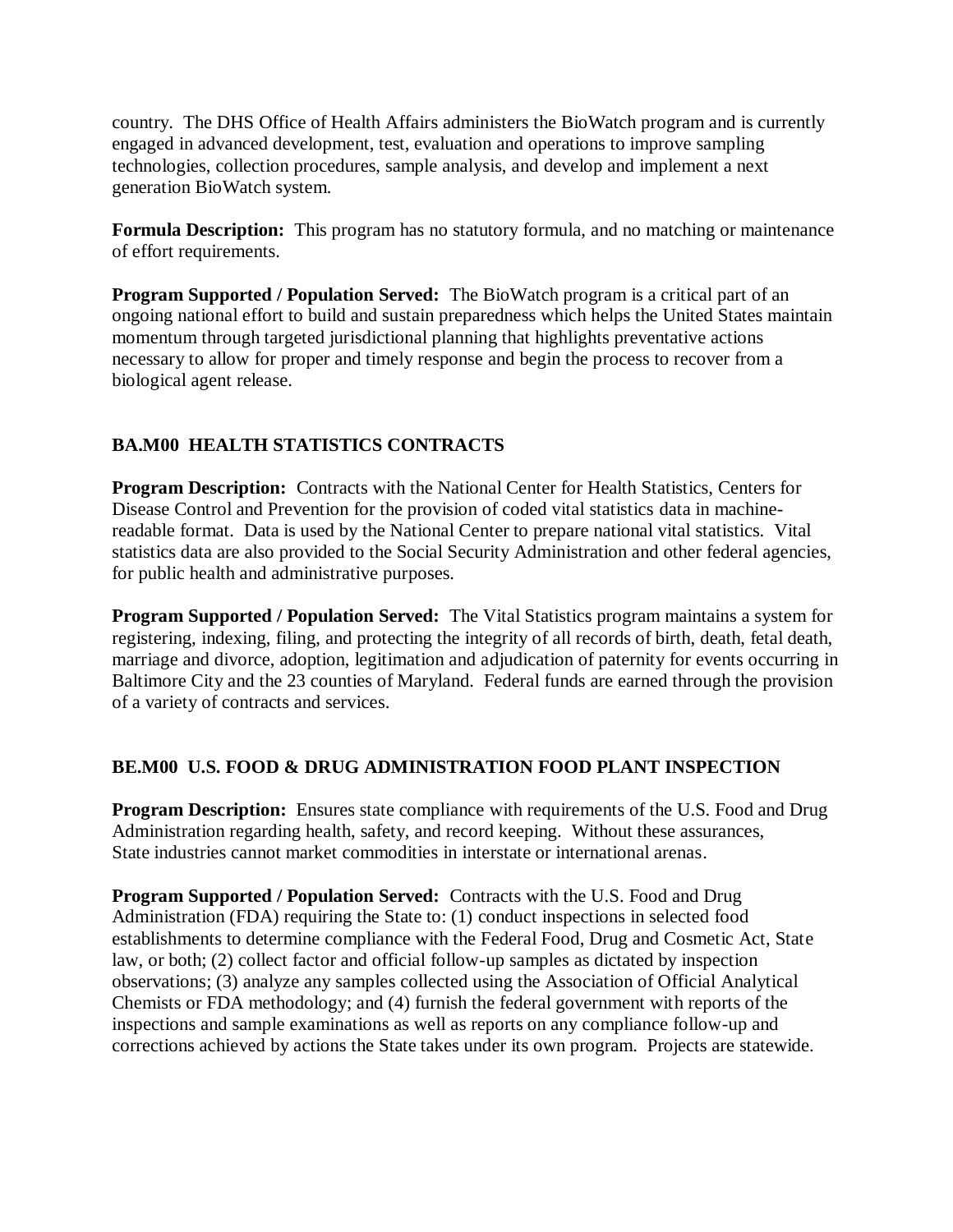country. The DHS Office of Health Affairs administers the BioWatch program and is currently engaged in advanced development, test, evaluation and operations to improve sampling technologies, collection procedures, sample analysis, and develop and implement a next generation BioWatch system.

**Formula Description:** This program has no statutory formula, and no matching or maintenance of effort requirements.

**Program Supported / Population Served:** The BioWatch program is a critical part of an ongoing national effort to build and sustain preparedness which helps the United States maintain momentum through targeted jurisdictional planning that highlights preventative actions necessary to allow for proper and timely response and begin the process to recover from a biological agent release.

## BA.M00 HEALTH STATISTICS CONTRACTS

**Program Description:** Contracts with the National Center for Health Statistics, Centers for Disease Control and Prevention for the provision of coded vital statistics data in machine-readable format. Data is used by the National Center to prepare national vital statistics. Vital statistics data are also provided to the Social Security Administration and other federal agencies, for public health and administrative purposes.

**Program Supported / Population Served:** The Vital Statistics program maintains a system for registering, indexing, filing, and protecting the integrity of all records of birth, death, fetal death, marriage and divorce, adoption, legitimation and adjudication of paternity for events occurring in Baltimore City and the 23 counties of Maryland. Federal funds are earned through the provision of a variety of contracts and services.

## BE.M00 U.S. FOOD & DRUG ADMINISTRATION FOOD PLANT INSPECTION

**Program Description:** Ensures state compliance with requirements of the U.S. Food and Drug Administration regarding health, safety, and record keeping. Without these assurances, State industries cannot market commodities in interstate or international arenas.

**Program Supported / Population Served:** Contracts with the U.S. Food and Drug Administration (FDA) requiring the State to: (1) conduct inspections in selected food establishments to determine compliance with the Federal Food, Drug and Cosmetic Act, State law, or both; (2) collect factor and official follow-up samples as dictated by inspection observations; (3) analyze any samples collected using the Association of Official Analytical Chemists or FDA methodology; and (4) furnish the federal government with reports of the inspections and sample examinations as well as reports on any compliance follow-up and corrections achieved by actions the State takes under its own program. Projects are statewide.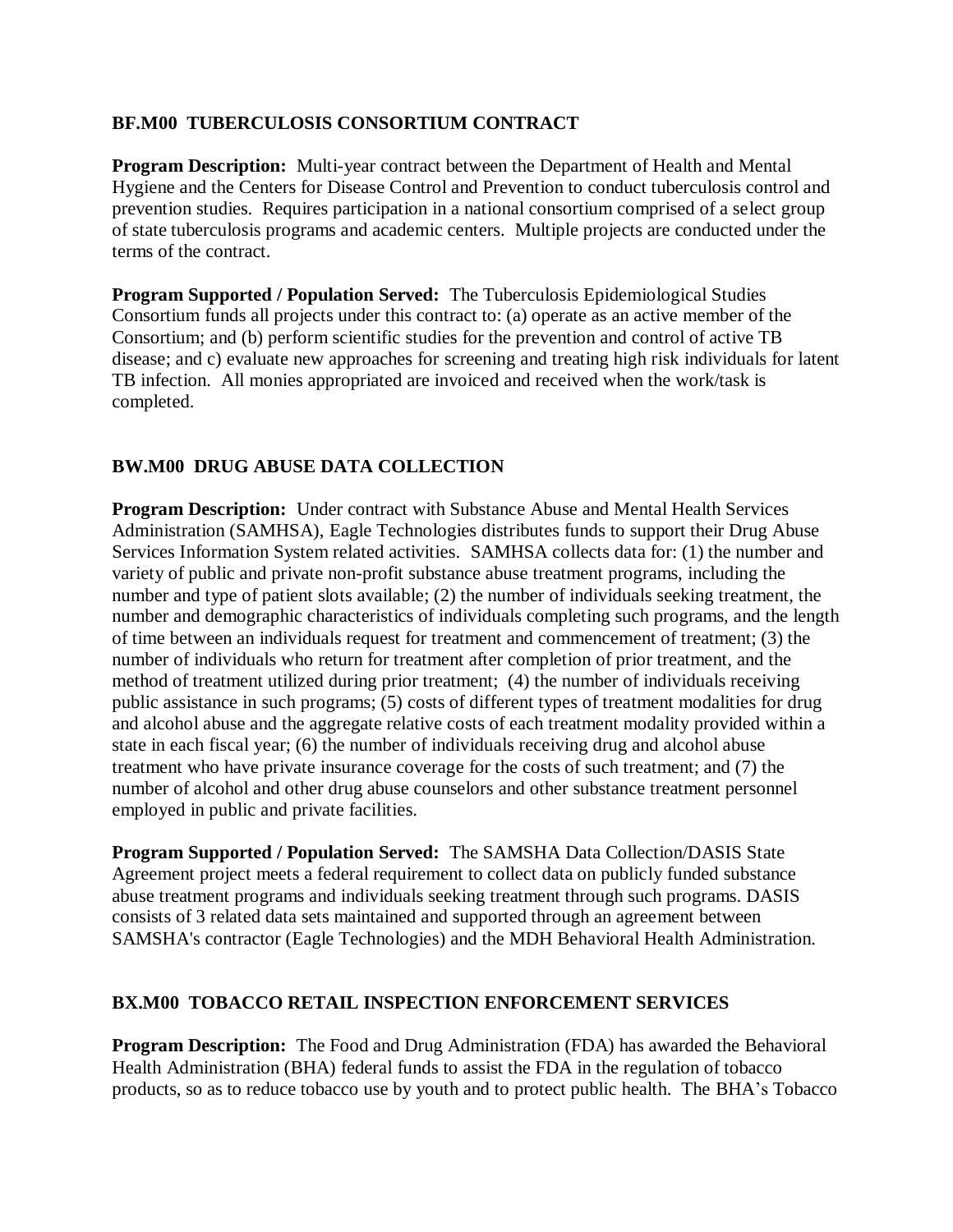### BF.M00 TUBERCULOSIS CONSORTIUM CONTRACT

**Program Description:** Multi-year contract between the Department of Health and Mental Hygiene and the Centers for Disease Control and Prevention to conduct tuberculosis control and prevention studies. Requires participation in a national consortium comprised of a select group of state tuberculosis programs and academic centers. Multiple projects are conducted under the terms of the contract.

**Program Supported / Population Served:** The Tuberculosis Epidemiological Studies Consortium funds all projects under this contract to: (a) operate as an active member of the Consortium; and (b) perform scientific studies for the prevention and control of active TB disease; and c) evaluate new approaches for screening and treating high risk individuals for latent TB infection. All monies appropriated are invoiced and received when the work/task is completed.

### BW.M00 DRUG ABUSE DATA COLLECTION

**Program Description:** Under contract with Substance Abuse and Mental Health Services Administration (SAMHSA), Eagle Technologies distributes funds to support their Drug Abuse Services Information System related activities. SAMHSA collects data for: (1) the number and variety of public and private non-profit substance abuse treatment programs, including the number and type of patient slots available; (2) the number of individuals seeking treatment, the number and demographic characteristics of individuals completing such programs, and the length of time between an individuals request for treatment and commencement of treatment; (3) the number of individuals who return for treatment after completion of prior treatment, and the method of treatment utilized during prior treatment; (4) the number of individuals receiving public assistance in such programs; (5) costs of different types of treatment modalities for drug and alcohol abuse and the aggregate relative costs of each treatment modality provided within a state in each fiscal year; (6) the number of individuals receiving drug and alcohol abuse treatment who have private insurance coverage for the costs of such treatment; and (7) the number of alcohol and other drug abuse counselors and other substance treatment personnel employed in public and private facilities.

**Program Supported / Population Served:** The SAMSHA Data Collection/DASIS State Agreement project meets a federal requirement to collect data on publicly funded substance abuse treatment programs and individuals seeking treatment through such programs. DASIS consists of 3 related data sets maintained and supported through an agreement between SAMSHA's contractor (Eagle Technologies) and the MDH Behavioral Health Administration.

### BX.M00 TOBACCO RETAIL INSPECTION ENFORCEMENT SERVICES

**Program Description:** The Food and Drug Administration (FDA) has awarded the Behavioral Health Administration (BHA) federal funds to assist the FDA in the regulation of tobacco products, so as to reduce tobacco use by youth and to protect public health. The BHA's Tobacco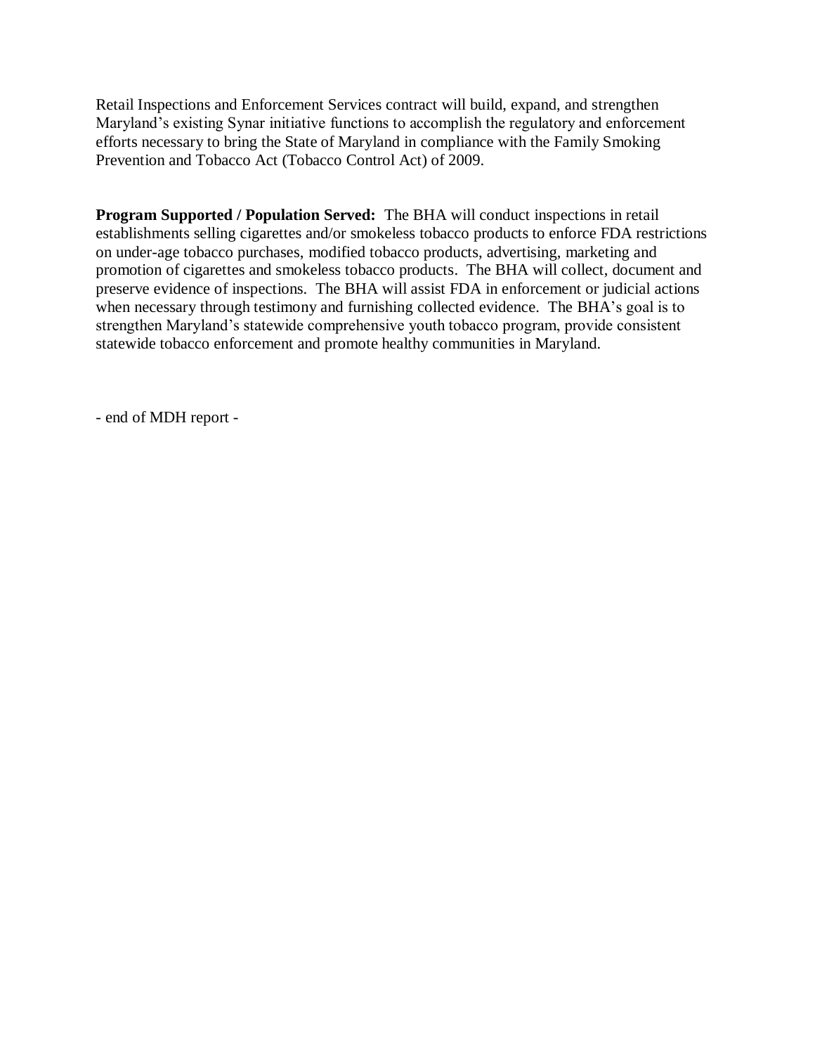Retail Inspections and Enforcement Services contract will build, expand, and strengthen Maryland's existing Synar initiative functions to accomplish the regulatory and enforcement efforts necessary to bring the State of Maryland in compliance with the Family Smoking Prevention and Tobacco Act (Tobacco Control Act) of 2009.

**Program Supported / Population Served:** The BHA will conduct inspections in retail establishments selling cigarettes and/or smokeless tobacco products to enforce FDA restrictions on under-age tobacco purchases, modified tobacco products, advertising, marketing and promotion of cigarettes and smokeless tobacco products. The BHA will collect, document and preserve evidence of inspections. The BHA will assist FDA in enforcement or judicial actions when necessary through testimony and furnishing collected evidence. The BHA's goal is to strengthen Maryland's statewide comprehensive youth tobacco program, provide consistent statewide tobacco enforcement and promote healthy communities in Maryland.

- end of MDH report -